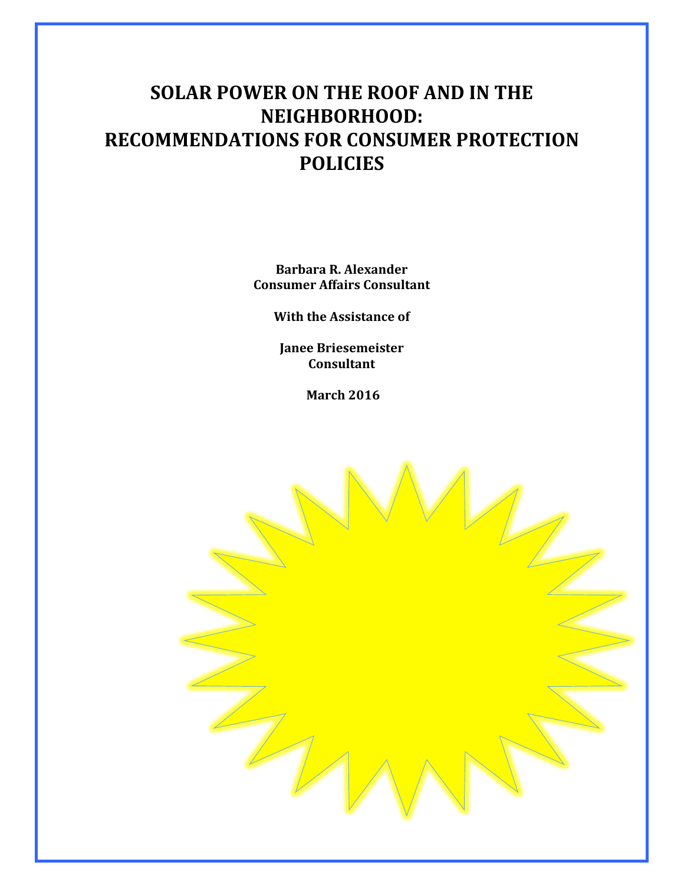# SOLAR POWER ON THE ROOF AND IN THE NEIGHBORHOOD: RECOMMENDATIONS FOR CONSUMER PROTECTION POLICIES

**Barbara R. Alexander**
**Consumer Affairs Consultant**

**With the Assistance of**

**Janee Briesemeister**
**Consultant**

**March 2016**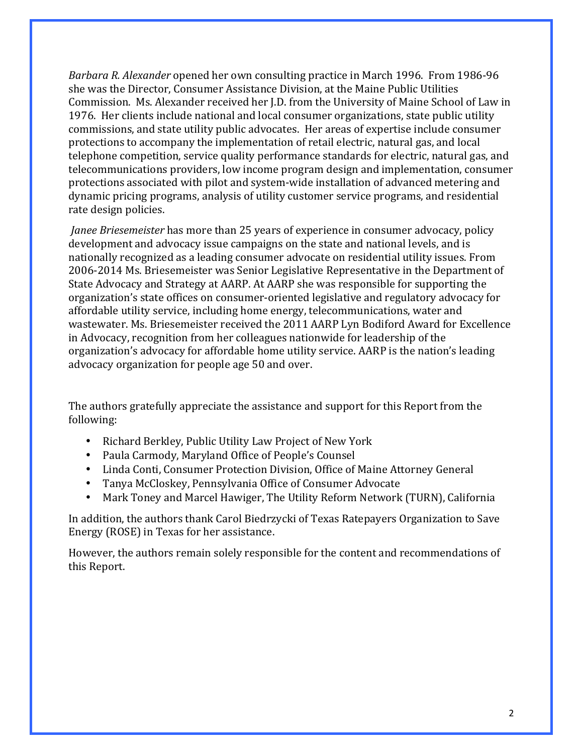*Barbara R. Alexander* opened her own consulting practice in March 1996. From 1986-96 she was the Director, Consumer Assistance Division, at the Maine Public Utilities Commission. Ms. Alexander received her J.D. from the University of Maine School of Law in 1976. Her clients include national and local consumer organizations, state public utility commissions, and state utility public advocates. Her areas of expertise include consumer protections to accompany the implementation of retail electric, natural gas, and local telephone competition, service quality performance standards for electric, natural gas, and telecommunications providers, low income program design and implementation, consumer protections associated with pilot and system-wide installation of advanced metering and dynamic pricing programs, analysis of utility customer service programs, and residential rate design policies.

*Janee Briesemeister* has more than 25 years of experience in consumer advocacy, policy development and advocacy issue campaigns on the state and national levels, and is nationally recognized as a leading consumer advocate on residential utility issues. From 2006-2014 Ms. Briesemeister was Senior Legislative Representative in the Department of State Advocacy and Strategy at AARP. At AARP she was responsible for supporting the organization's state offices on consumer-oriented legislative and regulatory advocacy for affordable utility service, including home energy, telecommunications, water and wastewater. Ms. Briesemeister received the 2011 AARP Lyn Bodiford Award for Excellence in Advocacy, recognition from her colleagues nationwide for leadership of the organization's advocacy for affordable home utility service. AARP is the nation's leading advocacy organization for people age 50 and over.

The authors gratefully appreciate the assistance and support for this Report from the following:

- Richard Berkley, Public Utility Law Project of New York
- Paula Carmody, Maryland Office of People's Counsel
- Linda Conti, Consumer Protection Division, Office of Maine Attorney General
- Tanya McCloskey, Pennsylvania Office of Consumer Advocate
- Mark Toney and Marcel Hawiger, The Utility Reform Network (TURN), California

In addition, the authors thank Carol Biedrzycki of Texas Ratepayers Organization to Save Energy (ROSE) in Texas for her assistance.

However, the authors remain solely responsible for the content and recommendations of this Report.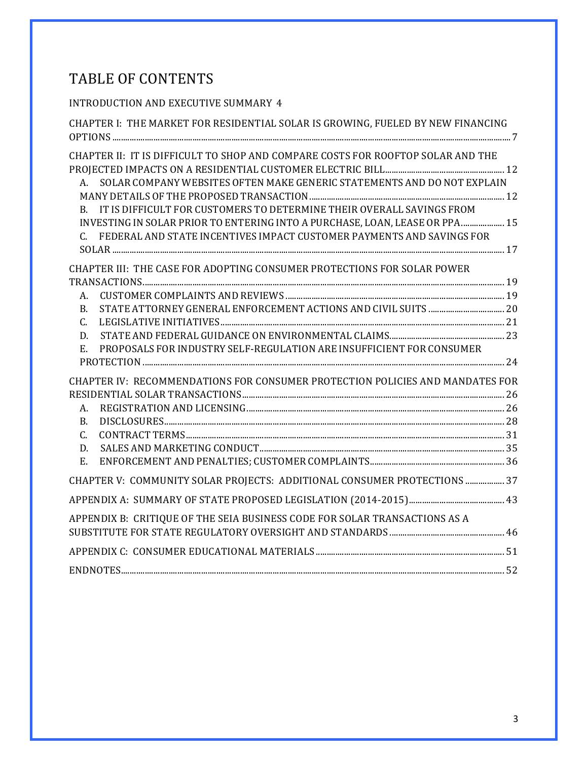# TABLE OF CONTENTS

INTRODUCTION AND EXECUTIVE SUMMARY 4

CHAPTER I: THE MARKET FOR RESIDENTIAL SOLAR IS GROWING, FUELED BY NEW FINANCING OPTIONS ... 7

CHAPTER II: IT IS DIFFICULT TO SHOP AND COMPARE COSTS FOR ROOFTOP SOLAR AND THE PROJECTED IMPACTS ON A RESIDENTIAL CUSTOMER ELECTRIC BILL ... 12

- A. SOLAR COMPANY WEBSITES OFTEN MAKE GENERIC STATEMENTS AND DO NOT EXPLAIN MANY DETAILS OF THE PROPOSED TRANSACTION ... 12
- B. IT IS DIFFICULT FOR CUSTOMERS TO DETERMINE THEIR OVERALL SAVINGS FROM INVESTING IN SOLAR PRIOR TO ENTERING INTO A PURCHASE, LOAN, LEASE OR PPA ... 15
- C. FEDERAL AND STATE INCENTIVES IMPACT CUSTOMER PAYMENTS AND SAVINGS FOR SOLAR ... 17

CHAPTER III: THE CASE FOR ADOPTING CONSUMER PROTECTIONS FOR SOLAR POWER TRANSACTIONS ... 19

- A. CUSTOMER COMPLAINTS AND REVIEWS ... 19
- B. STATE ATTORNEY GENERAL ENFORCEMENT ACTIONS AND CIVIL SUITS ... 20
- C. LEGISLATIVE INITIATIVES ... 21
- D. STATE AND FEDERAL GUIDANCE ON ENVIRONMENTAL CLAIMS ... 23
- E. PROPOSALS FOR INDUSTRY SELF-REGULATION ARE INSUFFICIENT FOR CONSUMER PROTECTION ... 24

CHAPTER IV: RECOMMENDATIONS FOR CONSUMER PROTECTION POLICIES AND MANDATES FOR RESIDENTIAL SOLAR TRANSACTIONS ... 26

- A. REGISTRATION AND LICENSING ... 26
- B. DISCLOSURES ... 28
- C. CONTRACT TERMS ... 31
- D. SALES AND MARKETING CONDUCT ... 35
- E. ENFORCEMENT AND PENALTIES; CUSTOMER COMPLAINTS ... 36

CHAPTER V: COMMUNITY SOLAR PROJECTS: ADDITIONAL CONSUMER PROTECTIONS ... 37

APPENDIX A: SUMMARY OF STATE PROPOSED LEGISLATION (2014-2015) ... 43

APPENDIX B: CRITIQUE OF THE SEIA BUSINESS CODE FOR SOLAR TRANSACTIONS AS A SUBSTITUTE FOR STATE REGULATORY OVERSIGHT AND STANDARDS ... 46

APPENDIX C: CONSUMER EDUCATIONAL MATERIALS ... 51

ENDNOTES ... 52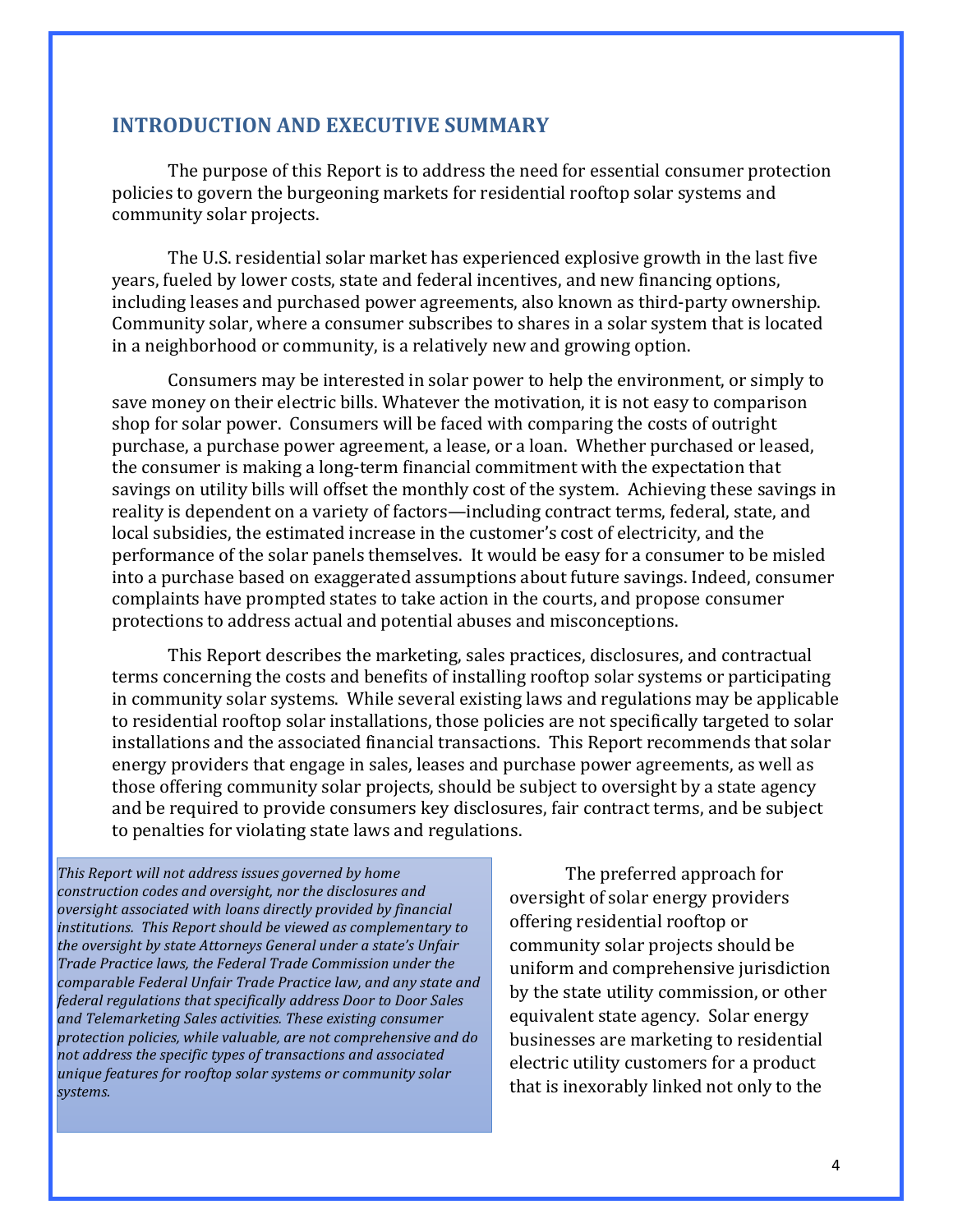## INTRODUCTION AND EXECUTIVE SUMMARY

The purpose of this Report is to address the need for essential consumer protection policies to govern the burgeoning markets for residential rooftop solar systems and community solar projects.

The U.S. residential solar market has experienced explosive growth in the last five years, fueled by lower costs, state and federal incentives, and new financing options, including leases and purchased power agreements, also known as third-party ownership. Community solar, where a consumer subscribes to shares in a solar system that is located in a neighborhood or community, is a relatively new and growing option.

Consumers may be interested in solar power to help the environment, or simply to save money on their electric bills. Whatever the motivation, it is not easy to comparison shop for solar power. Consumers will be faced with comparing the costs of outright purchase, a purchase power agreement, a lease, or a loan. Whether purchased or leased, the consumer is making a long-term financial commitment with the expectation that savings on utility bills will offset the monthly cost of the system. Achieving these savings in reality is dependent on a variety of factors—including contract terms, federal, state, and local subsidies, the estimated increase in the customer's cost of electricity, and the performance of the solar panels themselves. It would be easy for a consumer to be misled into a purchase based on exaggerated assumptions about future savings. Indeed, consumer complaints have prompted states to take action in the courts, and propose consumer protections to address actual and potential abuses and misconceptions.

This Report describes the marketing, sales practices, disclosures, and contractual terms concerning the costs and benefits of installing rooftop solar systems or participating in community solar systems. While several existing laws and regulations may be applicable to residential rooftop solar installations, those policies are not specifically targeted to solar installations and the associated financial transactions. This Report recommends that solar energy providers that engage in sales, leases and purchase power agreements, as well as those offering community solar projects, should be subject to oversight by a state agency and be required to provide consumers key disclosures, fair contract terms, and be subject to penalties for violating state laws and regulations.

*This Report will not address issues governed by home construction codes and oversight, nor the disclosures and oversight associated with loans directly provided by financial institutions. This Report should be viewed as complementary to the oversight by state Attorneys General under a state's Unfair Trade Practice laws, the Federal Trade Commission under the comparable Federal Unfair Trade Practice law, and any state and federal regulations that specifically address Door to Door Sales and Telemarketing Sales activities. These existing consumer protection policies, while valuable, are not comprehensive and do not address the specific types of transactions and associated unique features for rooftop solar systems or community solar systems.*

The preferred approach for oversight of solar energy providers offering residential rooftop or community solar projects should be uniform and comprehensive jurisdiction by the state utility commission, or other equivalent state agency. Solar energy businesses are marketing to residential electric utility customers for a product that is inexorably linked not only to the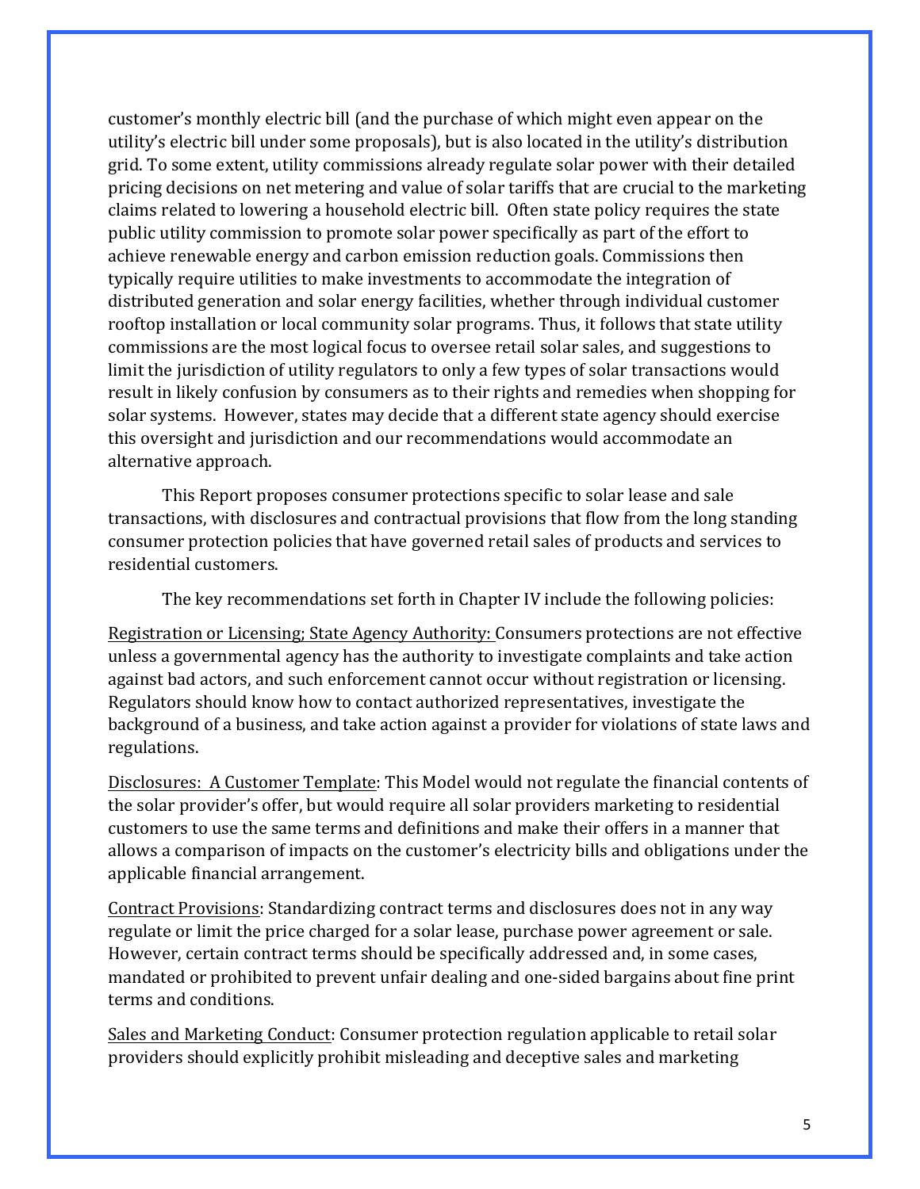customer's monthly electric bill (and the purchase of which might even appear on the utility's electric bill under some proposals), but is also located in the utility's distribution grid. To some extent, utility commissions already regulate solar power with their detailed pricing decisions on net metering and value of solar tariffs that are crucial to the marketing claims related to lowering a household electric bill. Often state policy requires the state public utility commission to promote solar power specifically as part of the effort to achieve renewable energy and carbon emission reduction goals. Commissions then typically require utilities to make investments to accommodate the integration of distributed generation and solar energy facilities, whether through individual customer rooftop installation or local community solar programs. Thus, it follows that state utility commissions are the most logical focus to oversee retail solar sales, and suggestions to limit the jurisdiction of utility regulators to only a few types of solar transactions would result in likely confusion by consumers as to their rights and remedies when shopping for solar systems. However, states may decide that a different state agency should exercise this oversight and jurisdiction and our recommendations would accommodate an alternative approach.

This Report proposes consumer protections specific to solar lease and sale transactions, with disclosures and contractual provisions that flow from the long standing consumer protection policies that have governed retail sales of products and services to residential customers.

The key recommendations set forth in Chapter IV include the following policies:

<u>Registration or Licensing; State Agency Authority:</u> Consumers protections are not effective unless a governmental agency has the authority to investigate complaints and take action against bad actors, and such enforcement cannot occur without registration or licensing. Regulators should know how to contact authorized representatives, investigate the background of a business, and take action against a provider for violations of state laws and regulations.

<u>Disclosures: A Customer Template</u>: This Model would not regulate the financial contents of the solar provider's offer, but would require all solar providers marketing to residential customers to use the same terms and definitions and make their offers in a manner that allows a comparison of impacts on the customer's electricity bills and obligations under the applicable financial arrangement.

<u>Contract Provisions</u>: Standardizing contract terms and disclosures does not in any way regulate or limit the price charged for a solar lease, purchase power agreement or sale. However, certain contract terms should be specifically addressed and, in some cases, mandated or prohibited to prevent unfair dealing and one-sided bargains about fine print terms and conditions.

<u>Sales and Marketing Conduct</u>: Consumer protection regulation applicable to retail solar providers should explicitly prohibit misleading and deceptive sales and marketing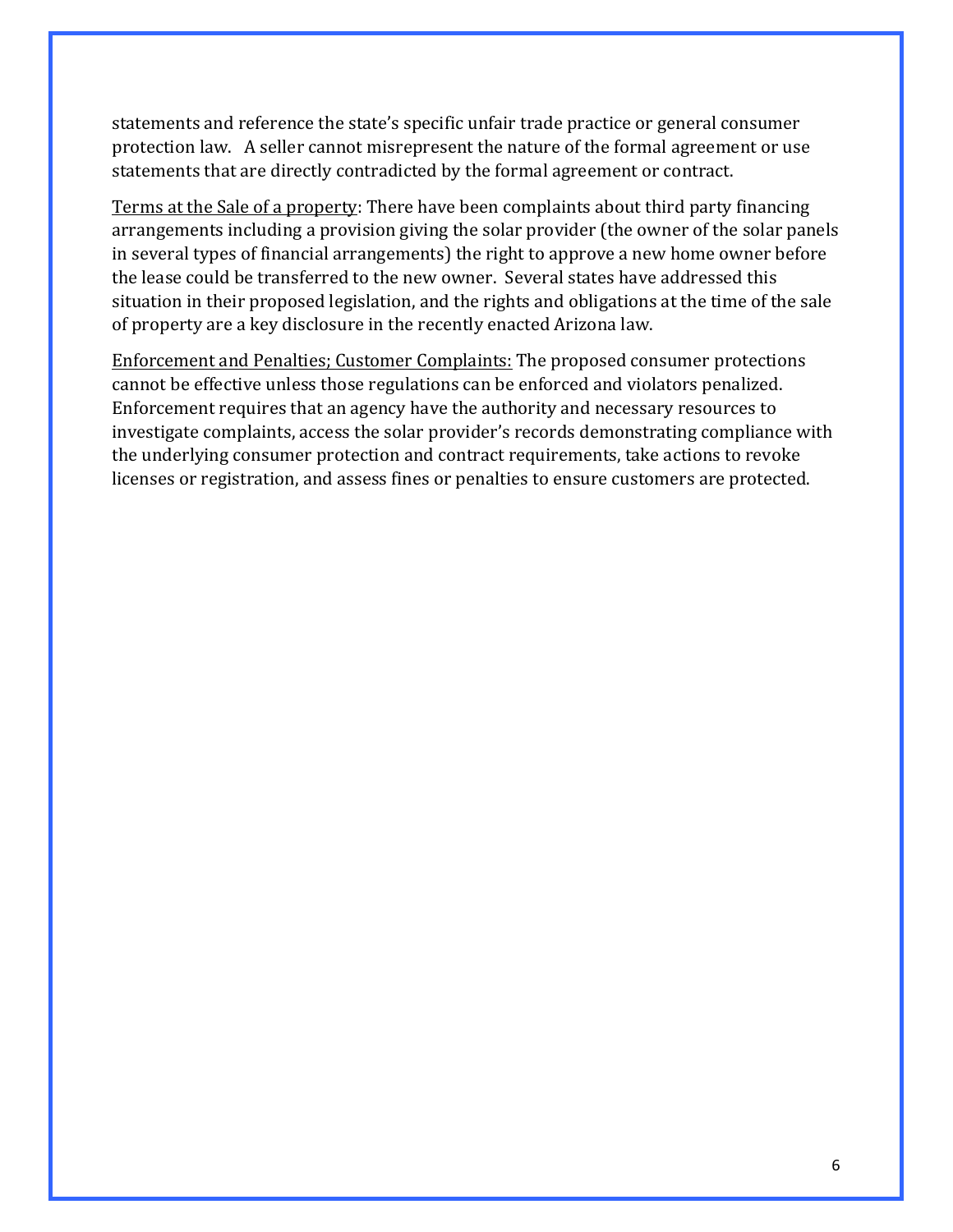statements and reference the state's specific unfair trade practice or general consumer protection law. A seller cannot misrepresent the nature of the formal agreement or use statements that are directly contradicted by the formal agreement or contract.

<u>Terms at the Sale of a property</u>: There have been complaints about third party financing arrangements including a provision giving the solar provider (the owner of the solar panels in several types of financial arrangements) the right to approve a new home owner before the lease could be transferred to the new owner. Several states have addressed this situation in their proposed legislation, and the rights and obligations at the time of the sale of property are a key disclosure in the recently enacted Arizona law.

<u>Enforcement and Penalties; Customer Complaints:</u> The proposed consumer protections cannot be effective unless those regulations can be enforced and violators penalized. Enforcement requires that an agency have the authority and necessary resources to investigate complaints, access the solar provider's records demonstrating compliance with the underlying consumer protection and contract requirements, take actions to revoke licenses or registration, and assess fines or penalties to ensure customers are protected.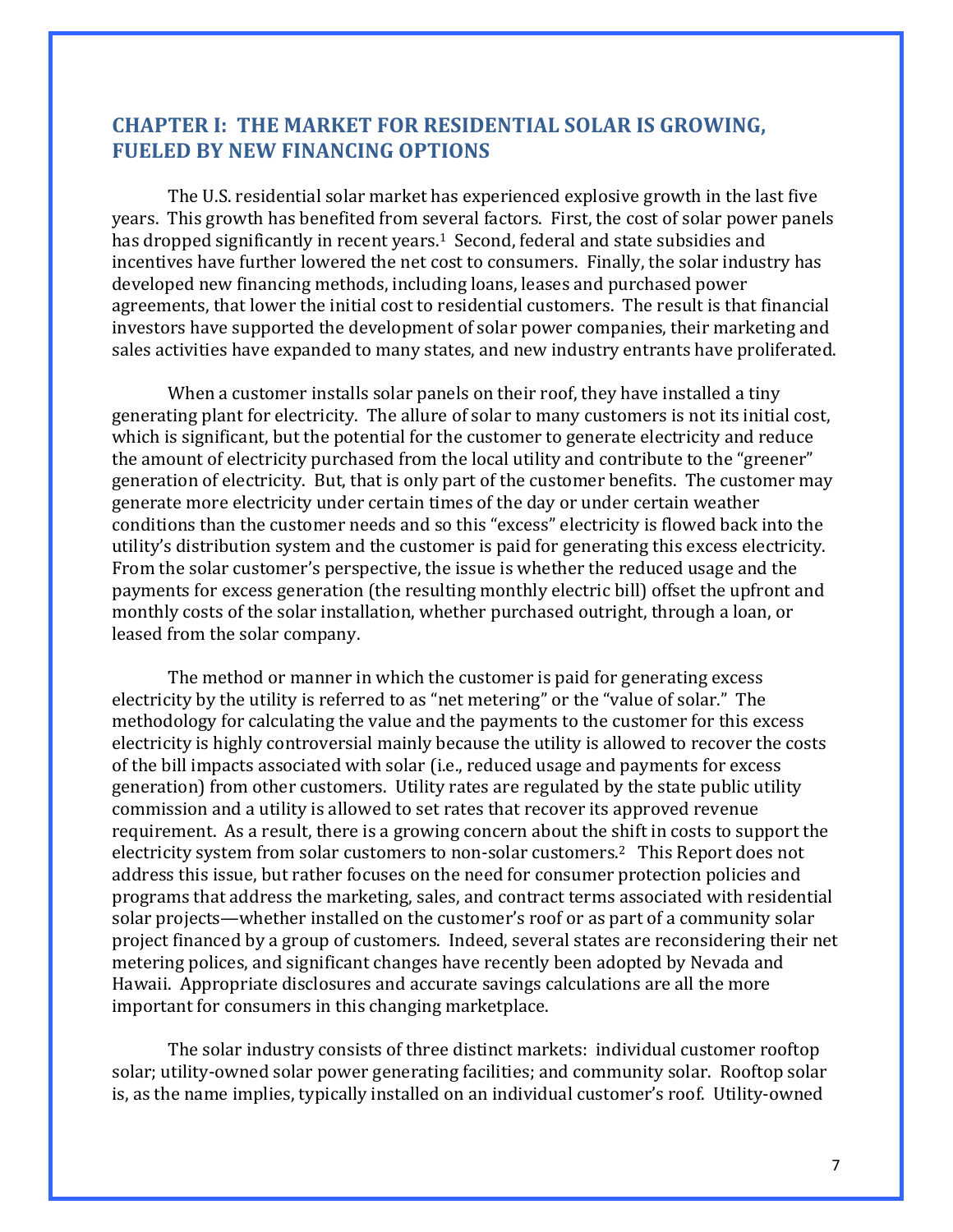## CHAPTER I: THE MARKET FOR RESIDENTIAL SOLAR IS GROWING, FUELED BY NEW FINANCING OPTIONS

The U.S. residential solar market has experienced explosive growth in the last five years. This growth has benefited from several factors. First, the cost of solar power panels has dropped significantly in recent years.[1] Second, federal and state subsidies and incentives have further lowered the net cost to consumers. Finally, the solar industry has developed new financing methods, including loans, leases and purchased power agreements, that lower the initial cost to residential customers. The result is that financial investors have supported the development of solar power companies, their marketing and sales activities have expanded to many states, and new industry entrants have proliferated.

When a customer installs solar panels on their roof, they have installed a tiny generating plant for electricity. The allure of solar to many customers is not its initial cost, which is significant, but the potential for the customer to generate electricity and reduce the amount of electricity purchased from the local utility and contribute to the "greener" generation of electricity. But, that is only part of the customer benefits. The customer may generate more electricity under certain times of the day or under certain weather conditions than the customer needs and so this "excess" electricity is flowed back into the utility's distribution system and the customer is paid for generating this excess electricity. From the solar customer's perspective, the issue is whether the reduced usage and the payments for excess generation (the resulting monthly electric bill) offset the upfront and monthly costs of the solar installation, whether purchased outright, through a loan, or leased from the solar company.

The method or manner in which the customer is paid for generating excess electricity by the utility is referred to as "net metering" or the "value of solar." The methodology for calculating the value and the payments to the customer for this excess electricity is highly controversial mainly because the utility is allowed to recover the costs of the bill impacts associated with solar (i.e., reduced usage and payments for excess generation) from other customers. Utility rates are regulated by the state public utility commission and a utility is allowed to set rates that recover its approved revenue requirement. As a result, there is a growing concern about the shift in costs to support the electricity system from solar customers to non-solar customers.[2] This Report does not address this issue, but rather focuses on the need for consumer protection policies and programs that address the marketing, sales, and contract terms associated with residential solar projects—whether installed on the customer's roof or as part of a community solar project financed by a group of customers. Indeed, several states are reconsidering their net metering polices, and significant changes have recently been adopted by Nevada and Hawaii. Appropriate disclosures and accurate savings calculations are all the more important for consumers in this changing marketplace.

The solar industry consists of three distinct markets: individual customer rooftop solar; utility-owned solar power generating facilities; and community solar. Rooftop solar is, as the name implies, typically installed on an individual customer's roof. Utility-owned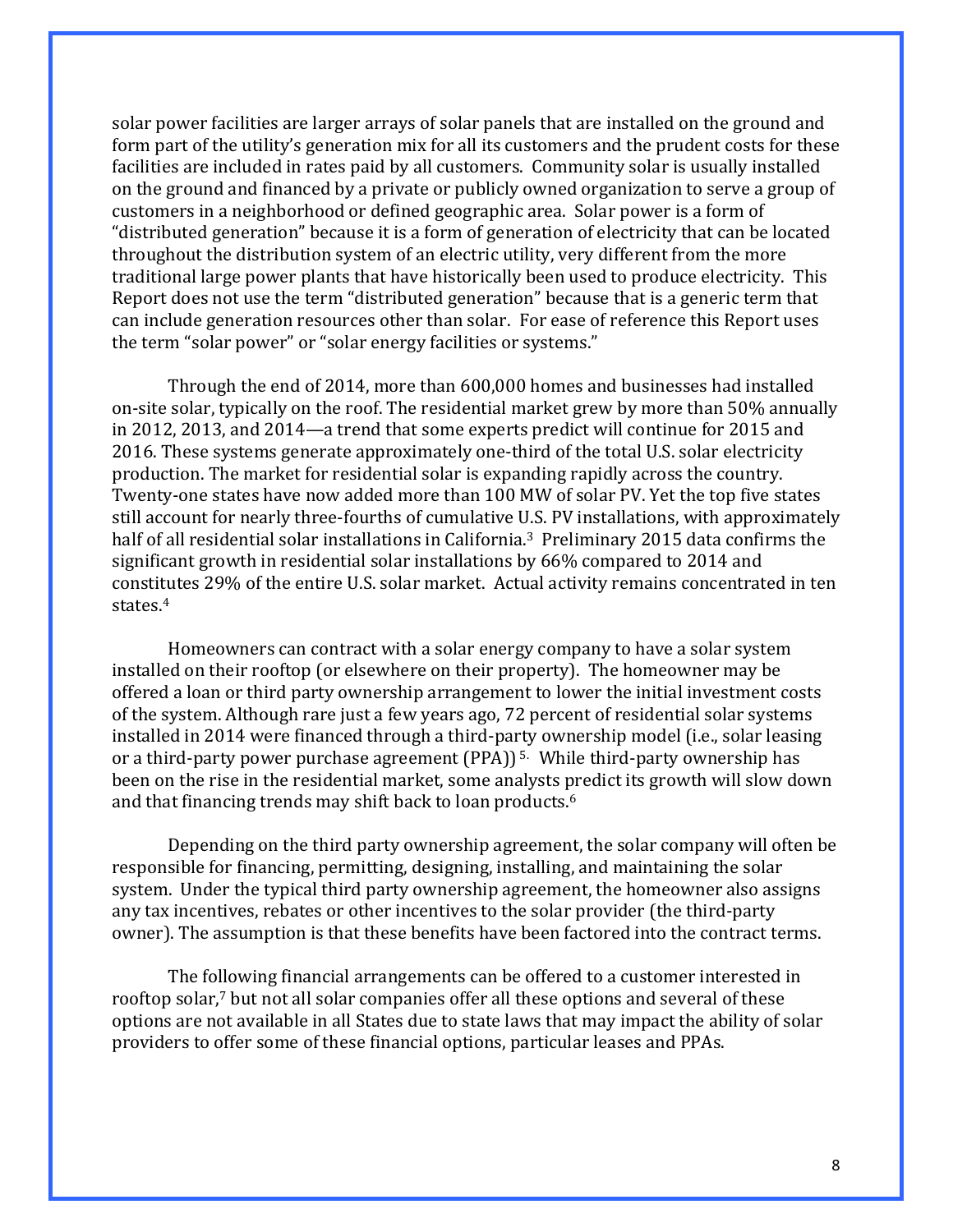solar power facilities are larger arrays of solar panels that are installed on the ground and form part of the utility's generation mix for all its customers and the prudent costs for these facilities are included in rates paid by all customers. Community solar is usually installed on the ground and financed by a private or publicly owned organization to serve a group of customers in a neighborhood or defined geographic area. Solar power is a form of "distributed generation" because it is a form of generation of electricity that can be located throughout the distribution system of an electric utility, very different from the more traditional large power plants that have historically been used to produce electricity. This Report does not use the term "distributed generation" because that is a generic term that can include generation resources other than solar. For ease of reference this Report uses the term "solar power" or "solar energy facilities or systems."

Through the end of 2014, more than 600,000 homes and businesses had installed on-site solar, typically on the roof. The residential market grew by more than 50% annually in 2012, 2013, and 2014—a trend that some experts predict will continue for 2015 and 2016. These systems generate approximately one-third of the total U.S. solar electricity production. The market for residential solar is expanding rapidly across the country. Twenty-one states have now added more than 100 MW of solar PV. Yet the top five states still account for nearly three-fourths of cumulative U.S. PV installations, with approximately half of all residential solar installations in California.[3] Preliminary 2015 data confirms the significant growth in residential solar installations by 66% compared to 2014 and constitutes 29% of the entire U.S. solar market. Actual activity remains concentrated in ten states.[4]

Homeowners can contract with a solar energy company to have a solar system installed on their rooftop (or elsewhere on their property). The homeowner may be offered a loan or third party ownership arrangement to lower the initial investment costs of the system. Although rare just a few years ago, 72 percent of residential solar systems installed in 2014 were financed through a third-party ownership model (i.e., solar leasing or a third-party power purchase agreement (PPA))[5]. While third-party ownership has been on the rise in the residential market, some analysts predict its growth will slow down and that financing trends may shift back to loan products.[6]

Depending on the third party ownership agreement, the solar company will often be responsible for financing, permitting, designing, installing, and maintaining the solar system. Under the typical third party ownership agreement, the homeowner also assigns any tax incentives, rebates or other incentives to the solar provider (the third-party owner). The assumption is that these benefits have been factored into the contract terms.

The following financial arrangements can be offered to a customer interested in rooftop solar,[7] but not all solar companies offer all these options and several of these options are not available in all States due to state laws that may impact the ability of solar providers to offer some of these financial options, particular leases and PPAs.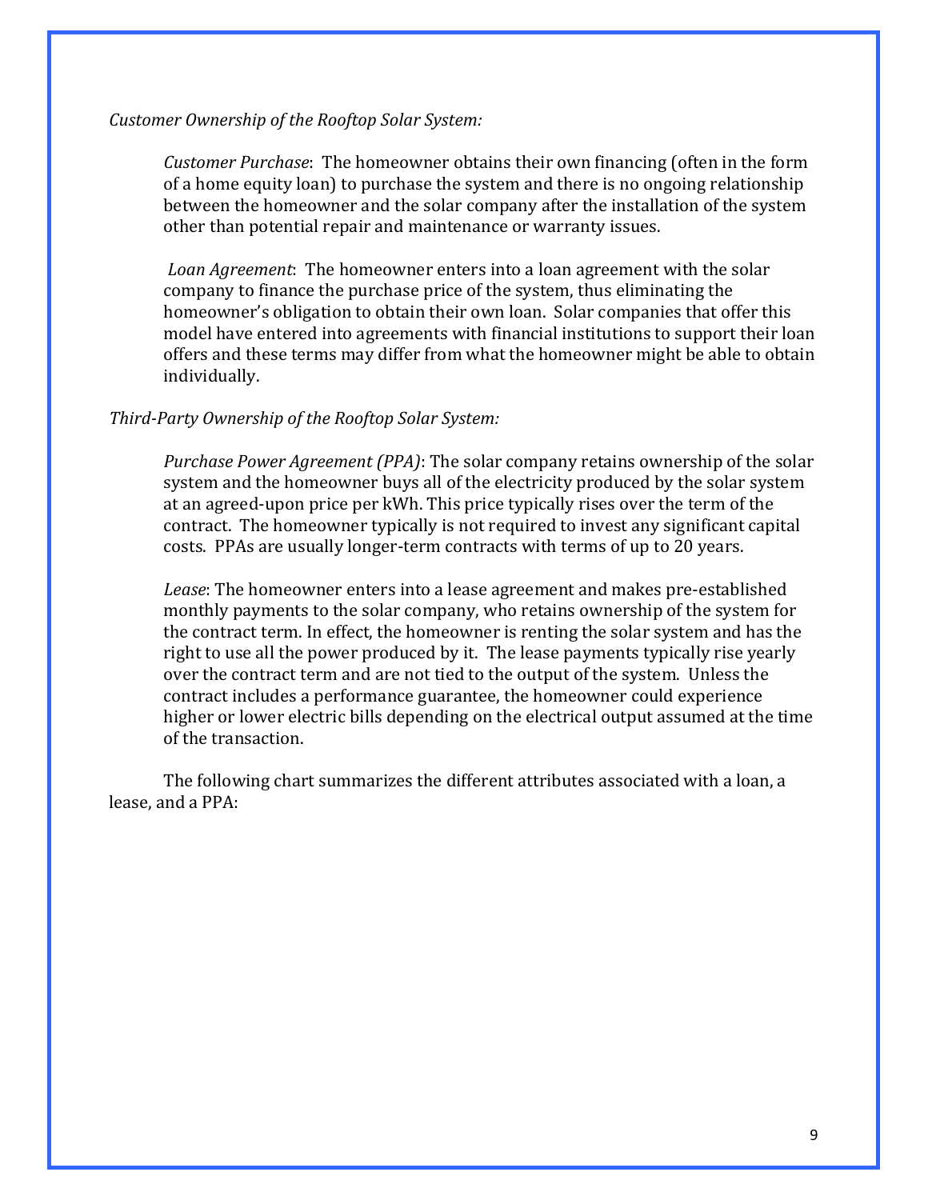*Customer Ownership of the Rooftop Solar System:*

*Customer Purchase*: The homeowner obtains their own financing (often in the form of a home equity loan) to purchase the system and there is no ongoing relationship between the homeowner and the solar company after the installation of the system other than potential repair and maintenance or warranty issues.

*Loan Agreement*: The homeowner enters into a loan agreement with the solar company to finance the purchase price of the system, thus eliminating the homeowner's obligation to obtain their own loan. Solar companies that offer this model have entered into agreements with financial institutions to support their loan offers and these terms may differ from what the homeowner might be able to obtain individually.

*Third-Party Ownership of the Rooftop Solar System:*

*Purchase Power Agreement (PPA)*: The solar company retains ownership of the solar system and the homeowner buys all of the electricity produced by the solar system at an agreed-upon price per kWh. This price typically rises over the term of the contract. The homeowner typically is not required to invest any significant capital costs. PPAs are usually longer-term contracts with terms of up to 20 years.

*Lease*: The homeowner enters into a lease agreement and makes pre-established monthly payments to the solar company, who retains ownership of the system for the contract term. In effect, the homeowner is renting the solar system and has the right to use all the power produced by it. The lease payments typically rise yearly over the contract term and are not tied to the output of the system. Unless the contract includes a performance guarantee, the homeowner could experience higher or lower electric bills depending on the electrical output assumed at the time of the transaction.

The following chart summarizes the different attributes associated with a loan, a lease, and a PPA: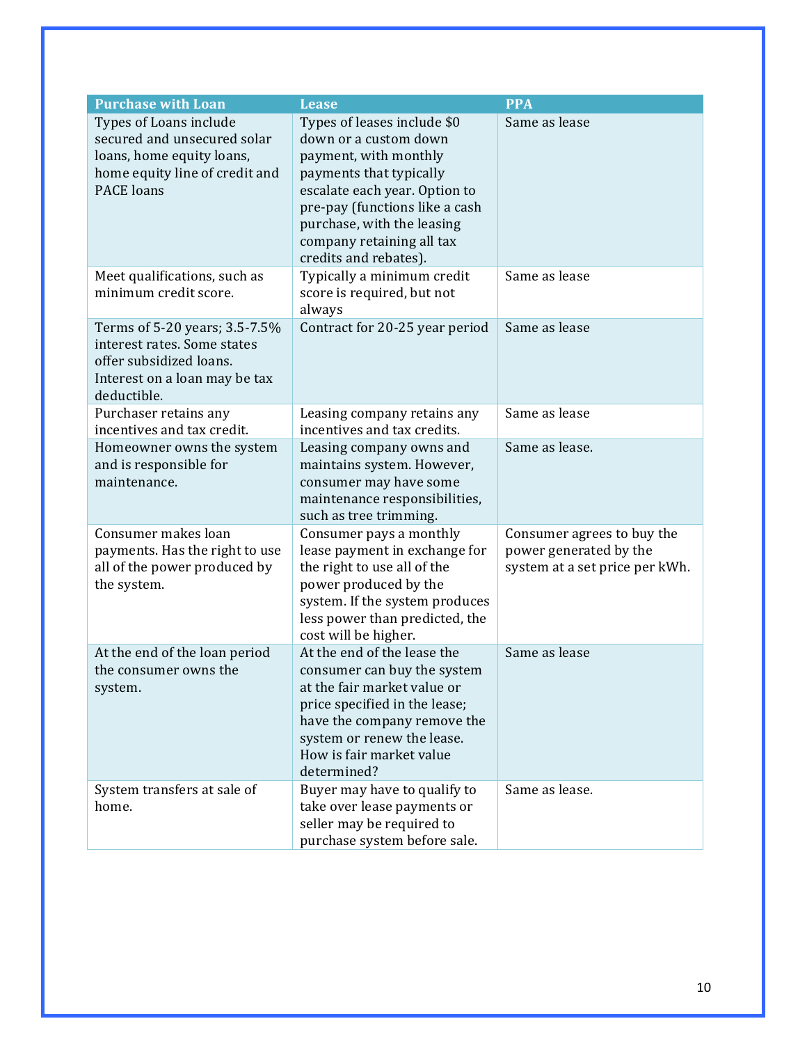| Purchase with Loan | Lease | PPA |
| --- | --- | --- |
| Types of Loans include secured and unsecured solar loans, home equity loans, home equity line of credit and PACE loans | Types of leases include $0 down or a custom down payment, with monthly payments that typically escalate each year. Option to pre-pay (functions like a cash purchase, with the leasing company retaining all tax credits and rebates). | Same as lease |
| Meet qualifications, such as minimum credit score. | Typically a minimum credit score is required, but not always | Same as lease |
| Terms of 5-20 years; 3.5-7.5% interest rates. Some states offer subsidized loans. Interest on a loan may be tax deductible. | Contract for 20-25 year period | Same as lease |
| Purchaser retains any incentives and tax credit. | Leasing company retains any incentives and tax credits. | Same as lease |
| Homeowner owns the system and is responsible for maintenance. | Leasing company owns and maintains system. However, consumer may have some maintenance responsibilities, such as tree trimming. | Same as lease. |
| Consumer makes loan payments. Has the right to use all of the power produced by the system. | Consumer pays a monthly lease payment in exchange for the right to use all of the power produced by the system. If the system produces less power than predicted, the cost will be higher. | Consumer agrees to buy the power generated by the system at a set price per kWh. |
| At the end of the loan period the consumer owns the system. | At the end of the lease the consumer can buy the system at the fair market value or price specified in the lease; have the company remove the system or renew the lease. How is fair market value determined? | Same as lease |
| System transfers at sale of home. | Buyer may have to qualify to take over lease payments or seller may be required to purchase system before sale. | Same as lease. |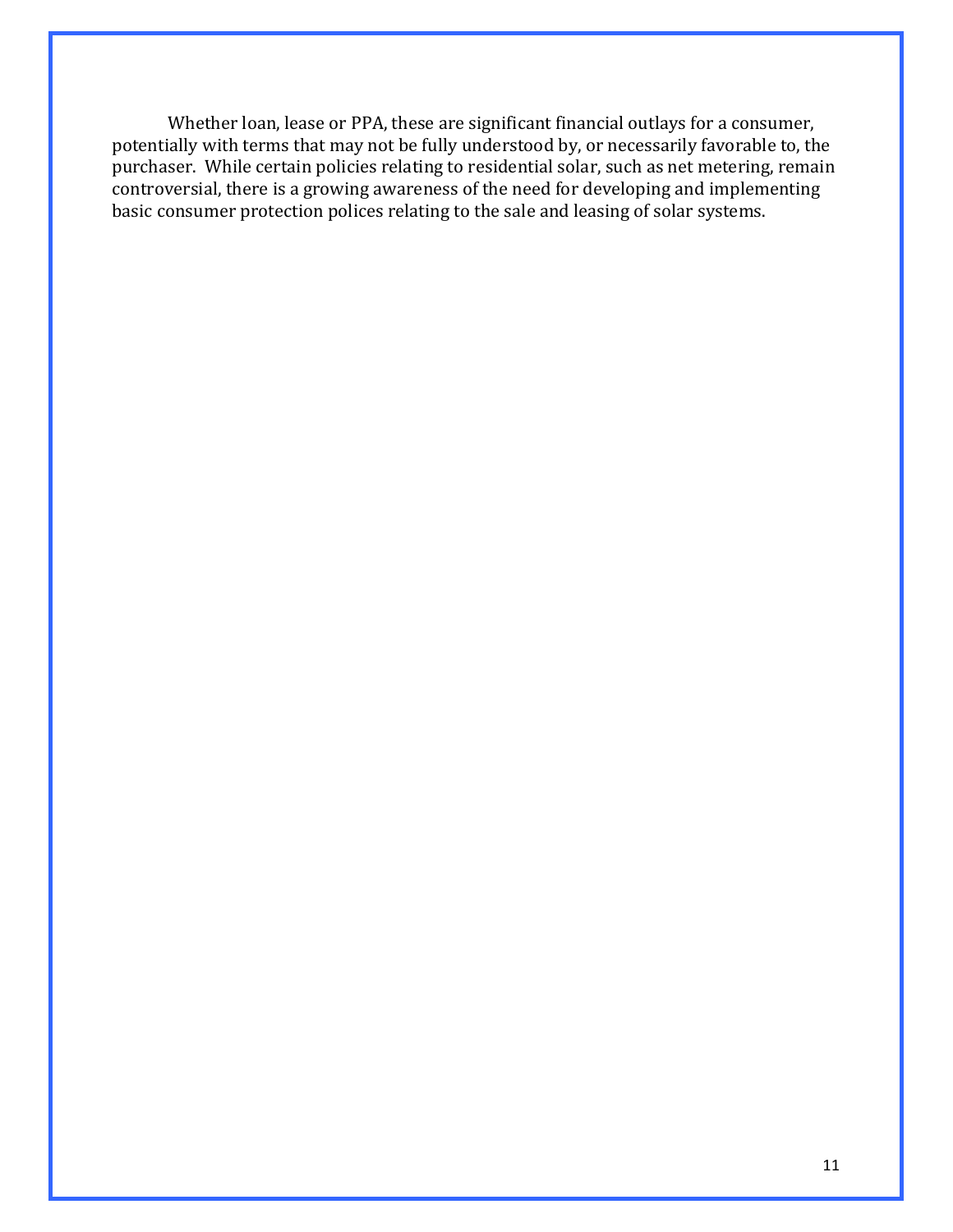Whether loan, lease or PPA, these are significant financial outlays for a consumer, potentially with terms that may not be fully understood by, or necessarily favorable to, the purchaser. While certain policies relating to residential solar, such as net metering, remain controversial, there is a growing awareness of the need for developing and implementing basic consumer protection polices relating to the sale and leasing of solar systems.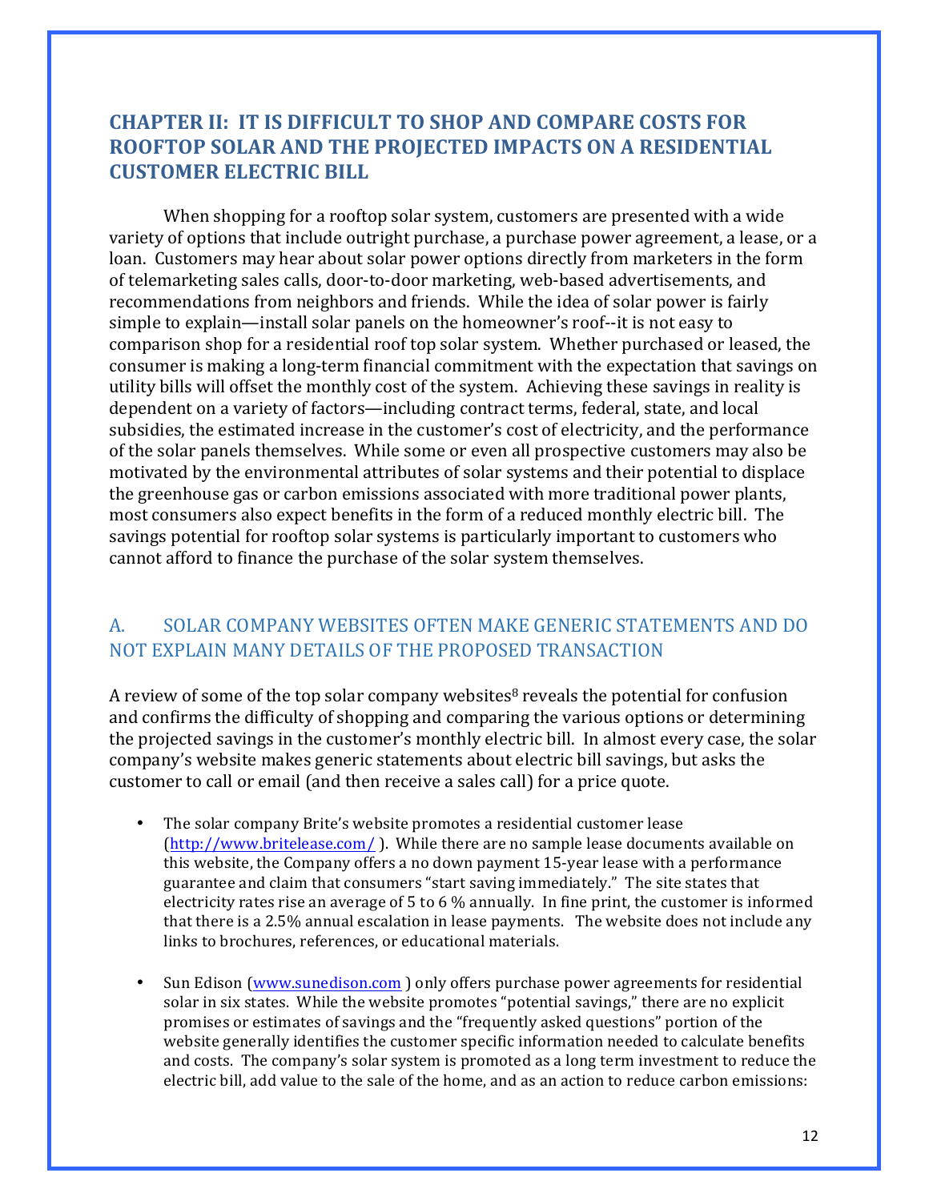## CHAPTER II: IT IS DIFFICULT TO SHOP AND COMPARE COSTS FOR ROOFTOP SOLAR AND THE PROJECTED IMPACTS ON A RESIDENTIAL CUSTOMER ELECTRIC BILL

When shopping for a rooftop solar system, customers are presented with a wide variety of options that include outright purchase, a purchase power agreement, a lease, or a loan. Customers may hear about solar power options directly from marketers in the form of telemarketing sales calls, door-to-door marketing, web-based advertisements, and recommendations from neighbors and friends. While the idea of solar power is fairly simple to explain—install solar panels on the homeowner's roof--it is not easy to comparison shop for a residential roof top solar system. Whether purchased or leased, the consumer is making a long-term financial commitment with the expectation that savings on utility bills will offset the monthly cost of the system. Achieving these savings in reality is dependent on a variety of factors—including contract terms, federal, state, and local subsidies, the estimated increase in the customer's cost of electricity, and the performance of the solar panels themselves. While some or even all prospective customers may also be motivated by the environmental attributes of solar systems and their potential to displace the greenhouse gas or carbon emissions associated with more traditional power plants, most consumers also expect benefits in the form of a reduced monthly electric bill. The savings potential for rooftop solar systems is particularly important to customers who cannot afford to finance the purchase of the solar system themselves.

### A. SOLAR COMPANY WEBSITES OFTEN MAKE GENERIC STATEMENTS AND DO NOT EXPLAIN MANY DETAILS OF THE PROPOSED TRANSACTION

A review of some of the top solar company websites[8] reveals the potential for confusion and confirms the difficulty of shopping and comparing the various options or determining the projected savings in the customer's monthly electric bill. In almost every case, the solar company's website makes generic statements about electric bill savings, but asks the customer to call or email (and then receive a sales call) for a price quote.

- The solar company Brite's website promotes a residential customer lease (http://www.britelease.com/ ). While there are no sample lease documents available on this website, the Company offers a no down payment 15-year lease with a performance guarantee and claim that consumers "start saving immediately." The site states that electricity rates rise an average of 5 to 6 % annually. In fine print, the customer is informed that there is a 2.5% annual escalation in lease payments. The website does not include any links to brochures, references, or educational materials.

- Sun Edison (www.sunedison.com ) only offers purchase power agreements for residential solar in six states. While the website promotes "potential savings," there are no explicit promises or estimates of savings and the "frequently asked questions" portion of the website generally identifies the customer specific information needed to calculate benefits and costs. The company's solar system is promoted as a long term investment to reduce the electric bill, add value to the sale of the home, and as an action to reduce carbon emissions: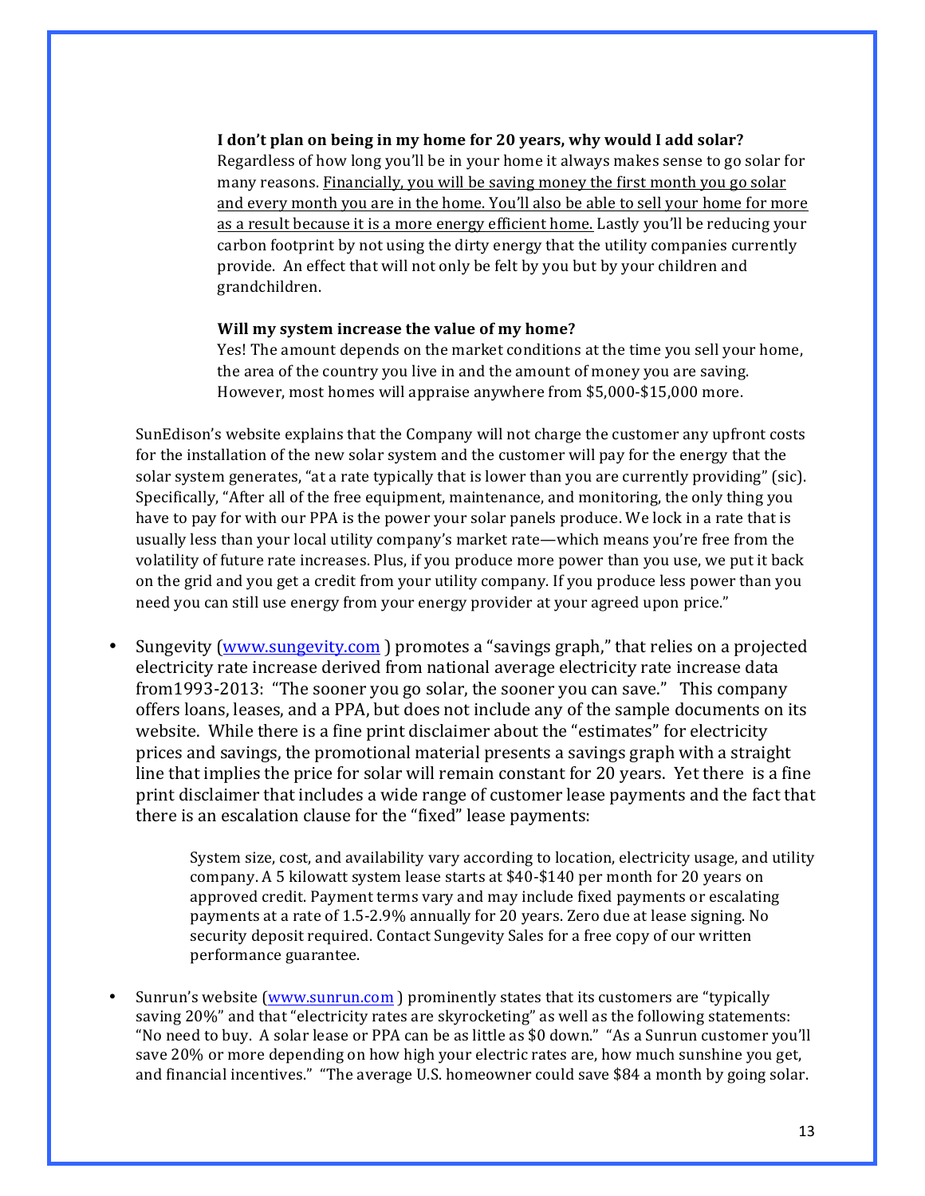> **I don't plan on being in my home for 20 years, why would I add solar?**
> Regardless of how long you'll be in your home it always makes sense to go solar for many reasons. <u>Financially, you will be saving money the first month you go solar and every month you are in the home. You'll also be able to sell your home for more as a result because it is a more energy efficient home.</u> Lastly you'll be reducing your carbon footprint by not using the dirty energy that the utility companies currently provide. An effect that will not only be felt by you but by your children and grandchildren.
>
> **Will my system increase the value of my home?**
> Yes! The amount depends on the market conditions at the time you sell your home, the area of the country you live in and the amount of money you are saving. However, most homes will appraise anywhere from $5,000-$15,000 more.

SunEdison's website explains that the Company will not charge the customer any upfront costs for the installation of the new solar system and the customer will pay for the energy that the solar system generates, "at a rate typically that is lower than you are currently providing" (sic). Specifically, "After all of the free equipment, maintenance, and monitoring, the only thing you have to pay for with our PPA is the power your solar panels produce. We lock in a rate that is usually less than your local utility company's market rate—which means you're free from the volatility of future rate increases. Plus, if you produce more power than you use, we put it back on the grid and you get a credit from your utility company. If you produce less power than you need you can still use energy from your energy provider at your agreed upon price."

- Sungevity (www.sungevity.com ) promotes a "savings graph," that relies on a projected electricity rate increase derived from national average electricity rate increase data from1993-2013: "The sooner you go solar, the sooner you can save." This company offers loans, leases, and a PPA, but does not include any of the sample documents on its website. While there is a fine print disclaimer about the "estimates" for electricity prices and savings, the promotional material presents a savings graph with a straight line that implies the price for solar will remain constant for 20 years. Yet there is a fine print disclaimer that includes a wide range of customer lease payments and the fact that there is an escalation clause for the "fixed" lease payments:

  > System size, cost, and availability vary according to location, electricity usage, and utility company. A 5 kilowatt system lease starts at $40-$140 per month for 20 years on approved credit. Payment terms vary and may include fixed payments or escalating payments at a rate of 1.5-2.9% annually for 20 years. Zero due at lease signing. No security deposit required. Contact Sungevity Sales for a free copy of our written performance guarantee.

- Sunrun's website (www.sunrun.com ) prominently states that its customers are "typically saving 20%" and that "electricity rates are skyrocketing" as well as the following statements: "No need to buy. A solar lease or PPA can be as little as $0 down." "As a Sunrun customer you'll save 20% or more depending on how high your electric rates are, how much sunshine you get, and financial incentives." "The average U.S. homeowner could save $84 a month by going solar.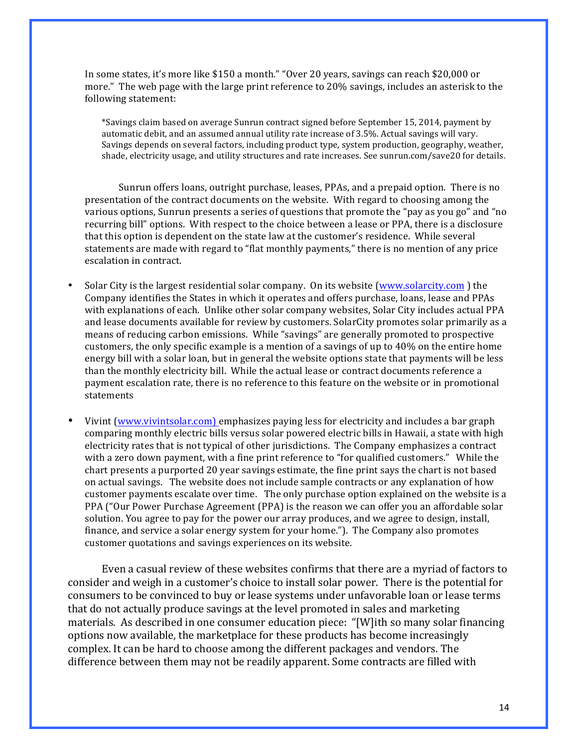In some states, it's more like $150 a month." "Over 20 years, savings can reach $20,000 or more." The web page with the large print reference to 20% savings, includes an asterisk to the following statement:

> *Savings claim based on average Sunrun contract signed before September 15, 2014, payment by automatic debit, and an assumed annual utility rate increase of 3.5%. Actual savings will vary. Savings depends on several factors, including product type, system production, geography, weather, shade, electricity usage, and utility structures and rate increases. See sunrun.com/save20 for details.

Sunrun offers loans, outright purchase, leases, PPAs, and a prepaid option. There is no presentation of the contract documents on the website. With regard to choosing among the various options, Sunrun presents a series of questions that promote the "pay as you go" and "no recurring bill" options. With respect to the choice between a lease or PPA, there is a disclosure that this option is dependent on the state law at the customer's residence. While several statements are made with regard to "flat monthly payments," there is no mention of any price escalation in contract.

- Solar City is the largest residential solar company. On its website (www.solarcity.com ) the Company identifies the States in which it operates and offers purchase, loans, lease and PPAs with explanations of each. Unlike other solar company websites, Solar City includes actual PPA and lease documents available for review by customers. SolarCity promotes solar primarily as a means of reducing carbon emissions. While "savings" are generally promoted to prospective customers, the only specific example is a mention of a savings of up to 40% on the entire home energy bill with a solar loan, but in general the website options state that payments will be less than the monthly electricity bill. While the actual lease or contract documents reference a payment escalation rate, there is no reference to this feature on the website or in promotional statements

- Vivint (www.vivintsolar.com) emphasizes paying less for electricity and includes a bar graph comparing monthly electric bills versus solar powered electric bills in Hawaii, a state with high electricity rates that is not typical of other jurisdictions. The Company emphasizes a contract with a zero down payment, with a fine print reference to "for qualified customers." While the chart presents a purported 20 year savings estimate, the fine print says the chart is not based on actual savings. The website does not include sample contracts or any explanation of how customer payments escalate over time. The only purchase option explained on the website is a PPA ("Our Power Purchase Agreement (PPA) is the reason we can offer you an affordable solar solution. You agree to pay for the power our array produces, and we agree to design, install, finance, and service a solar energy system for your home."). The Company also promotes customer quotations and savings experiences on its website.

Even a casual review of these websites confirms that there are a myriad of factors to consider and weigh in a customer's choice to install solar power. There is the potential for consumers to be convinced to buy or lease systems under unfavorable loan or lease terms that do not actually produce savings at the level promoted in sales and marketing materials. As described in one consumer education piece: "[W]ith so many solar financing options now available, the marketplace for these products has become increasingly complex. It can be hard to choose among the different packages and vendors. The difference between them may not be readily apparent. Some contracts are filled with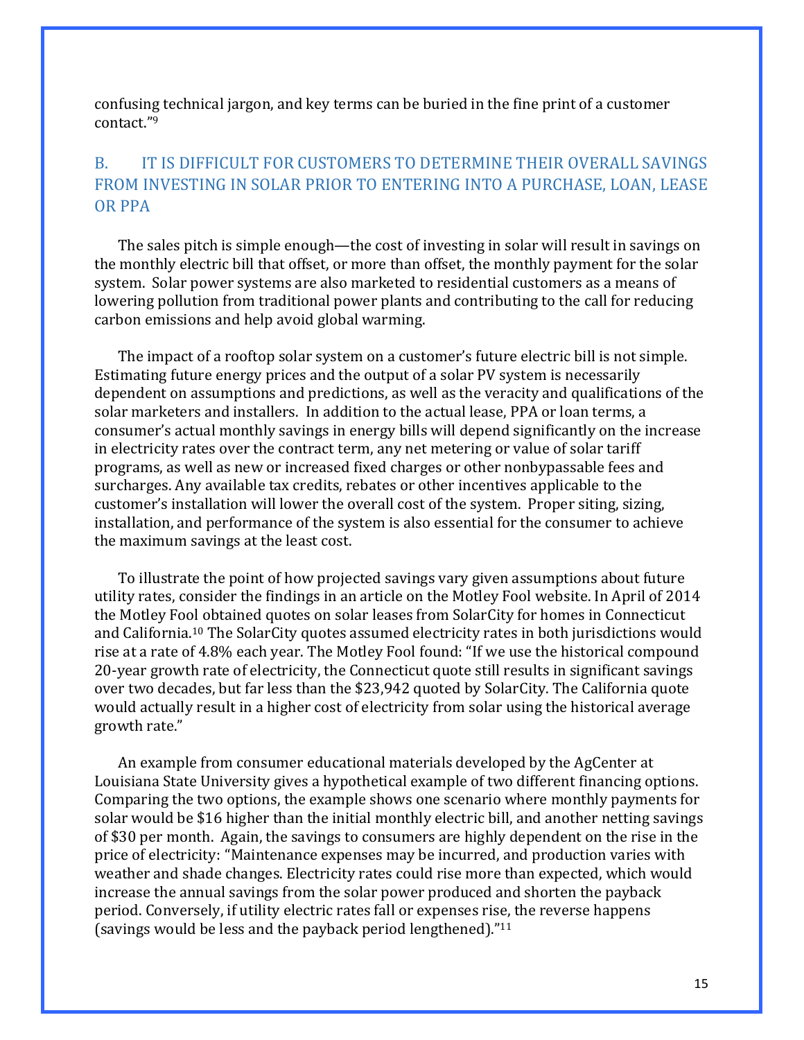confusing technical jargon, and key terms can be buried in the fine print of a customer contact."[9]

## B. IT IS DIFFICULT FOR CUSTOMERS TO DETERMINE THEIR OVERALL SAVINGS FROM INVESTING IN SOLAR PRIOR TO ENTERING INTO A PURCHASE, LOAN, LEASE OR PPA

The sales pitch is simple enough—the cost of investing in solar will result in savings on the monthly electric bill that offset, or more than offset, the monthly payment for the solar system. Solar power systems are also marketed to residential customers as a means of lowering pollution from traditional power plants and contributing to the call for reducing carbon emissions and help avoid global warming.

The impact of a rooftop solar system on a customer's future electric bill is not simple. Estimating future energy prices and the output of a solar PV system is necessarily dependent on assumptions and predictions, as well as the veracity and qualifications of the solar marketers and installers. In addition to the actual lease, PPA or loan terms, a consumer's actual monthly savings in energy bills will depend significantly on the increase in electricity rates over the contract term, any net metering or value of solar tariff programs, as well as new or increased fixed charges or other nonbypassable fees and surcharges. Any available tax credits, rebates or other incentives applicable to the customer's installation will lower the overall cost of the system. Proper siting, sizing, installation, and performance of the system is also essential for the consumer to achieve the maximum savings at the least cost.

To illustrate the point of how projected savings vary given assumptions about future utility rates, consider the findings in an article on the Motley Fool website. In April of 2014 the Motley Fool obtained quotes on solar leases from SolarCity for homes in Connecticut and California.[10] The SolarCity quotes assumed electricity rates in both jurisdictions would rise at a rate of 4.8% each year. The Motley Fool found: "If we use the historical compound 20-year growth rate of electricity, the Connecticut quote still results in significant savings over two decades, but far less than the $23,942 quoted by SolarCity. The California quote would actually result in a higher cost of electricity from solar using the historical average growth rate."

An example from consumer educational materials developed by the AgCenter at Louisiana State University gives a hypothetical example of two different financing options. Comparing the two options, the example shows one scenario where monthly payments for solar would be $16 higher than the initial monthly electric bill, and another netting savings of $30 per month. Again, the savings to consumers are highly dependent on the rise in the price of electricity: "Maintenance expenses may be incurred, and production varies with weather and shade changes. Electricity rates could rise more than expected, which would increase the annual savings from the solar power produced and shorten the payback period. Conversely, if utility electric rates fall or expenses rise, the reverse happens (savings would be less and the payback period lengthened)."[11]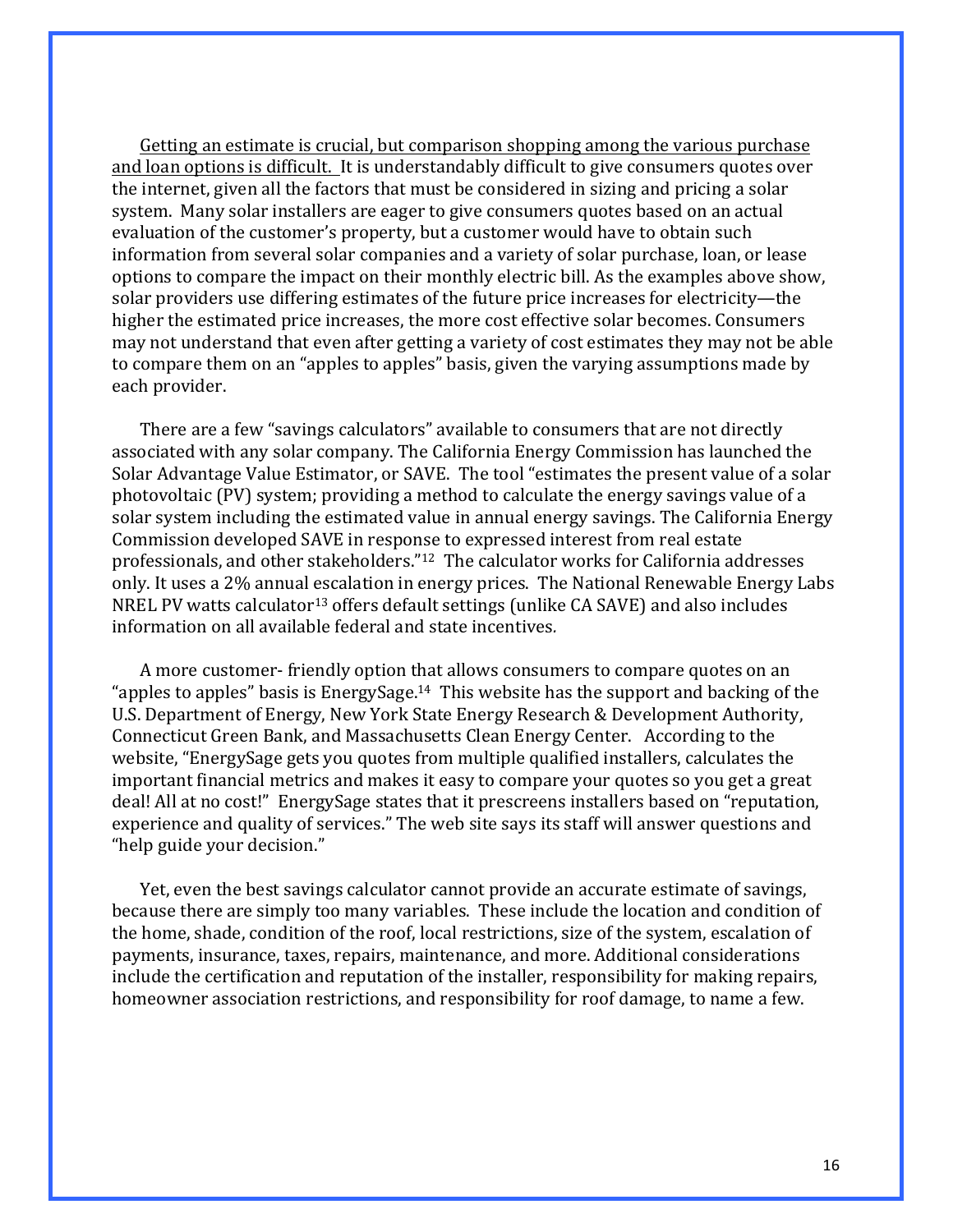<u>Getting an estimate is crucial, but comparison shopping among the various purchase and loan options is difficult.</u> It is understandably difficult to give consumers quotes over the internet, given all the factors that must be considered in sizing and pricing a solar system. Many solar installers are eager to give consumers quotes based on an actual evaluation of the customer's property, but a customer would have to obtain such information from several solar companies and a variety of solar purchase, loan, or lease options to compare the impact on their monthly electric bill. As the examples above show, solar providers use differing estimates of the future price increases for electricity—the higher the estimated price increases, the more cost effective solar becomes. Consumers may not understand that even after getting a variety of cost estimates they may not be able to compare them on an "apples to apples" basis, given the varying assumptions made by each provider.

There are a few "savings calculators" available to consumers that are not directly associated with any solar company. The California Energy Commission has launched the Solar Advantage Value Estimator, or SAVE. The tool "estimates the present value of a solar photovoltaic (PV) system; providing a method to calculate the energy savings value of a solar system including the estimated value in annual energy savings. The California Energy Commission developed SAVE in response to expressed interest from real estate professionals, and other stakeholders."[12] The calculator works for California addresses only. It uses a 2% annual escalation in energy prices. The National Renewable Energy Labs NREL PV watts calculator[13] offers default settings (unlike CA SAVE) and also includes information on all available federal and state incentives.

A more customer- friendly option that allows consumers to compare quotes on an "apples to apples" basis is EnergySage.[14] This website has the support and backing of the U.S. Department of Energy, New York State Energy Research & Development Authority, Connecticut Green Bank, and Massachusetts Clean Energy Center. According to the website, "EnergySage gets you quotes from multiple qualified installers, calculates the important financial metrics and makes it easy to compare your quotes so you get a great deal! All at no cost!" EnergySage states that it prescreens installers based on "reputation, experience and quality of services." The web site says its staff will answer questions and "help guide your decision."

Yet, even the best savings calculator cannot provide an accurate estimate of savings, because there are simply too many variables. These include the location and condition of the home, shade, condition of the roof, local restrictions, size of the system, escalation of payments, insurance, taxes, repairs, maintenance, and more. Additional considerations include the certification and reputation of the installer, responsibility for making repairs, homeowner association restrictions, and responsibility for roof damage, to name a few.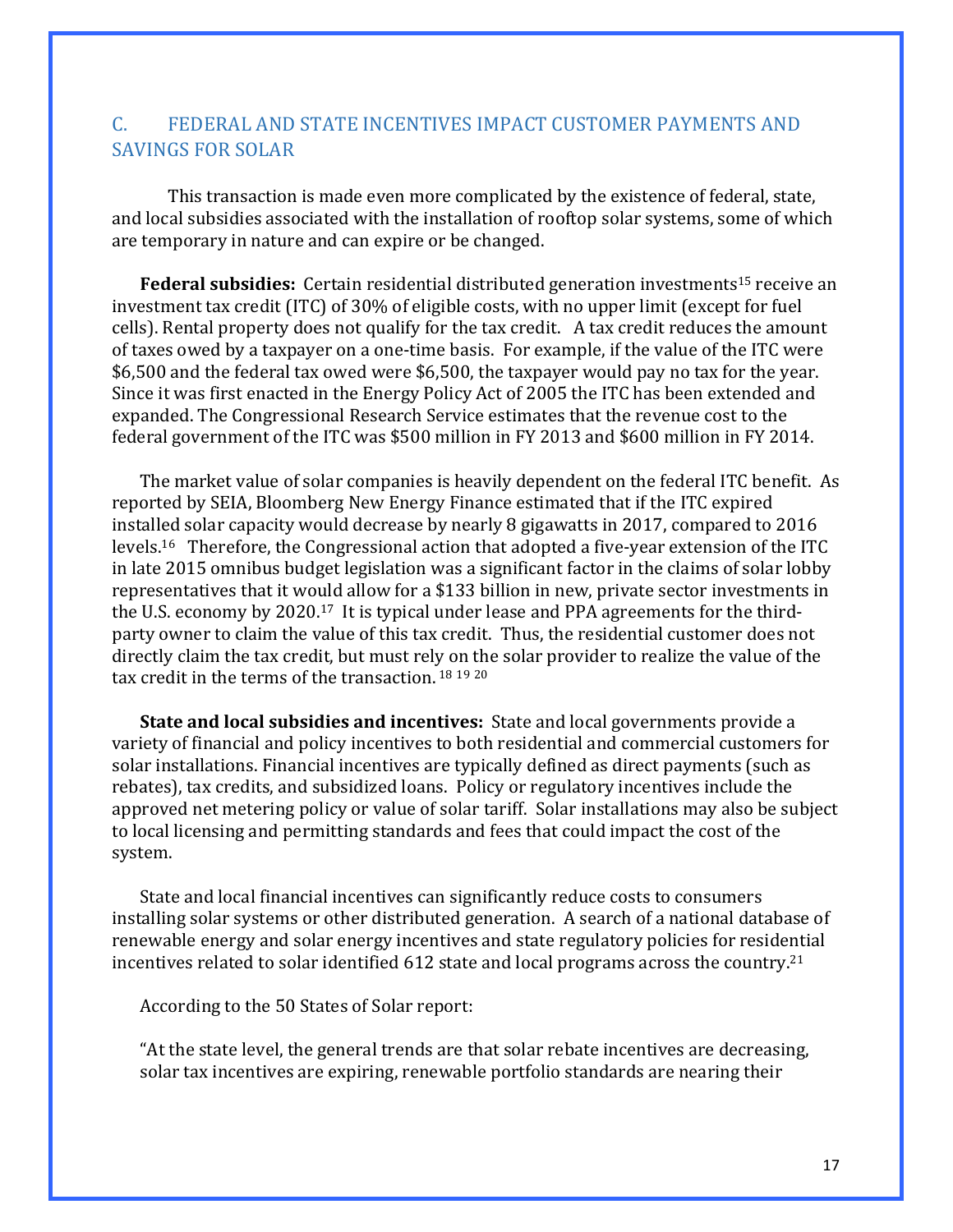## C. FEDERAL AND STATE INCENTIVES IMPACT CUSTOMER PAYMENTS AND SAVINGS FOR SOLAR

This transaction is made even more complicated by the existence of federal, state, and local subsidies associated with the installation of rooftop solar systems, some of which are temporary in nature and can expire or be changed.

**Federal subsidies:** Certain residential distributed generation investments[15] receive an investment tax credit (ITC) of 30% of eligible costs, with no upper limit (except for fuel cells). Rental property does not qualify for the tax credit. A tax credit reduces the amount of taxes owed by a taxpayer on a one-time basis. For example, if the value of the ITC were $6,500 and the federal tax owed were $6,500, the taxpayer would pay no tax for the year. Since it was first enacted in the Energy Policy Act of 2005 the ITC has been extended and expanded. The Congressional Research Service estimates that the revenue cost to the federal government of the ITC was $500 million in FY 2013 and $600 million in FY 2014.

The market value of solar companies is heavily dependent on the federal ITC benefit. As reported by SEIA, Bloomberg New Energy Finance estimated that if the ITC expired installed solar capacity would decrease by nearly 8 gigawatts in 2017, compared to 2016 levels.[16] Therefore, the Congressional action that adopted a five-year extension of the ITC in late 2015 omnibus budget legislation was a significant factor in the claims of solar lobby representatives that it would allow for a $133 billion in new, private sector investments in the U.S. economy by 2020.[17] It is typical under lease and PPA agreements for the third-party owner to claim the value of this tax credit. Thus, the residential customer does not directly claim the tax credit, but must rely on the solar provider to realize the value of the tax credit in the terms of the transaction.[18] [19] [20]

**State and local subsidies and incentives:** State and local governments provide a variety of financial and policy incentives to both residential and commercial customers for solar installations. Financial incentives are typically defined as direct payments (such as rebates), tax credits, and subsidized loans. Policy or regulatory incentives include the approved net metering policy or value of solar tariff. Solar installations may also be subject to local licensing and permitting standards and fees that could impact the cost of the system.

State and local financial incentives can significantly reduce costs to consumers installing solar systems or other distributed generation. A search of a national database of renewable energy and solar energy incentives and state regulatory policies for residential incentives related to solar identified 612 state and local programs across the country.[21]

According to the 50 States of Solar report:

> "At the state level, the general trends are that solar rebate incentives are decreasing, solar tax incentives are expiring, renewable portfolio standards are nearing their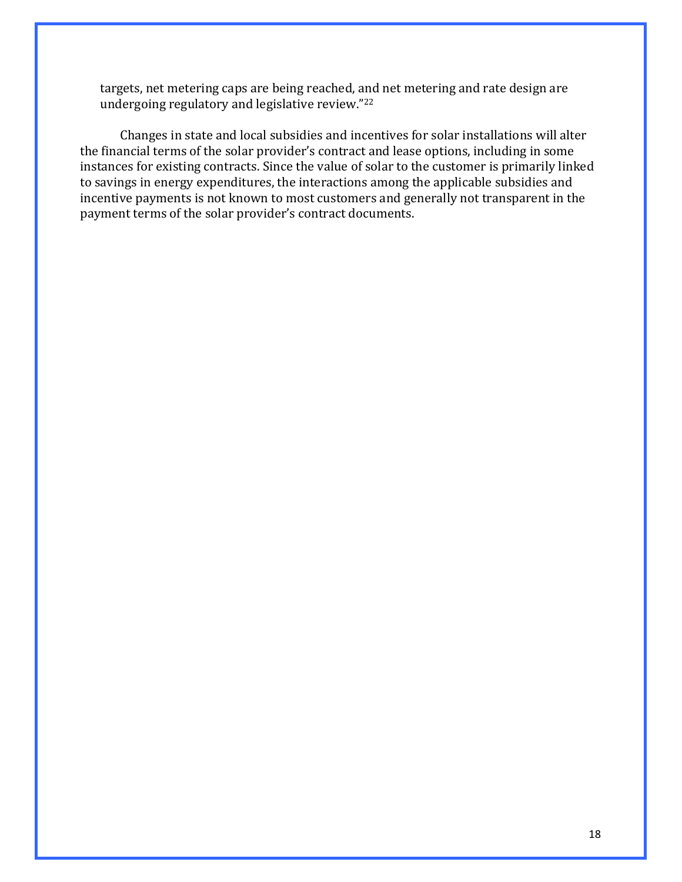> targets, net metering caps are being reached, and net metering and rate design are undergoing regulatory and legislative review."[22]

Changes in state and local subsidies and incentives for solar installations will alter the financial terms of the solar provider's contract and lease options, including in some instances for existing contracts. Since the value of solar to the customer is primarily linked to savings in energy expenditures, the interactions among the applicable subsidies and incentive payments is not known to most customers and generally not transparent in the payment terms of the solar provider's contract documents.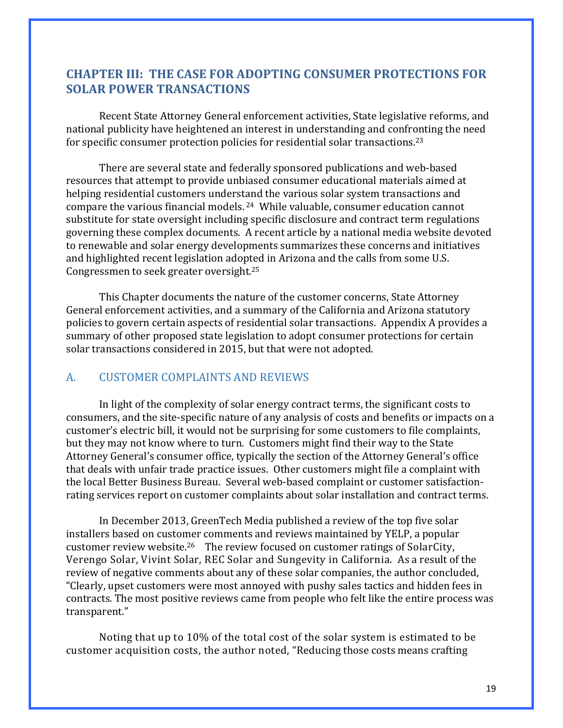## CHAPTER III: THE CASE FOR ADOPTING CONSUMER PROTECTIONS FOR SOLAR POWER TRANSACTIONS

Recent State Attorney General enforcement activities, State legislative reforms, and national publicity have heightened an interest in understanding and confronting the need for specific consumer protection policies for residential solar transactions.[23]

There are several state and federally sponsored publications and web-based resources that attempt to provide unbiased consumer educational materials aimed at helping residential customers understand the various solar system transactions and compare the various financial models.[24] While valuable, consumer education cannot substitute for state oversight including specific disclosure and contract term regulations governing these complex documents. A recent article by a national media website devoted to renewable and solar energy developments summarizes these concerns and initiatives and highlighted recent legislation adopted in Arizona and the calls from some U.S. Congressmen to seek greater oversight.[25]

This Chapter documents the nature of the customer concerns, State Attorney General enforcement activities, and a summary of the California and Arizona statutory policies to govern certain aspects of residential solar transactions. Appendix A provides a summary of other proposed state legislation to adopt consumer protections for certain solar transactions considered in 2015, but that were not adopted.

### A. CUSTOMER COMPLAINTS AND REVIEWS

In light of the complexity of solar energy contract terms, the significant costs to consumers, and the site-specific nature of any analysis of costs and benefits or impacts on a customer's electric bill, it would not be surprising for some customers to file complaints, but they may not know where to turn. Customers might find their way to the State Attorney General's consumer office, typically the section of the Attorney General's office that deals with unfair trade practice issues. Other customers might file a complaint with the local Better Business Bureau. Several web-based complaint or customer satisfaction-rating services report on customer complaints about solar installation and contract terms.

In December 2013, GreenTech Media published a review of the top five solar installers based on customer comments and reviews maintained by YELP, a popular customer review website.[26] The review focused on customer ratings of SolarCity, Verengo Solar, Vivint Solar, REC Solar and Sungevity in California. As a result of the review of negative comments about any of these solar companies, the author concluded, "Clearly, upset customers were most annoyed with pushy sales tactics and hidden fees in contracts. The most positive reviews came from people who felt like the entire process was transparent."

Noting that up to 10% of the total cost of the solar system is estimated to be customer acquisition costs, the author noted, "Reducing those costs means crafting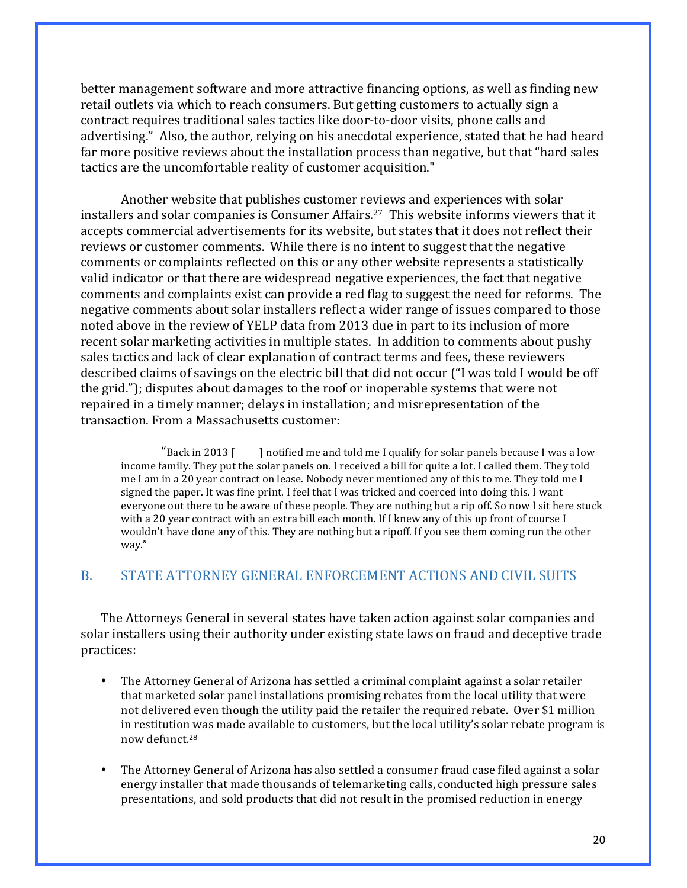better management software and more attractive financing options, as well as finding new retail outlets via which to reach consumers. But getting customers to actually sign a contract requires traditional sales tactics like door-to-door visits, phone calls and advertising." Also, the author, relying on his anecdotal experience, stated that he had heard far more positive reviews about the installation process than negative, but that "hard sales tactics are the uncomfortable reality of customer acquisition."

Another website that publishes customer reviews and experiences with solar installers and solar companies is Consumer Affairs.[27] This website informs viewers that it accepts commercial advertisements for its website, but states that it does not reflect their reviews or customer comments. While there is no intent to suggest that the negative comments or complaints reflected on this or any other website represents a statistically valid indicator or that there are widespread negative experiences, the fact that negative comments and complaints exist can provide a red flag to suggest the need for reforms. The negative comments about solar installers reflect a wider range of issues compared to those noted above in the review of YELP data from 2013 due in part to its inclusion of more recent solar marketing activities in multiple states. In addition to comments about pushy sales tactics and lack of clear explanation of contract terms and fees, these reviewers described claims of savings on the electric bill that did not occur ("I was told I would be off the grid."); disputes about damages to the roof or inoperable systems that were not repaired in a timely manner; delays in installation; and misrepresentation of the transaction. From a Massachusetts customer:

> "Back in 2013 [ ] notified me and told me I qualify for solar panels because I was a low income family. They put the solar panels on. I received a bill for quite a lot. I called them. They told me I am in a 20 year contract on lease. Nobody never mentioned any of this to me. They told me I signed the paper. It was fine print. I feel that I was tricked and coerced into doing this. I want everyone out there to be aware of these people. They are nothing but a rip off. So now I sit here stuck with a 20 year contract with an extra bill each month. If I knew any of this up front of course I wouldn't have done any of this. They are nothing but a ripoff. If you see them coming run the other way."

## B. STATE ATTORNEY GENERAL ENFORCEMENT ACTIONS AND CIVIL SUITS

The Attorneys General in several states have taken action against solar companies and solar installers using their authority under existing state laws on fraud and deceptive trade practices:

- The Attorney General of Arizona has settled a criminal complaint against a solar retailer that marketed solar panel installations promising rebates from the local utility that were not delivered even though the utility paid the retailer the required rebate. Over $1 million in restitution was made available to customers, but the local utility's solar rebate program is now defunct.[28]

- The Attorney General of Arizona has also settled a consumer fraud case filed against a solar energy installer that made thousands of telemarketing calls, conducted high pressure sales presentations, and sold products that did not result in the promised reduction in energy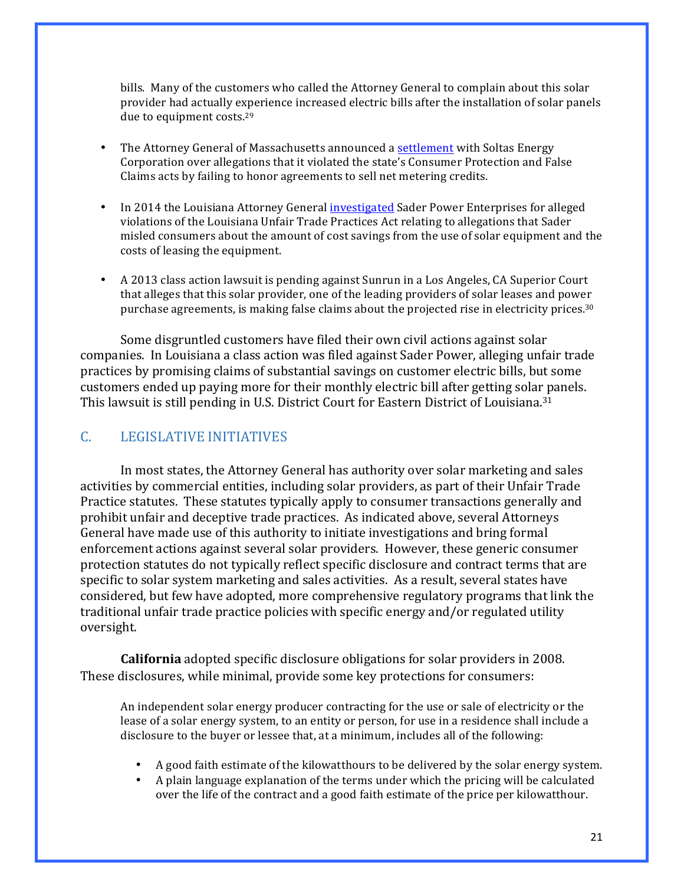bills. Many of the customers who called the Attorney General to complain about this solar provider had actually experience increased electric bills after the installation of solar panels due to equipment costs.[29]

- The Attorney General of Massachusetts announced a settlement with Soltas Energy Corporation over allegations that it violated the state's Consumer Protection and False Claims acts by failing to honor agreements to sell net metering credits.

- In 2014 the Louisiana Attorney General investigated Sader Power Enterprises for alleged violations of the Louisiana Unfair Trade Practices Act relating to allegations that Sader misled consumers about the amount of cost savings from the use of solar equipment and the costs of leasing the equipment.

- A 2013 class action lawsuit is pending against Sunrun in a Los Angeles, CA Superior Court that alleges that this solar provider, one of the leading providers of solar leases and power purchase agreements, is making false claims about the projected rise in electricity prices.[30]

Some disgruntled customers have filed their own civil actions against solar companies. In Louisiana a class action was filed against Sader Power, alleging unfair trade practices by promising claims of substantial savings on customer electric bills, but some customers ended up paying more for their monthly electric bill after getting solar panels. This lawsuit is still pending in U.S. District Court for Eastern District of Louisiana.[31]

## C. LEGISLATIVE INITIATIVES

In most states, the Attorney General has authority over solar marketing and sales activities by commercial entities, including solar providers, as part of their Unfair Trade Practice statutes. These statutes typically apply to consumer transactions generally and prohibit unfair and deceptive trade practices. As indicated above, several Attorneys General have made use of this authority to initiate investigations and bring formal enforcement actions against several solar providers. However, these generic consumer protection statutes do not typically reflect specific disclosure and contract terms that are specific to solar system marketing and sales activities. As a result, several states have considered, but few have adopted, more comprehensive regulatory programs that link the traditional unfair trade practice policies with specific energy and/or regulated utility oversight.

**California** adopted specific disclosure obligations for solar providers in 2008. These disclosures, while minimal, provide some key protections for consumers:

> An independent solar energy producer contracting for the use or sale of electricity or the lease of a solar energy system, to an entity or person, for use in a residence shall include a disclosure to the buyer or lessee that, at a minimum, includes all of the following:
>
> - A good faith estimate of the kilowatthours to be delivered by the solar energy system.
> - A plain language explanation of the terms under which the pricing will be calculated over the life of the contract and a good faith estimate of the price per kilowatthour.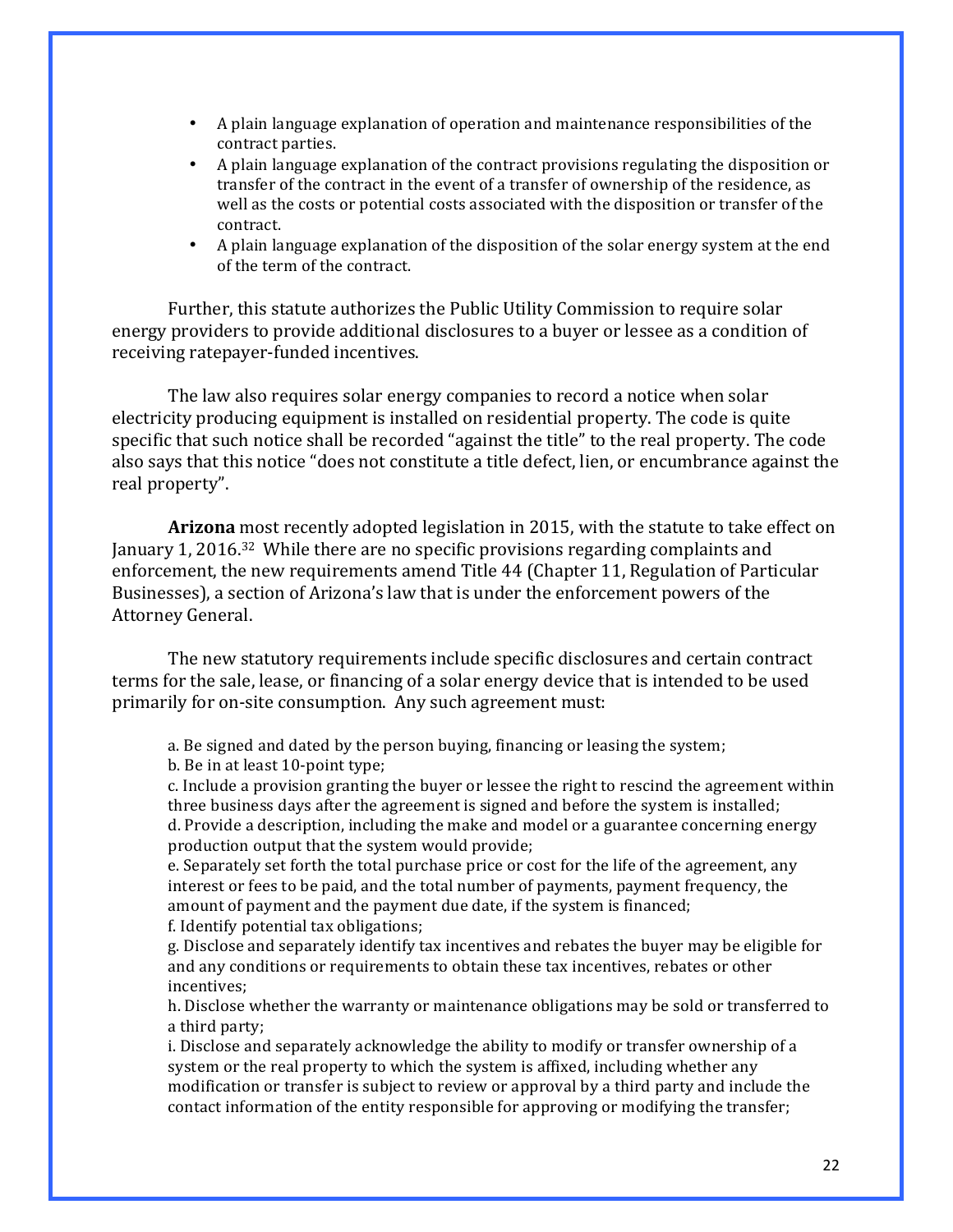- A plain language explanation of operation and maintenance responsibilities of the contract parties.
- A plain language explanation of the contract provisions regulating the disposition or transfer of the contract in the event of a transfer of ownership of the residence, as well as the costs or potential costs associated with the disposition or transfer of the contract.
- A plain language explanation of the disposition of the solar energy system at the end of the term of the contract.

Further, this statute authorizes the Public Utility Commission to require solar energy providers to provide additional disclosures to a buyer or lessee as a condition of receiving ratepayer-funded incentives.

The law also requires solar energy companies to record a notice when solar electricity producing equipment is installed on residential property. The code is quite specific that such notice shall be recorded "against the title" to the real property. The code also says that this notice "does not constitute a title defect, lien, or encumbrance against the real property".

**Arizona** most recently adopted legislation in 2015, with the statute to take effect on January 1, 2016.[32] While there are no specific provisions regarding complaints and enforcement, the new requirements amend Title 44 (Chapter 11, Regulation of Particular Businesses), a section of Arizona's law that is under the enforcement powers of the Attorney General.

The new statutory requirements include specific disclosures and certain contract terms for the sale, lease, or financing of a solar energy device that is intended to be used primarily for on-site consumption. Any such agreement must:

a. Be signed and dated by the person buying, financing or leasing the system;
b. Be in at least 10-point type;
c. Include a provision granting the buyer or lessee the right to rescind the agreement within three business days after the agreement is signed and before the system is installed;
d. Provide a description, including the make and model or a guarantee concerning energy production output that the system would provide;
e. Separately set forth the total purchase price or cost for the life of the agreement, any interest or fees to be paid, and the total number of payments, payment frequency, the amount of payment and the payment due date, if the system is financed;
f. Identify potential tax obligations;
g. Disclose and separately identify tax incentives and rebates the buyer may be eligible for and any conditions or requirements to obtain these tax incentives, rebates or other incentives;
h. Disclose whether the warranty or maintenance obligations may be sold or transferred to a third party;
i. Disclose and separately acknowledge the ability to modify or transfer ownership of a system or the real property to which the system is affixed, including whether any modification or transfer is subject to review or approval by a third party and include the contact information of the entity responsible for approving or modifying the transfer;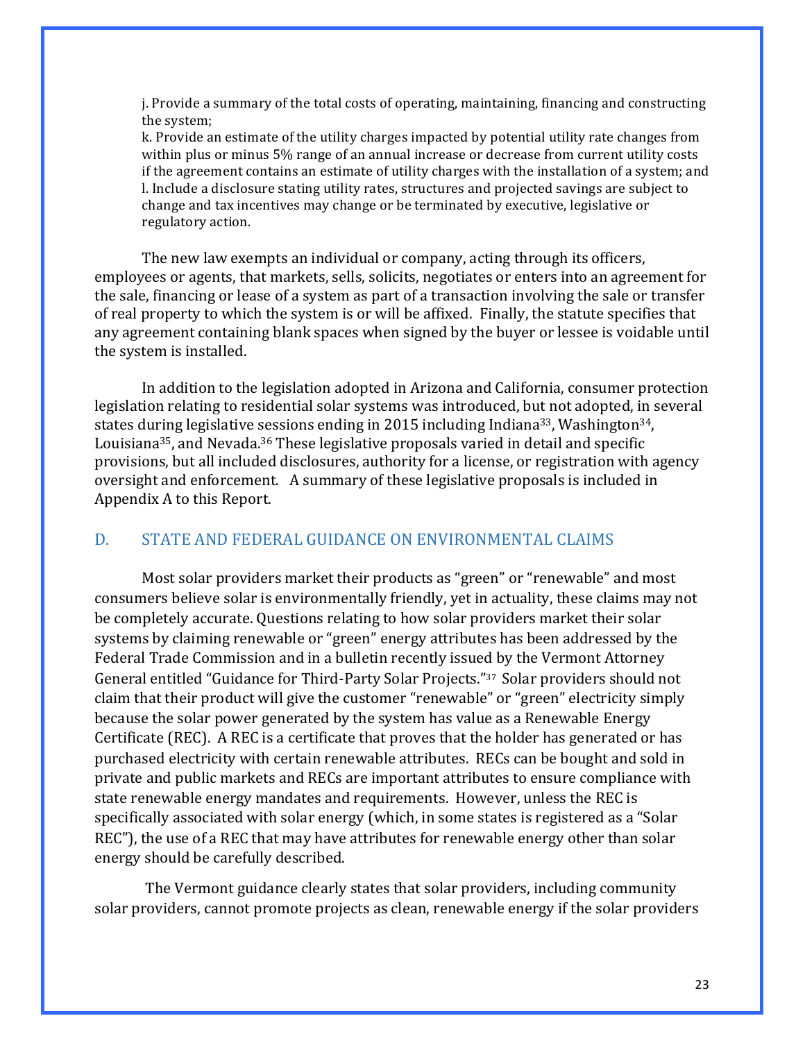j. Provide a summary of the total costs of operating, maintaining, financing and constructing the system;
k. Provide an estimate of the utility charges impacted by potential utility rate changes from within plus or minus 5% range of an annual increase or decrease from current utility costs if the agreement contains an estimate of utility charges with the installation of a system; and
l. Include a disclosure stating utility rates, structures and projected savings are subject to change and tax incentives may change or be terminated by executive, legislative or regulatory action.

The new law exempts an individual or company, acting through its officers, employees or agents, that markets, sells, solicits, negotiates or enters into an agreement for the sale, financing or lease of a system as part of a transaction involving the sale or transfer of real property to which the system is or will be affixed. Finally, the statute specifies that any agreement containing blank spaces when signed by the buyer or lessee is voidable until the system is installed.

In addition to the legislation adopted in Arizona and California, consumer protection legislation relating to residential solar systems was introduced, but not adopted, in several states during legislative sessions ending in 2015 including Indiana[33], Washington[34], Louisiana[35], and Nevada.[36] These legislative proposals varied in detail and specific provisions, but all included disclosures, authority for a license, or registration with agency oversight and enforcement. A summary of these legislative proposals is included in Appendix A to this Report.

## D. STATE AND FEDERAL GUIDANCE ON ENVIRONMENTAL CLAIMS

Most solar providers market their products as "green" or "renewable" and most consumers believe solar is environmentally friendly, yet in actuality, these claims may not be completely accurate. Questions relating to how solar providers market their solar systems by claiming renewable or "green" energy attributes has been addressed by the Federal Trade Commission and in a bulletin recently issued by the Vermont Attorney General entitled "Guidance for Third-Party Solar Projects."[37] Solar providers should not claim that their product will give the customer "renewable" or "green" electricity simply because the solar power generated by the system has value as a Renewable Energy Certificate (REC). A REC is a certificate that proves that the holder has generated or has purchased electricity with certain renewable attributes. RECs can be bought and sold in private and public markets and RECs are important attributes to ensure compliance with state renewable energy mandates and requirements. However, unless the REC is specifically associated with solar energy (which, in some states is registered as a "Solar REC"), the use of a REC that may have attributes for renewable energy other than solar energy should be carefully described.

The Vermont guidance clearly states that solar providers, including community solar providers, cannot promote projects as clean, renewable energy if the solar providers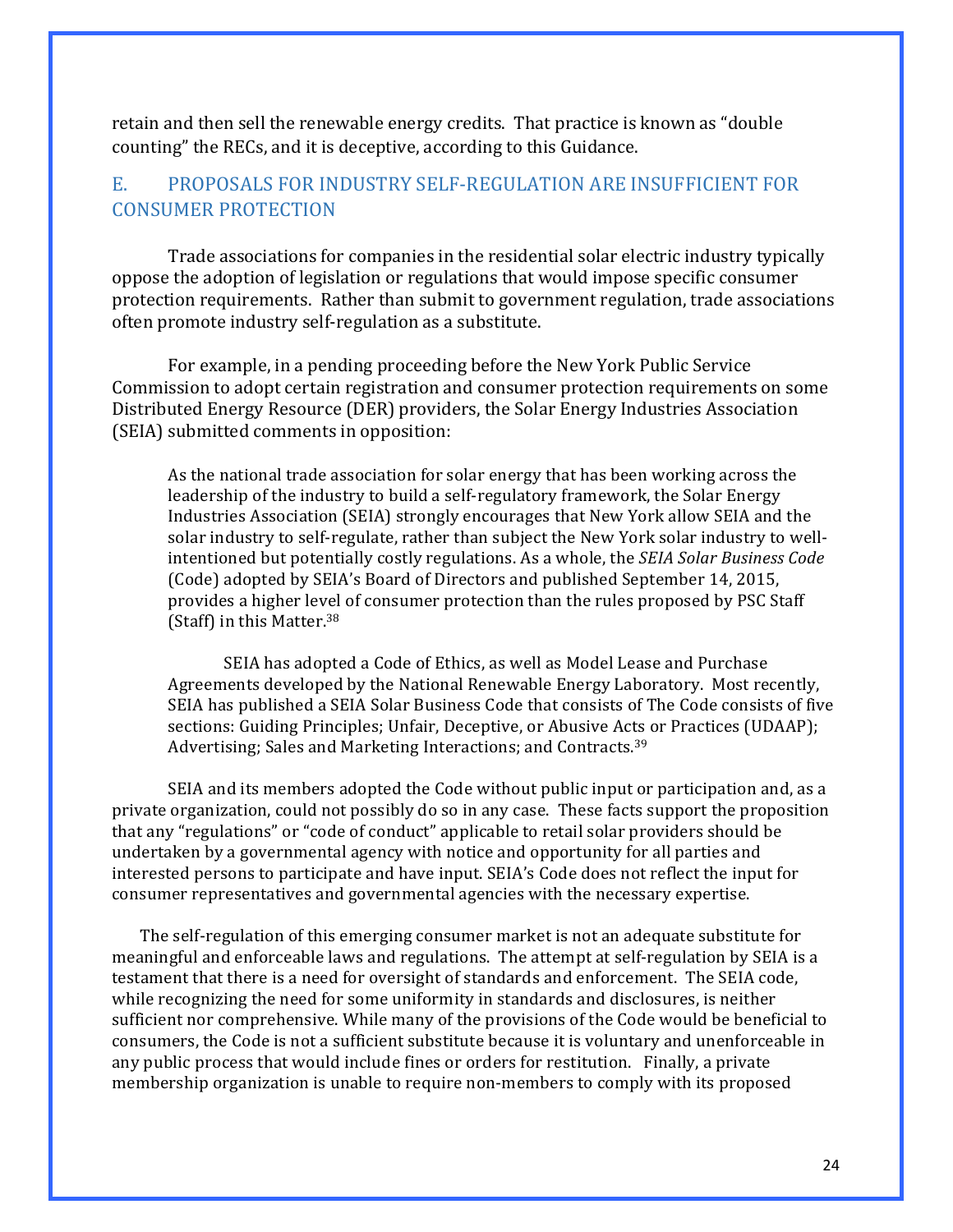retain and then sell the renewable energy credits. That practice is known as "double counting" the RECs, and it is deceptive, according to this Guidance.

## E. PROPOSALS FOR INDUSTRY SELF-REGULATION ARE INSUFFICIENT FOR CONSUMER PROTECTION

Trade associations for companies in the residential solar electric industry typically oppose the adoption of legislation or regulations that would impose specific consumer protection requirements. Rather than submit to government regulation, trade associations often promote industry self-regulation as a substitute.

For example, in a pending proceeding before the New York Public Service Commission to adopt certain registration and consumer protection requirements on some Distributed Energy Resource (DER) providers, the Solar Energy Industries Association (SEIA) submitted comments in opposition:

> As the national trade association for solar energy that has been working across the leadership of the industry to build a self-regulatory framework, the Solar Energy Industries Association (SEIA) strongly encourages that New York allow SEIA and the solar industry to self-regulate, rather than subject the New York solar industry to well-intentioned but potentially costly regulations. As a whole, the *SEIA Solar Business Code* (Code) adopted by SEIA's Board of Directors and published September 14, 2015, provides a higher level of consumer protection than the rules proposed by PSC Staff (Staff) in this Matter.[38]
>
> SEIA has adopted a Code of Ethics, as well as Model Lease and Purchase Agreements developed by the National Renewable Energy Laboratory. Most recently, SEIA has published a SEIA Solar Business Code that consists of The Code consists of five sections: Guiding Principles; Unfair, Deceptive, or Abusive Acts or Practices (UDAAP); Advertising; Sales and Marketing Interactions; and Contracts.[39]

SEIA and its members adopted the Code without public input or participation and, as a private organization, could not possibly do so in any case. These facts support the proposition that any "regulations" or "code of conduct" applicable to retail solar providers should be undertaken by a governmental agency with notice and opportunity for all parties and interested persons to participate and have input. SEIA's Code does not reflect the input for consumer representatives and governmental agencies with the necessary expertise.

The self-regulation of this emerging consumer market is not an adequate substitute for meaningful and enforceable laws and regulations. The attempt at self-regulation by SEIA is a testament that there is a need for oversight of standards and enforcement. The SEIA code, while recognizing the need for some uniformity in standards and disclosures, is neither sufficient nor comprehensive. While many of the provisions of the Code would be beneficial to consumers, the Code is not a sufficient substitute because it is voluntary and unenforceable in any public process that would include fines or orders for restitution. Finally, a private membership organization is unable to require non-members to comply with its proposed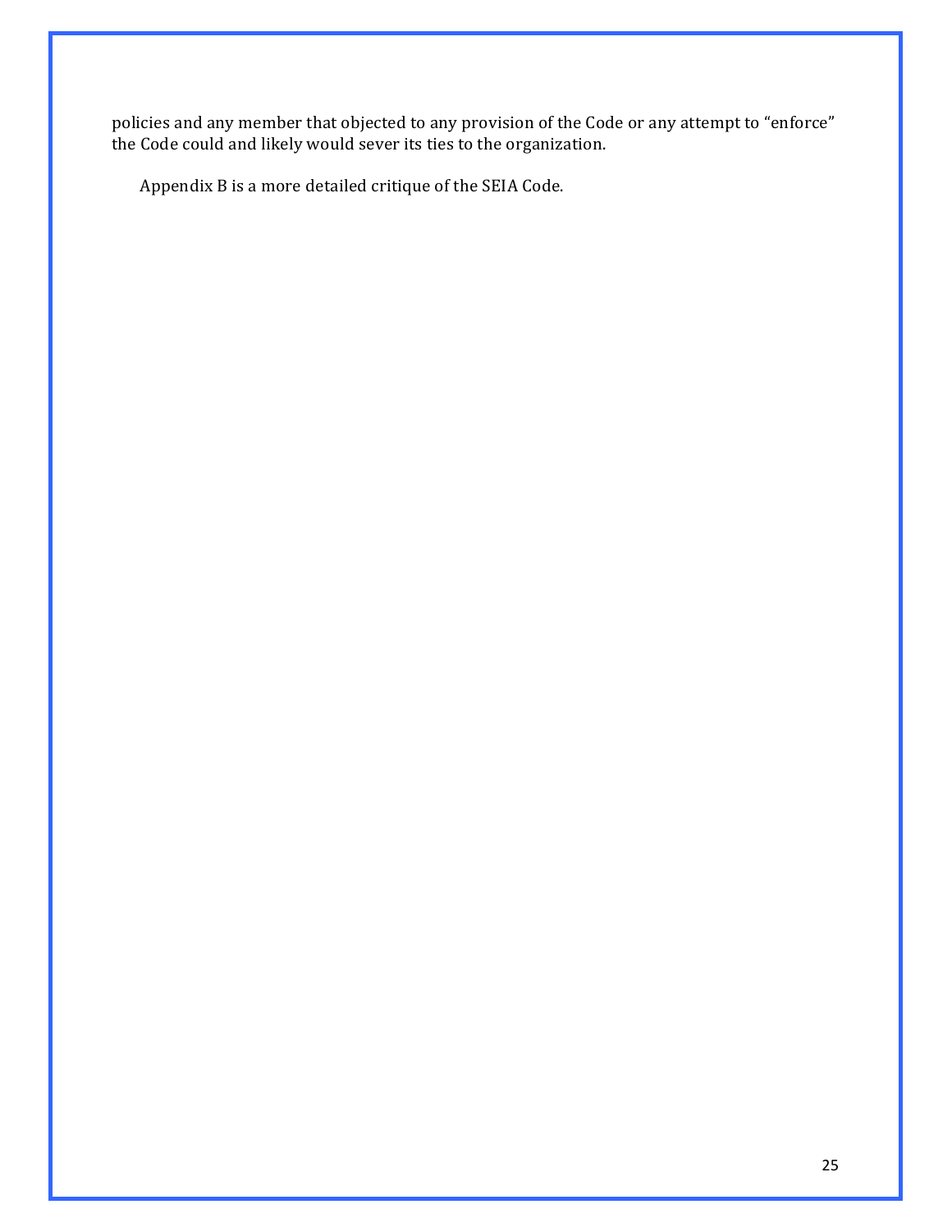policies and any member that objected to any provision of the Code or any attempt to "enforce" the Code could and likely would sever its ties to the organization.

Appendix B is a more detailed critique of the SEIA Code.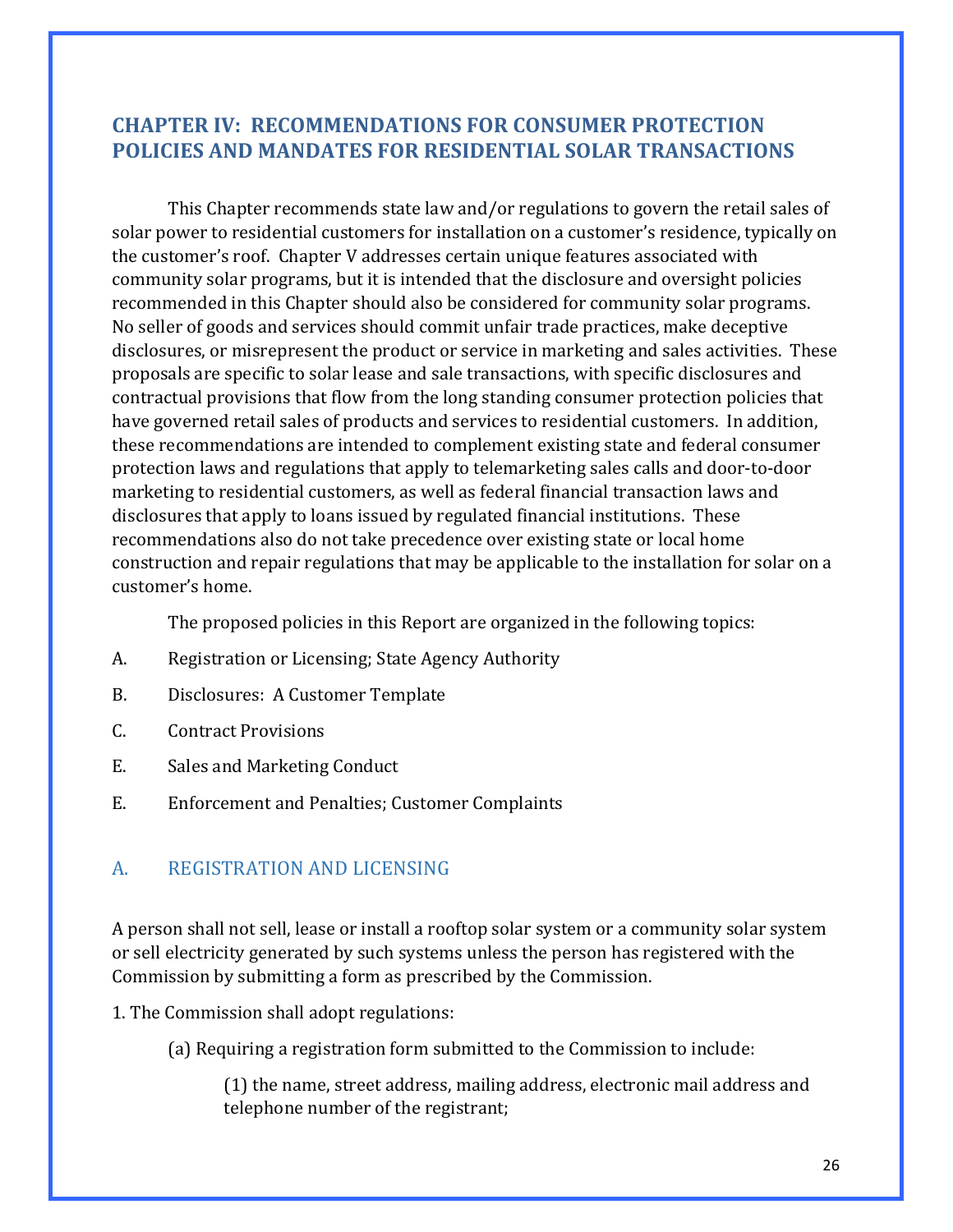## CHAPTER IV: RECOMMENDATIONS FOR CONSUMER PROTECTION POLICIES AND MANDATES FOR RESIDENTIAL SOLAR TRANSACTIONS

This Chapter recommends state law and/or regulations to govern the retail sales of solar power to residential customers for installation on a customer's residence, typically on the customer's roof. Chapter V addresses certain unique features associated with community solar programs, but it is intended that the disclosure and oversight policies recommended in this Chapter should also be considered for community solar programs. No seller of goods and services should commit unfair trade practices, make deceptive disclosures, or misrepresent the product or service in marketing and sales activities. These proposals are specific to solar lease and sale transactions, with specific disclosures and contractual provisions that flow from the long standing consumer protection policies that have governed retail sales of products and services to residential customers. In addition, these recommendations are intended to complement existing state and federal consumer protection laws and regulations that apply to telemarketing sales calls and door-to-door marketing to residential customers, as well as federal financial transaction laws and disclosures that apply to loans issued by regulated financial institutions. These recommendations also do not take precedence over existing state or local home construction and repair regulations that may be applicable to the installation for solar on a customer's home.

The proposed policies in this Report are organized in the following topics:

A. Registration or Licensing; State Agency Authority

B. Disclosures: A Customer Template

C. Contract Provisions

E. Sales and Marketing Conduct

E. Enforcement and Penalties; Customer Complaints

### A. REGISTRATION AND LICENSING

A person shall not sell, lease or install a rooftop solar system or a community solar system or sell electricity generated by such systems unless the person has registered with the Commission by submitting a form as prescribed by the Commission.

1. The Commission shall adopt regulations:

(a) Requiring a registration form submitted to the Commission to include:

(1) the name, street address, mailing address, electronic mail address and telephone number of the registrant;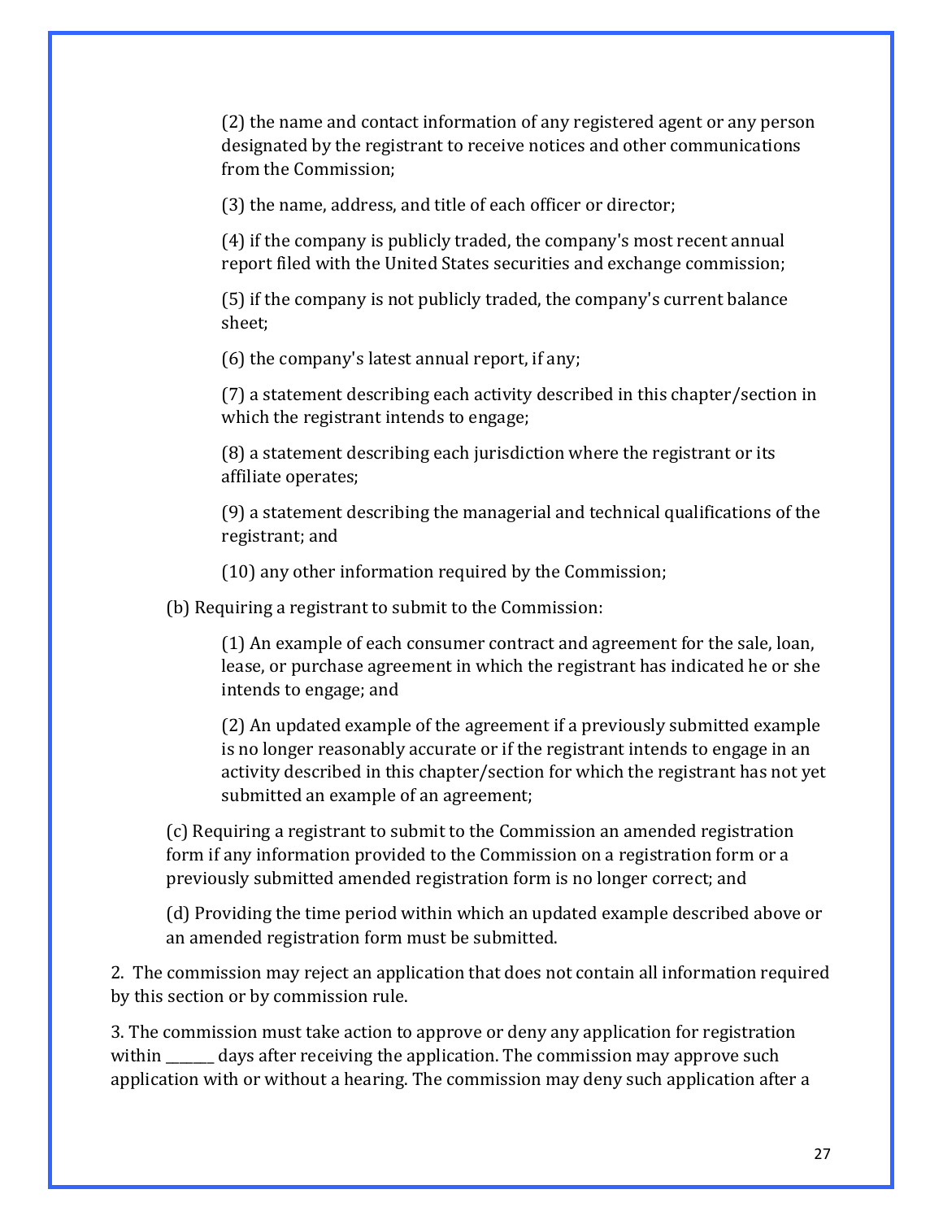(2) the name and contact information of any registered agent or any person designated by the registrant to receive notices and other communications from the Commission;

(3) the name, address, and title of each officer or director;

(4) if the company is publicly traded, the company's most recent annual report filed with the United States securities and exchange commission;

(5) if the company is not publicly traded, the company's current balance sheet;

(6) the company's latest annual report, if any;

(7) a statement describing each activity described in this chapter/section in which the registrant intends to engage;

(8) a statement describing each jurisdiction where the registrant or its affiliate operates;

(9) a statement describing the managerial and technical qualifications of the registrant; and

(10) any other information required by the Commission;

(b) Requiring a registrant to submit to the Commission:

(1) An example of each consumer contract and agreement for the sale, loan, lease, or purchase agreement in which the registrant has indicated he or she intends to engage; and

(2) An updated example of the agreement if a previously submitted example is no longer reasonably accurate or if the registrant intends to engage in an activity described in this chapter/section for which the registrant has not yet submitted an example of an agreement;

(c) Requiring a registrant to submit to the Commission an amended registration form if any information provided to the Commission on a registration form or a previously submitted amended registration form is no longer correct; and

(d) Providing the time period within which an updated example described above or an amended registration form must be submitted.

2. The commission may reject an application that does not contain all information required by this section or by commission rule.

3. The commission must take action to approve or deny any application for registration within _______ days after receiving the application. The commission may approve such application with or without a hearing. The commission may deny such application after a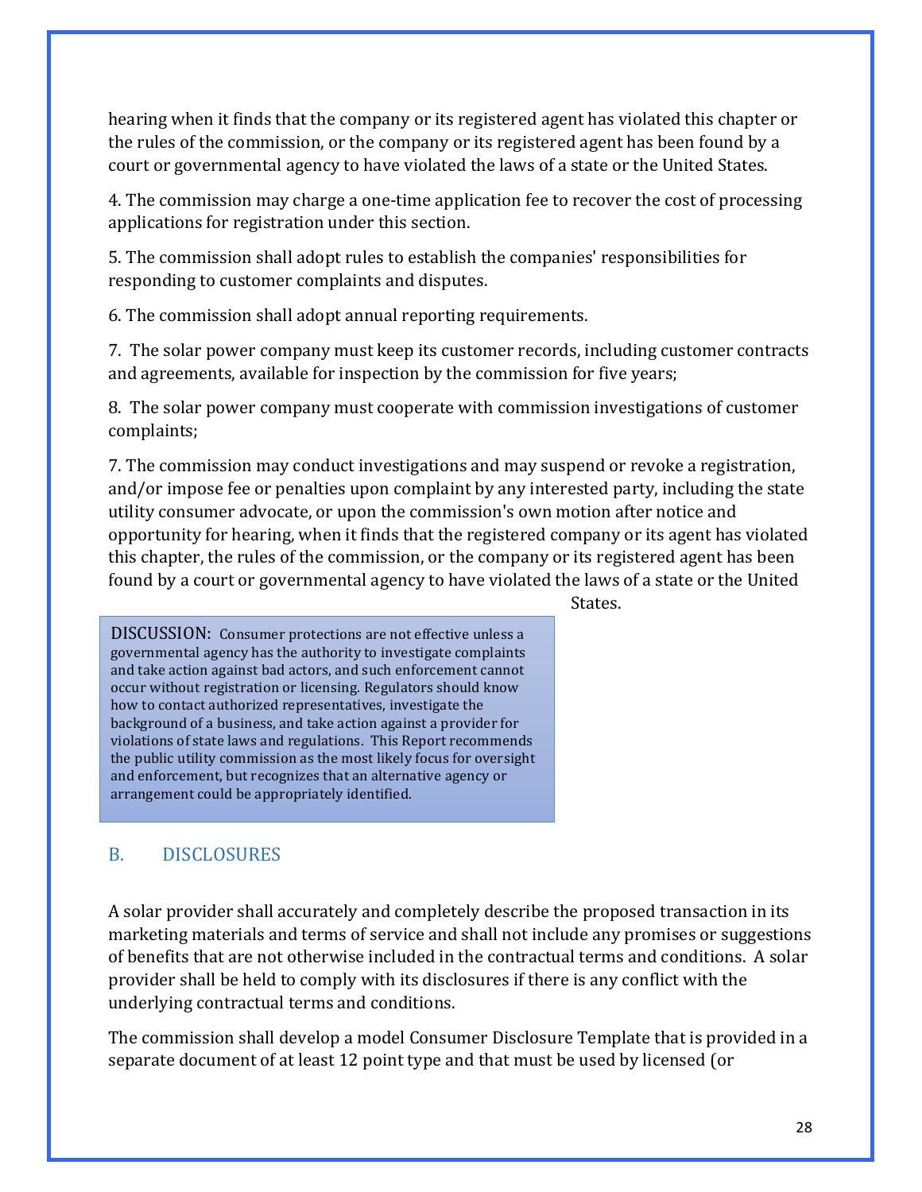hearing when it finds that the company or its registered agent has violated this chapter or the rules of the commission, or the company or its registered agent has been found by a court or governmental agency to have violated the laws of a state or the United States.

4. The commission may charge a one-time application fee to recover the cost of processing applications for registration under this section.

5. The commission shall adopt rules to establish the companies' responsibilities for responding to customer complaints and disputes.

6. The commission shall adopt annual reporting requirements.

7. The solar power company must keep its customer records, including customer contracts and agreements, available for inspection by the commission for five years;

8. The solar power company must cooperate with commission investigations of customer complaints;

7. The commission may conduct investigations and may suspend or revoke a registration, and/or impose fee or penalties upon complaint by any interested party, including the state utility consumer advocate, or upon the commission's own motion after notice and opportunity for hearing, when it finds that the registered company or its agent has violated this chapter, the rules of the commission, or the company or its registered agent has been found by a court or governmental agency to have violated the laws of a state or the United States.

> DISCUSSION: Consumer protections are not effective unless a governmental agency has the authority to investigate complaints and take action against bad actors, and such enforcement cannot occur without registration or licensing. Regulators should know how to contact authorized representatives, investigate the background of a business, and take action against a provider for violations of state laws and regulations. This Report recommends the public utility commission as the most likely focus for oversight and enforcement, but recognizes that an alternative agency or arrangement could be appropriately identified.

## B. DISCLOSURES

A solar provider shall accurately and completely describe the proposed transaction in its marketing materials and terms of service and shall not include any promises or suggestions of benefits that are not otherwise included in the contractual terms and conditions. A solar provider shall be held to comply with its disclosures if there is any conflict with the underlying contractual terms and conditions.

The commission shall develop a model Consumer Disclosure Template that is provided in a separate document of at least 12 point type and that must be used by licensed (or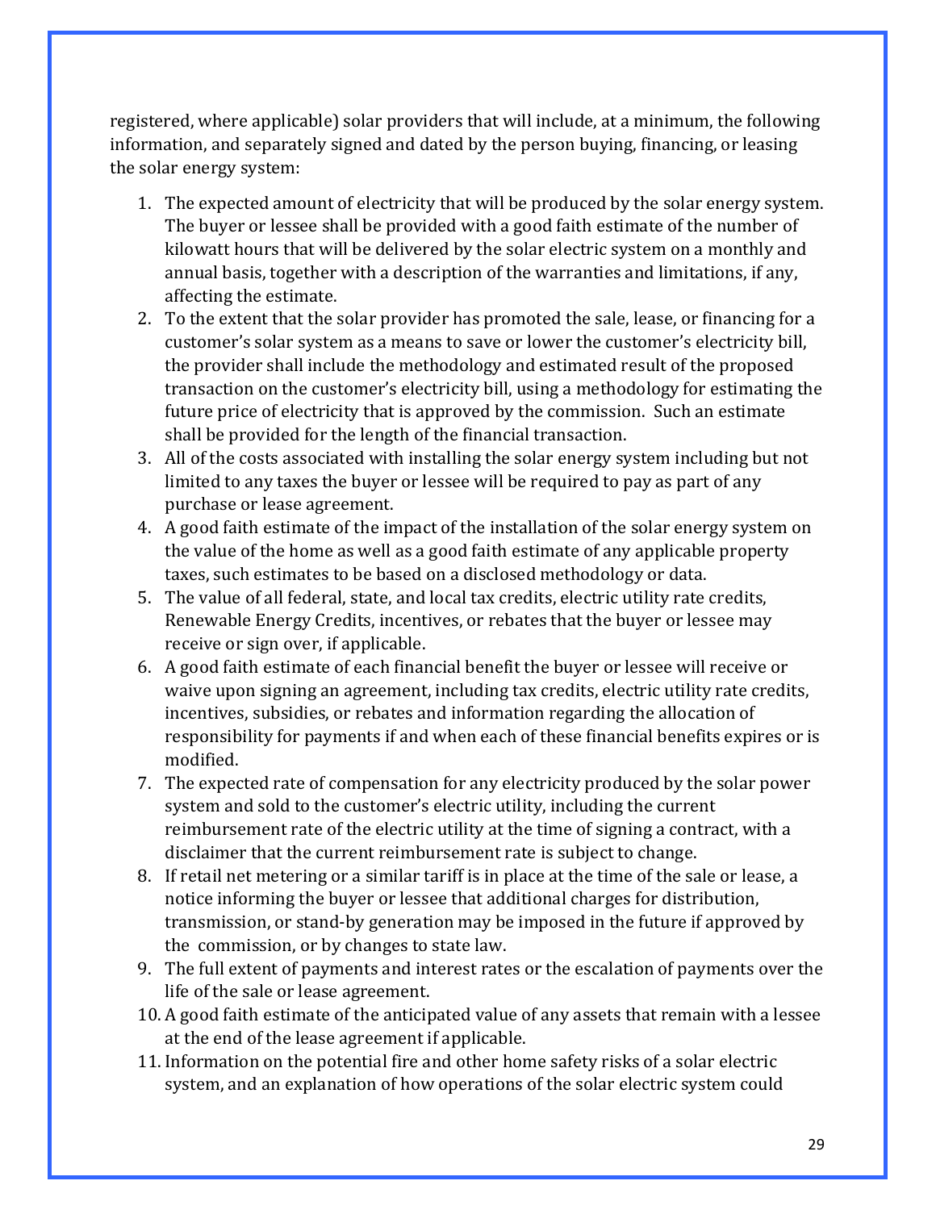registered, where applicable) solar providers that will include, at a minimum, the following information, and separately signed and dated by the person buying, financing, or leasing the solar energy system:

1. The expected amount of electricity that will be produced by the solar energy system. The buyer or lessee shall be provided with a good faith estimate of the number of kilowatt hours that will be delivered by the solar electric system on a monthly and annual basis, together with a description of the warranties and limitations, if any, affecting the estimate.
2. To the extent that the solar provider has promoted the sale, lease, or financing for a customer's solar system as a means to save or lower the customer's electricity bill, the provider shall include the methodology and estimated result of the proposed transaction on the customer's electricity bill, using a methodology for estimating the future price of electricity that is approved by the commission. Such an estimate shall be provided for the length of the financial transaction.
3. All of the costs associated with installing the solar energy system including but not limited to any taxes the buyer or lessee will be required to pay as part of any purchase or lease agreement.
4. A good faith estimate of the impact of the installation of the solar energy system on the value of the home as well as a good faith estimate of any applicable property taxes, such estimates to be based on a disclosed methodology or data.
5. The value of all federal, state, and local tax credits, electric utility rate credits, Renewable Energy Credits, incentives, or rebates that the buyer or lessee may receive or sign over, if applicable.
6. A good faith estimate of each financial benefit the buyer or lessee will receive or waive upon signing an agreement, including tax credits, electric utility rate credits, incentives, subsidies, or rebates and information regarding the allocation of responsibility for payments if and when each of these financial benefits expires or is modified.
7. The expected rate of compensation for any electricity produced by the solar power system and sold to the customer's electric utility, including the current reimbursement rate of the electric utility at the time of signing a contract, with a disclaimer that the current reimbursement rate is subject to change.
8. If retail net metering or a similar tariff is in place at the time of the sale or lease, a notice informing the buyer or lessee that additional charges for distribution, transmission, or stand-by generation may be imposed in the future if approved by the commission, or by changes to state law.
9. The full extent of payments and interest rates or the escalation of payments over the life of the sale or lease agreement.
10. A good faith estimate of the anticipated value of any assets that remain with a lessee at the end of the lease agreement if applicable.
11. Information on the potential fire and other home safety risks of a solar electric system, and an explanation of how operations of the solar electric system could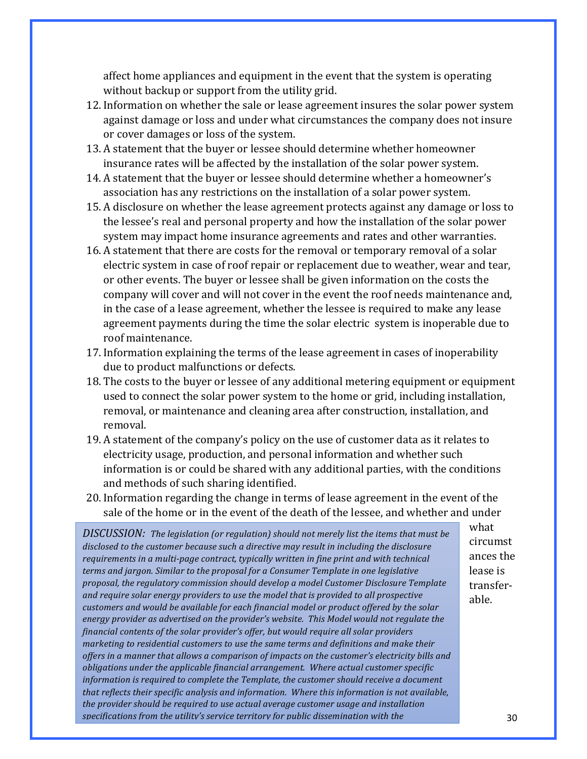affect home appliances and equipment in the event that the system is operating without backup or support from the utility grid.

12. Information on whether the sale or lease agreement insures the solar power system against damage or loss and under what circumstances the company does not insure or cover damages or loss of the system.
13. A statement that the buyer or lessee should determine whether homeowner insurance rates will be affected by the installation of the solar power system.
14. A statement that the buyer or lessee should determine whether a homeowner's association has any restrictions on the installation of a solar power system.
15. A disclosure on whether the lease agreement protects against any damage or loss to the lessee's real and personal property and how the installation of the solar power system may impact home insurance agreements and rates and other warranties.
16. A statement that there are costs for the removal or temporary removal of a solar electric system in case of roof repair or replacement due to weather, wear and tear, or other events. The buyer or lessee shall be given information on the costs the company will cover and will not cover in the event the roof needs maintenance and, in the case of a lease agreement, whether the lessee is required to make any lease agreement payments during the time the solar electric system is inoperable due to roof maintenance.
17. Information explaining the terms of the lease agreement in cases of inoperability due to product malfunctions or defects.
18. The costs to the buyer or lessee of any additional metering equipment or equipment used to connect the solar power system to the home or grid, including installation, removal, or maintenance and cleaning area after construction, installation, and removal.
19. A statement of the company's policy on the use of customer data as it relates to electricity usage, production, and personal information and whether such information is or could be shared with any additional parties, with the conditions and methods of such sharing identified.
20. Information regarding the change in terms of lease agreement in the event of the sale of the home or in the event of the death of the lessee, and whether and under what circumstances the lease is transferable.

*DISCUSSION: The legislation (or regulation) should not merely list the items that must be disclosed to the customer because such a directive may result in including the disclosure requirements in a multi-page contract, typically written in fine print and with technical terms and jargon. Similar to the proposal for a Consumer Template in one legislative proposal, the regulatory commission should develop a model Customer Disclosure Template and require solar energy providers to use the model that is provided to all prospective customers and would be available for each financial model or product offered by the solar energy provider as advertised on the provider's website. This Model would not regulate the financial contents of the solar provider's offer, but would require all solar providers marketing to residential customers to use the same terms and definitions and make their offers in a manner that allows a comparison of impacts on the customer's electricity bills and obligations under the applicable financial arrangement. Where actual customer specific information is required to complete the Template, the customer should receive a document that reflects their specific analysis and information. Where this information is not available, the provider should be required to use actual average customer usage and installation specifications from the utility's service territory for public dissemination with the*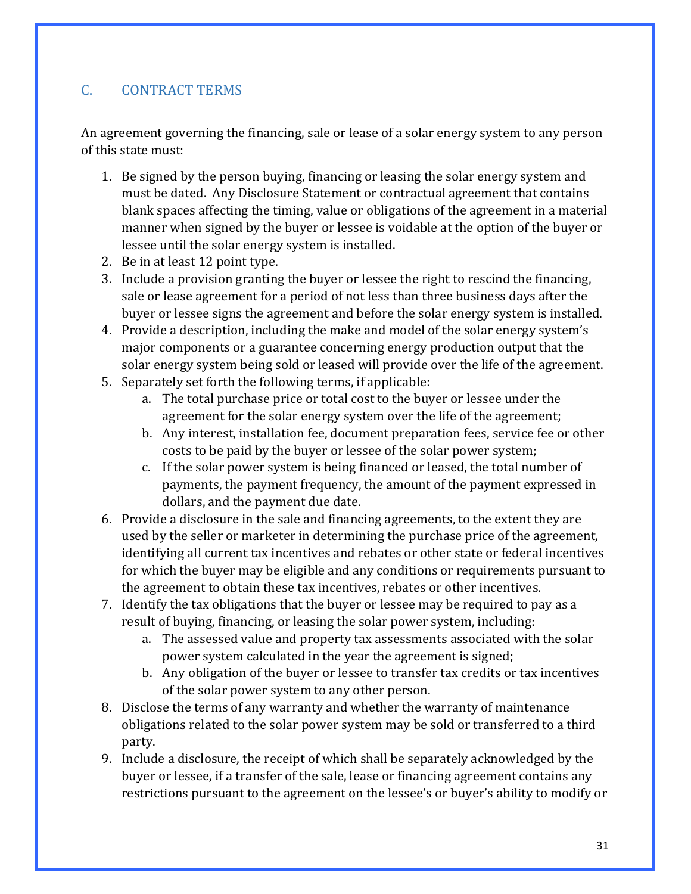## C. CONTRACT TERMS

An agreement governing the financing, sale or lease of a solar energy system to any person of this state must:

1. Be signed by the person buying, financing or leasing the solar energy system and must be dated. Any Disclosure Statement or contractual agreement that contains blank spaces affecting the timing, value or obligations of the agreement in a material manner when signed by the buyer or lessee is voidable at the option of the buyer or lessee until the solar energy system is installed.
2. Be in at least 12 point type.
3. Include a provision granting the buyer or lessee the right to rescind the financing, sale or lease agreement for a period of not less than three business days after the buyer or lessee signs the agreement and before the solar energy system is installed.
4. Provide a description, including the make and model of the solar energy system's major components or a guarantee concerning energy production output that the solar energy system being sold or leased will provide over the life of the agreement.
5. Separately set forth the following terms, if applicable:
    a. The total purchase price or total cost to the buyer or lessee under the agreement for the solar energy system over the life of the agreement;
    b. Any interest, installation fee, document preparation fees, service fee or other costs to be paid by the buyer or lessee of the solar power system;
    c. If the solar power system is being financed or leased, the total number of payments, the payment frequency, the amount of the payment expressed in dollars, and the payment due date.
6. Provide a disclosure in the sale and financing agreements, to the extent they are used by the seller or marketer in determining the purchase price of the agreement, identifying all current tax incentives and rebates or other state or federal incentives for which the buyer may be eligible and any conditions or requirements pursuant to the agreement to obtain these tax incentives, rebates or other incentives.
7. Identify the tax obligations that the buyer or lessee may be required to pay as a result of buying, financing, or leasing the solar power system, including:
    a. The assessed value and property tax assessments associated with the solar power system calculated in the year the agreement is signed;
    b. Any obligation of the buyer or lessee to transfer tax credits or tax incentives of the solar power system to any other person.
8. Disclose the terms of any warranty and whether the warranty of maintenance obligations related to the solar power system may be sold or transferred to a third party.
9. Include a disclosure, the receipt of which shall be separately acknowledged by the buyer or lessee, if a transfer of the sale, lease or financing agreement contains any restrictions pursuant to the agreement on the lessee's or buyer's ability to modify or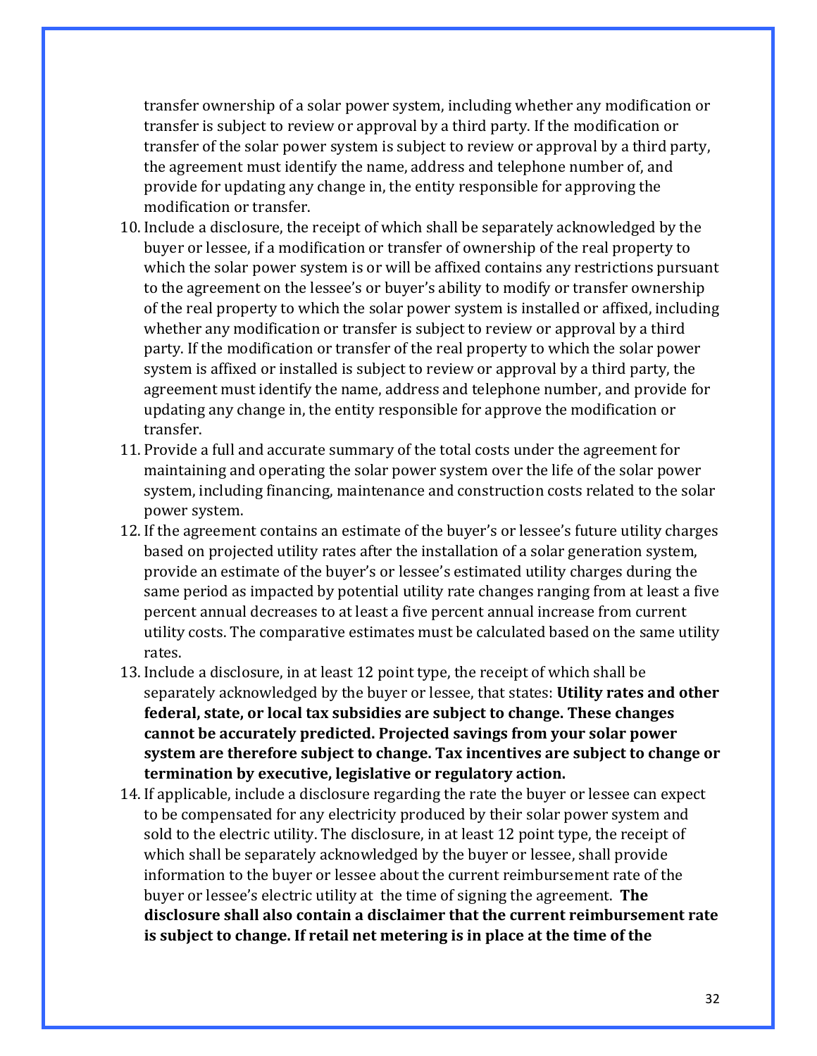transfer ownership of a solar power system, including whether any modification or transfer is subject to review or approval by a third party. If the modification or transfer of the solar power system is subject to review or approval by a third party, the agreement must identify the name, address and telephone number of, and provide for updating any change in, the entity responsible for approving the modification or transfer.

10. Include a disclosure, the receipt of which shall be separately acknowledged by the buyer or lessee, if a modification or transfer of ownership of the real property to which the solar power system is or will be affixed contains any restrictions pursuant to the agreement on the lessee's or buyer's ability to modify or transfer ownership of the real property to which the solar power system is installed or affixed, including whether any modification or transfer is subject to review or approval by a third party. If the modification or transfer of the real property to which the solar power system is affixed or installed is subject to review or approval by a third party, the agreement must identify the name, address and telephone number, and provide for updating any change in, the entity responsible for approve the modification or transfer.
11. Provide a full and accurate summary of the total costs under the agreement for maintaining and operating the solar power system over the life of the solar power system, including financing, maintenance and construction costs related to the solar power system.
12. If the agreement contains an estimate of the buyer's or lessee's future utility charges based on projected utility rates after the installation of a solar generation system, provide an estimate of the buyer's or lessee's estimated utility charges during the same period as impacted by potential utility rate changes ranging from at least a five percent annual decreases to at least a five percent annual increase from current utility costs. The comparative estimates must be calculated based on the same utility rates.
13. Include a disclosure, in at least 12 point type, the receipt of which shall be separately acknowledged by the buyer or lessee, that states: **Utility rates and other federal, state, or local tax subsidies are subject to change. These changes cannot be accurately predicted. Projected savings from your solar power system are therefore subject to change. Tax incentives are subject to change or termination by executive, legislative or regulatory action.**
14. If applicable, include a disclosure regarding the rate the buyer or lessee can expect to be compensated for any electricity produced by their solar power system and sold to the electric utility. The disclosure, in at least 12 point type, the receipt of which shall be separately acknowledged by the buyer or lessee, shall provide information to the buyer or lessee about the current reimbursement rate of the buyer or lessee's electric utility at the time of signing the agreement. **The disclosure shall also contain a disclaimer that the current reimbursement rate is subject to change. If retail net metering is in place at the time of the**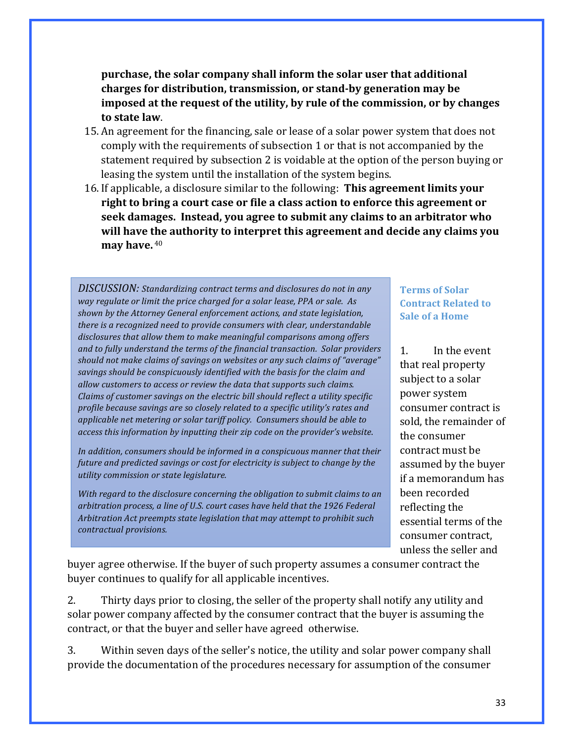**purchase, the solar company shall inform the solar user that additional charges for distribution, transmission, or stand-by generation may be imposed at the request of the utility, by rule of the commission, or by changes to state law**.

15. An agreement for the financing, sale or lease of a solar power system that does not comply with the requirements of subsection 1 or that is not accompanied by the statement required by subsection 2 is voidable at the option of the person buying or leasing the system until the installation of the system begins.
16. If applicable, a disclosure similar to the following: **This agreement limits your right to bring a court case or file a class action to enforce this agreement or seek damages. Instead, you agree to submit any claims to an arbitrator who will have the authority to interpret this agreement and decide any claims you may have.** [40]

> *DISCUSSION: Standardizing contract terms and disclosures do not in any way regulate or limit the price charged for a solar lease, PPA or sale. As shown by the Attorney General enforcement actions, and state legislation, there is a recognized need to provide consumers with clear, understandable disclosures that allow them to make meaningful comparisons among offers and to fully understand the terms of the financial transaction. Solar providers should not make claims of savings on websites or any such claims of "average" savings should be conspicuously identified with the basis for the claim and allow customers to access or review the data that supports such claims. Claims of customer savings on the electric bill should reflect a utility specific profile because savings are so closely related to a specific utility's rates and applicable net metering or solar tariff policy. Consumers should be able to access this information by inputting their zip code on the provider's website.*
>
> *In addition, consumers should be informed in a conspicuous manner that their future and predicted savings or cost for electricity is subject to change by the utility commission or state legislature.*
>
> *With regard to the disclosure concerning the obligation to submit claims to an arbitration process, a line of U.S. court cases have held that the 1926 Federal Arbitration Act preempts state legislation that may attempt to prohibit such contractual provisions.*

### Terms of Solar Contract Related to Sale of a Home

1. In the event that real property subject to a solar power system consumer contract is sold, the remainder of the consumer contract must be assumed by the buyer if a memorandum has been recorded reflecting the essential terms of the consumer contract, unless the seller and buyer agree otherwise. If the buyer of such property assumes a consumer contract the buyer continues to qualify for all applicable incentives.

2. Thirty days prior to closing, the seller of the property shall notify any utility and solar power company affected by the consumer contract that the buyer is assuming the contract, or that the buyer and seller have agreed otherwise.

3. Within seven days of the seller's notice, the utility and solar power company shall provide the documentation of the procedures necessary for assumption of the consumer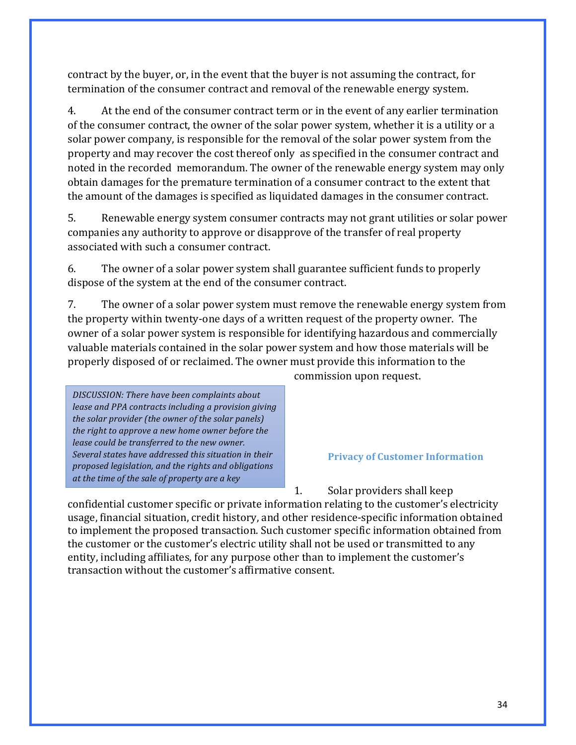contract by the buyer, or, in the event that the buyer is not assuming the contract, for termination of the consumer contract and removal of the renewable energy system.

4. At the end of the consumer contract term or in the event of any earlier termination of the consumer contract, the owner of the solar power system, whether it is a utility or a solar power company, is responsible for the removal of the solar power system from the property and may recover the cost thereof only as specified in the consumer contract and noted in the recorded memorandum. The owner of the renewable energy system may only obtain damages for the premature termination of a consumer contract to the extent that the amount of the damages is specified as liquidated damages in the consumer contract.

5. Renewable energy system consumer contracts may not grant utilities or solar power companies any authority to approve or disapprove of the transfer of real property associated with such a consumer contract.

6. The owner of a solar power system shall guarantee sufficient funds to properly dispose of the system at the end of the consumer contract.

7. The owner of a solar power system must remove the renewable energy system from the property within twenty-one days of a written request of the property owner. The owner of a solar power system is responsible for identifying hazardous and commercially valuable materials contained in the solar power system and how those materials will be properly disposed of or reclaimed. The owner must provide this information to the commission upon request.

*DISCUSSION: There have been complaints about lease and PPA contracts including a provision giving the solar provider (the owner of the solar panels) the right to approve a new home owner before the lease could be transferred to the new owner. Several states have addressed this situation in their proposed legislation, and the rights and obligations at the time of the sale of property are a key*

### Privacy of Customer Information

1. Solar providers shall keep confidential customer specific or private information relating to the customer's electricity usage, financial situation, credit history, and other residence-specific information obtained to implement the proposed transaction. Such customer specific information obtained from the customer or the customer's electric utility shall not be used or transmitted to any entity, including affiliates, for any purpose other than to implement the customer's transaction without the customer's affirmative consent.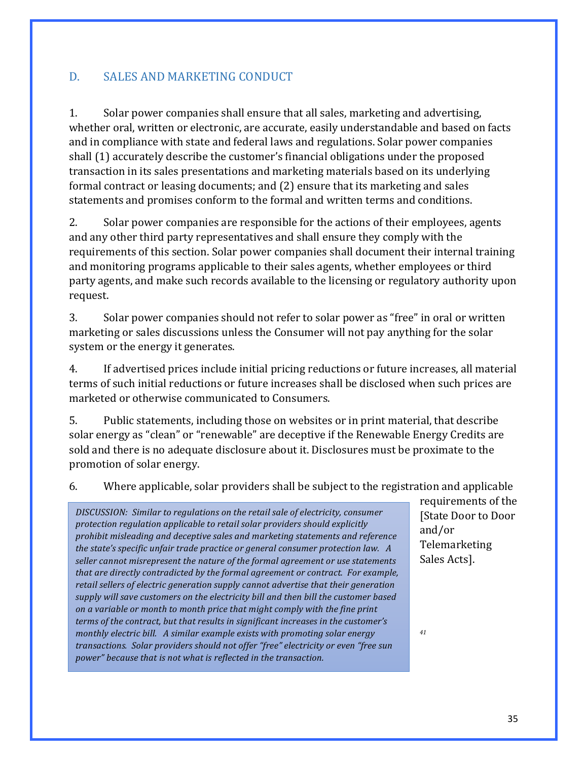## D. SALES AND MARKETING CONDUCT

1. Solar power companies shall ensure that all sales, marketing and advertising, whether oral, written or electronic, are accurate, easily understandable and based on facts and in compliance with state and federal laws and regulations. Solar power companies shall (1) accurately describe the customer's financial obligations under the proposed transaction in its sales presentations and marketing materials based on its underlying formal contract or leasing documents; and (2) ensure that its marketing and sales statements and promises conform to the formal and written terms and conditions.

2. Solar power companies are responsible for the actions of their employees, agents and any other third party representatives and shall ensure they comply with the requirements of this section. Solar power companies shall document their internal training and monitoring programs applicable to their sales agents, whether employees or third party agents, and make such records available to the licensing or regulatory authority upon request.

3. Solar power companies should not refer to solar power as "free" in oral or written marketing or sales discussions unless the Consumer will not pay anything for the solar system or the energy it generates.

4. If advertised prices include initial pricing reductions or future increases, all material terms of such initial reductions or future increases shall be disclosed when such prices are marketed or otherwise communicated to Consumers.

5. Public statements, including those on websites or in print material, that describe solar energy as "clean" or "renewable" are deceptive if the Renewable Energy Credits are sold and there is no adequate disclosure about it. Disclosures must be proximate to the promotion of solar energy.

6. Where applicable, solar providers shall be subject to the registration and applicable requirements of the [State Door to Door and/or Telemarketing Sales Acts].[41]

> *DISCUSSION: Similar to regulations on the retail sale of electricity, consumer protection regulation applicable to retail solar providers should explicitly prohibit misleading and deceptive sales and marketing statements and reference the state's specific unfair trade practice or general consumer protection law. A seller cannot misrepresent the nature of the formal agreement or use statements that are directly contradicted by the formal agreement or contract. For example, retail sellers of electric generation supply cannot advertise that their generation supply will save customers on the electricity bill and then bill the customer based on a variable or month to month price that might comply with the fine print terms of the contract, but that results in significant increases in the customer's monthly electric bill. A similar example exists with promoting solar energy transactions. Solar providers should not offer "free" electricity or even "free sun power" because that is not what is reflected in the transaction.*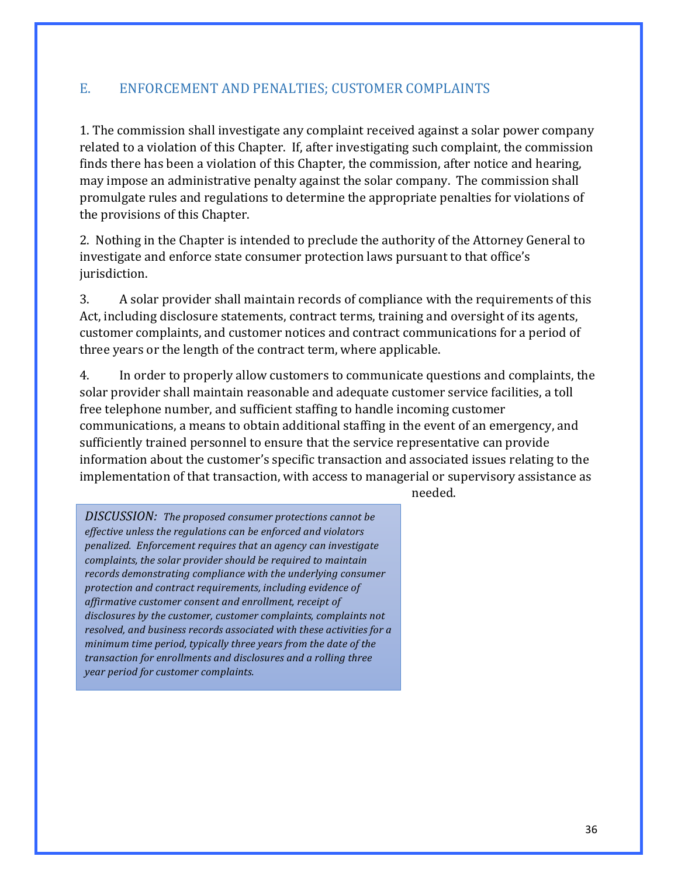## E. ENFORCEMENT AND PENALTIES; CUSTOMER COMPLAINTS

1. The commission shall investigate any complaint received against a solar power company related to a violation of this Chapter. If, after investigating such complaint, the commission finds there has been a violation of this Chapter, the commission, after notice and hearing, may impose an administrative penalty against the solar company. The commission shall promulgate rules and regulations to determine the appropriate penalties for violations of the provisions of this Chapter.

2. Nothing in the Chapter is intended to preclude the authority of the Attorney General to investigate and enforce state consumer protection laws pursuant to that office's jurisdiction.

3. A solar provider shall maintain records of compliance with the requirements of this Act, including disclosure statements, contract terms, training and oversight of its agents, customer complaints, and customer notices and contract communications for a period of three years or the length of the contract term, where applicable.

4. In order to properly allow customers to communicate questions and complaints, the solar provider shall maintain reasonable and adequate customer service facilities, a toll free telephone number, and sufficient staffing to handle incoming customer communications, a means to obtain additional staffing in the event of an emergency, and sufficiently trained personnel to ensure that the service representative can provide information about the customer's specific transaction and associated issues relating to the implementation of that transaction, with access to managerial or supervisory assistance as needed.

> *DISCUSSION: The proposed consumer protections cannot be effective unless the regulations can be enforced and violators penalized. Enforcement requires that an agency can investigate complaints, the solar provider should be required to maintain records demonstrating compliance with the underlying consumer protection and contract requirements, including evidence of affirmative customer consent and enrollment, receipt of disclosures by the customer, customer complaints, complaints not resolved, and business records associated with these activities for a minimum time period, typically three years from the date of the transaction for enrollments and disclosures and a rolling three year period for customer complaints.*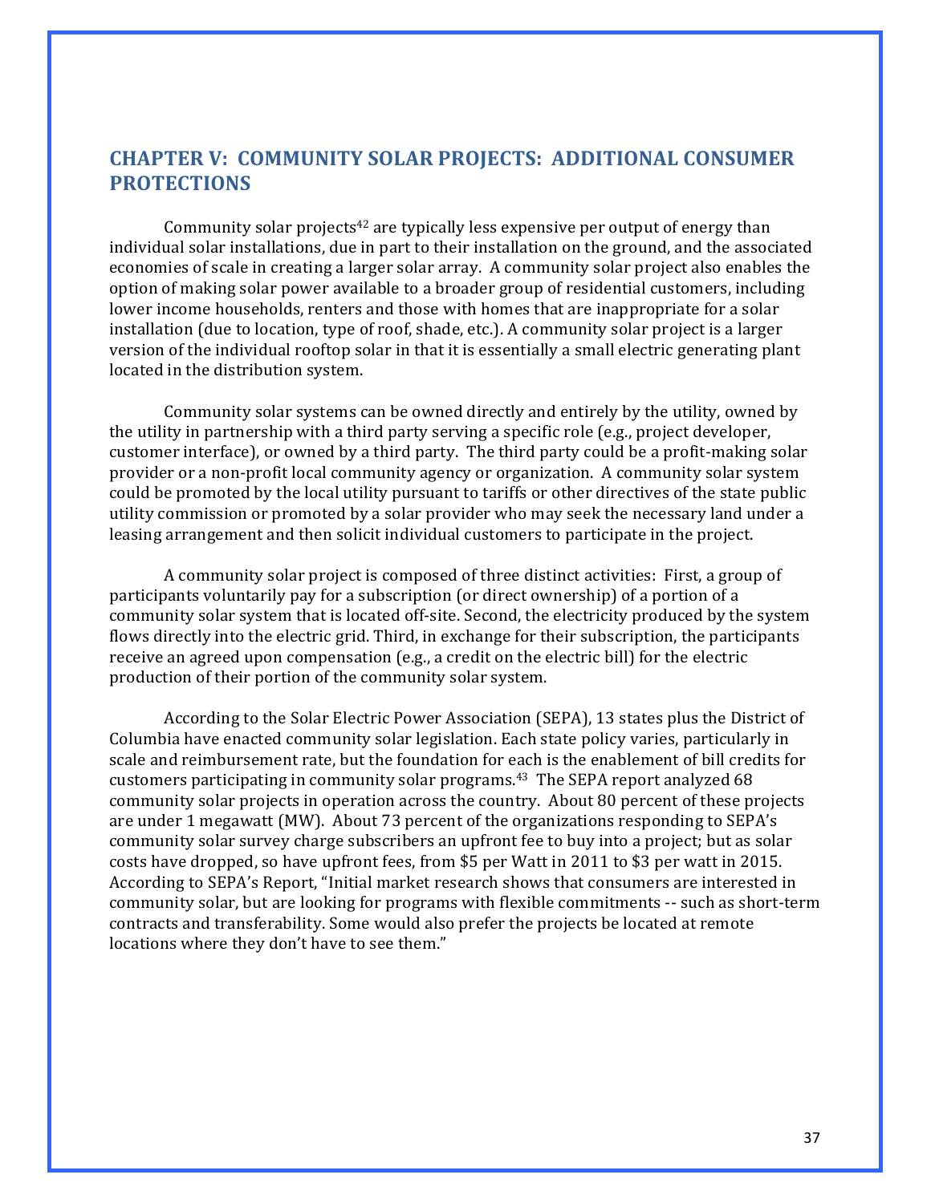## CHAPTER V: COMMUNITY SOLAR PROJECTS: ADDITIONAL CONSUMER PROTECTIONS

Community solar projects[42] are typically less expensive per output of energy than individual solar installations, due in part to their installation on the ground, and the associated economies of scale in creating a larger solar array. A community solar project also enables the option of making solar power available to a broader group of residential customers, including lower income households, renters and those with homes that are inappropriate for a solar installation (due to location, type of roof, shade, etc.). A community solar project is a larger version of the individual rooftop solar in that it is essentially a small electric generating plant located in the distribution system.

Community solar systems can be owned directly and entirely by the utility, owned by the utility in partnership with a third party serving a specific role (e.g., project developer, customer interface), or owned by a third party. The third party could be a profit-making solar provider or a non-profit local community agency or organization. A community solar system could be promoted by the local utility pursuant to tariffs or other directives of the state public utility commission or promoted by a solar provider who may seek the necessary land under a leasing arrangement and then solicit individual customers to participate in the project.

A community solar project is composed of three distinct activities: First, a group of participants voluntarily pay for a subscription (or direct ownership) of a portion of a community solar system that is located off-site. Second, the electricity produced by the system flows directly into the electric grid. Third, in exchange for their subscription, the participants receive an agreed upon compensation (e.g., a credit on the electric bill) for the electric production of their portion of the community solar system.

According to the Solar Electric Power Association (SEPA), 13 states plus the District of Columbia have enacted community solar legislation. Each state policy varies, particularly in scale and reimbursement rate, but the foundation for each is the enablement of bill credits for customers participating in community solar programs.[43] The SEPA report analyzed 68 community solar projects in operation across the country. About 80 percent of these projects are under 1 megawatt (MW). About 73 percent of the organizations responding to SEPA's community solar survey charge subscribers an upfront fee to buy into a project; but as solar costs have dropped, so have upfront fees, from $5 per Watt in 2011 to $3 per watt in 2015. According to SEPA's Report, "Initial market research shows that consumers are interested in community solar, but are looking for programs with flexible commitments -- such as short-term contracts and transferability. Some would also prefer the projects be located at remote locations where they don't have to see them."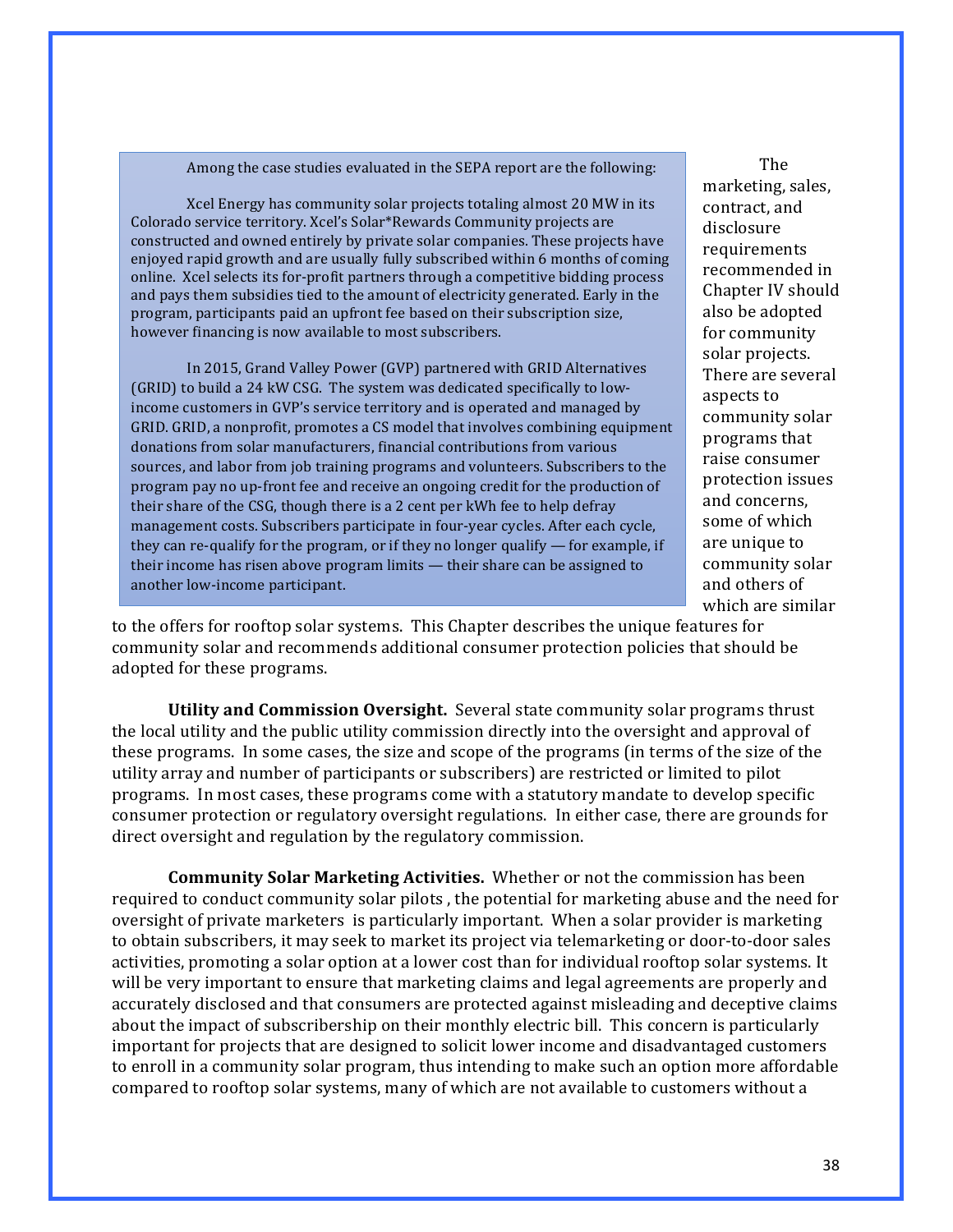> Among the case studies evaluated in the SEPA report are the following:
>
> Xcel Energy has community solar projects totaling almost 20 MW in its Colorado service territory. Xcel's Solar*Rewards Community projects are constructed and owned entirely by private solar companies. These projects have enjoyed rapid growth and are usually fully subscribed within 6 months of coming online. Xcel selects its for-profit partners through a competitive bidding process and pays them subsidies tied to the amount of electricity generated. Early in the program, participants paid an upfront fee based on their subscription size, however financing is now available to most subscribers.
>
> In 2015, Grand Valley Power (GVP) partnered with GRID Alternatives (GRID) to build a 24 kW CSG. The system was dedicated specifically to low-income customers in GVP's service territory and is operated and managed by GRID. GRID, a nonprofit, promotes a CS model that involves combining equipment donations from solar manufacturers, financial contributions from various sources, and labor from job training programs and volunteers. Subscribers to the program pay no up-front fee and receive an ongoing credit for the production of their share of the CSG, though there is a 2 cent per kWh fee to help defray management costs. Subscribers participate in four-year cycles. After each cycle, they can re-qualify for the program, or if they no longer qualify — for example, if their income has risen above program limits — their share can be assigned to another low-income participant.

The marketing, sales, contract, and disclosure requirements recommended in Chapter IV should also be adopted for community solar projects. There are several aspects to community solar programs that raise consumer protection issues and concerns, some of which are unique to community solar and others of which are similar to the offers for rooftop solar systems. This Chapter describes the unique features for community solar and recommends additional consumer protection policies that should be adopted for these programs.

**Utility and Commission Oversight.** Several state community solar programs thrust the local utility and the public utility commission directly into the oversight and approval of these programs. In some cases, the size and scope of the programs (in terms of the size of the utility array and number of participants or subscribers) are restricted or limited to pilot programs. In most cases, these programs come with a statutory mandate to develop specific consumer protection or regulatory oversight regulations. In either case, there are grounds for direct oversight and regulation by the regulatory commission.

**Community Solar Marketing Activities.** Whether or not the commission has been required to conduct community solar pilots , the potential for marketing abuse and the need for oversight of private marketers is particularly important. When a solar provider is marketing to obtain subscribers, it may seek to market its project via telemarketing or door-to-door sales activities, promoting a solar option at a lower cost than for individual rooftop solar systems. It will be very important to ensure that marketing claims and legal agreements are properly and accurately disclosed and that consumers are protected against misleading and deceptive claims about the impact of subscribership on their monthly electric bill. This concern is particularly important for projects that are designed to solicit lower income and disadvantaged customers to enroll in a community solar program, thus intending to make such an option more affordable compared to rooftop solar systems, many of which are not available to customers without a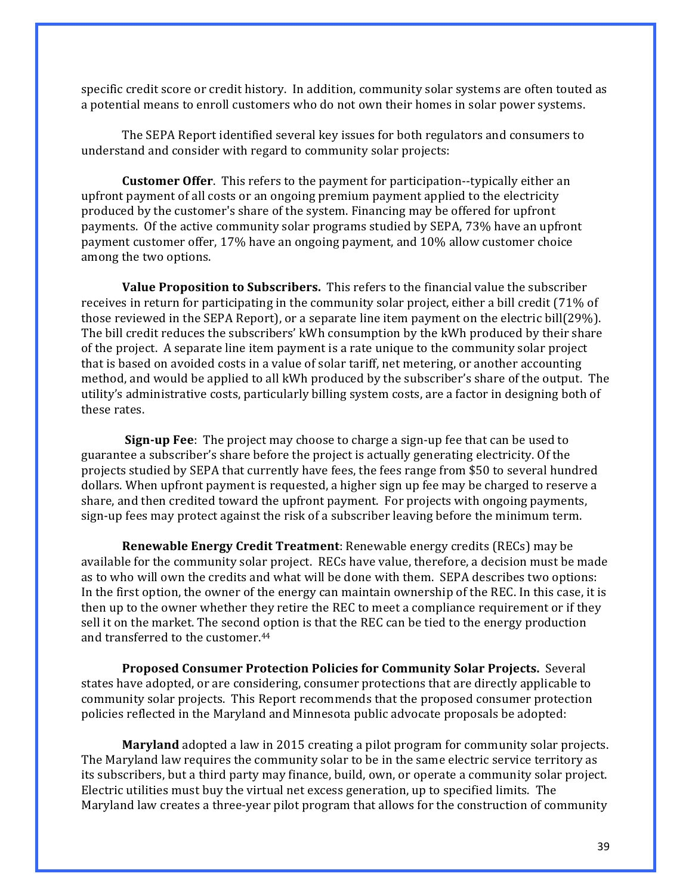specific credit score or credit history. In addition, community solar systems are often touted as a potential means to enroll customers who do not own their homes in solar power systems.

The SEPA Report identified several key issues for both regulators and consumers to understand and consider with regard to community solar projects:

**Customer Offer**. This refers to the payment for participation--typically either an upfront payment of all costs or an ongoing premium payment applied to the electricity produced by the customer's share of the system. Financing may be offered for upfront payments. Of the active community solar programs studied by SEPA, 73% have an upfront payment customer offer, 17% have an ongoing payment, and 10% allow customer choice among the two options.

**Value Proposition to Subscribers.** This refers to the financial value the subscriber receives in return for participating in the community solar project, either a bill credit (71% of those reviewed in the SEPA Report), or a separate line item payment on the electric bill(29%). The bill credit reduces the subscribers' kWh consumption by the kWh produced by their share of the project. A separate line item payment is a rate unique to the community solar project that is based on avoided costs in a value of solar tariff, net metering, or another accounting method, and would be applied to all kWh produced by the subscriber's share of the output. The utility's administrative costs, particularly billing system costs, are a factor in designing both of these rates.

**Sign-up Fee**: The project may choose to charge a sign-up fee that can be used to guarantee a subscriber's share before the project is actually generating electricity. Of the projects studied by SEPA that currently have fees, the fees range from $50 to several hundred dollars. When upfront payment is requested, a higher sign up fee may be charged to reserve a share, and then credited toward the upfront payment. For projects with ongoing payments, sign-up fees may protect against the risk of a subscriber leaving before the minimum term.

**Renewable Energy Credit Treatment**: Renewable energy credits (RECs) may be available for the community solar project. RECs have value, therefore, a decision must be made as to who will own the credits and what will be done with them. SEPA describes two options: In the first option, the owner of the energy can maintain ownership of the REC. In this case, it is then up to the owner whether they retire the REC to meet a compliance requirement or if they sell it on the market. The second option is that the REC can be tied to the energy production and transferred to the customer.[44]

**Proposed Consumer Protection Policies for Community Solar Projects.** Several states have adopted, or are considering, consumer protections that are directly applicable to community solar projects. This Report recommends that the proposed consumer protection policies reflected in the Maryland and Minnesota public advocate proposals be adopted:

**Maryland** adopted a law in 2015 creating a pilot program for community solar projects. The Maryland law requires the community solar to be in the same electric service territory as its subscribers, but a third party may finance, build, own, or operate a community solar project. Electric utilities must buy the virtual net excess generation, up to specified limits. The Maryland law creates a three-year pilot program that allows for the construction of community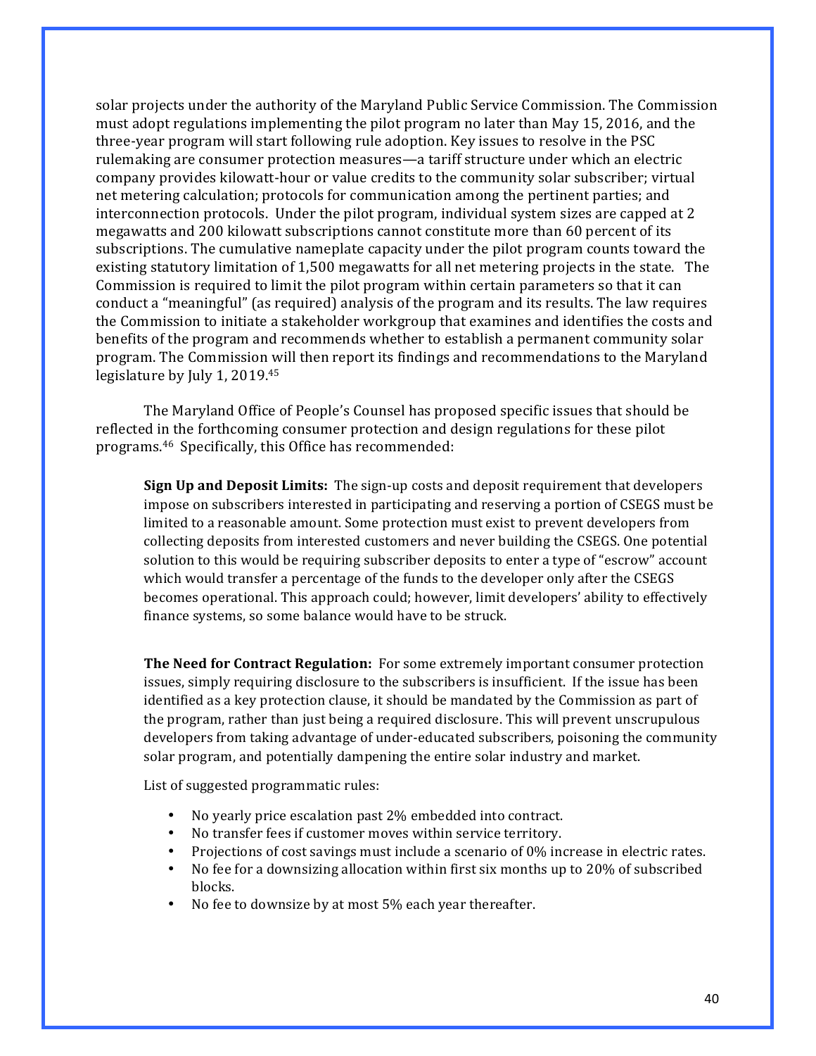solar projects under the authority of the Maryland Public Service Commission. The Commission must adopt regulations implementing the pilot program no later than May 15, 2016, and the three-year program will start following rule adoption. Key issues to resolve in the PSC rulemaking are consumer protection measures—a tariff structure under which an electric company provides kilowatt-hour or value credits to the community solar subscriber; virtual net metering calculation; protocols for communication among the pertinent parties; and interconnection protocols. Under the pilot program, individual system sizes are capped at 2 megawatts and 200 kilowatt subscriptions cannot constitute more than 60 percent of its subscriptions. The cumulative nameplate capacity under the pilot program counts toward the existing statutory limitation of 1,500 megawatts for all net metering projects in the state. The Commission is required to limit the pilot program within certain parameters so that it can conduct a "meaningful" (as required) analysis of the program and its results. The law requires the Commission to initiate a stakeholder workgroup that examines and identifies the costs and benefits of the program and recommends whether to establish a permanent community solar program. The Commission will then report its findings and recommendations to the Maryland legislature by July 1, 2019.[45]

The Maryland Office of People's Counsel has proposed specific issues that should be reflected in the forthcoming consumer protection and design regulations for these pilot programs.[46] Specifically, this Office has recommended:

> **Sign Up and Deposit Limits:** The sign-up costs and deposit requirement that developers impose on subscribers interested in participating and reserving a portion of CSEGS must be limited to a reasonable amount. Some protection must exist to prevent developers from collecting deposits from interested customers and never building the CSEGS. One potential solution to this would be requiring subscriber deposits to enter a type of "escrow" account which would transfer a percentage of the funds to the developer only after the CSEGS becomes operational. This approach could; however, limit developers' ability to effectively finance systems, so some balance would have to be struck.
>
> **The Need for Contract Regulation:** For some extremely important consumer protection issues, simply requiring disclosure to the subscribers is insufficient. If the issue has been identified as a key protection clause, it should be mandated by the Commission as part of the program, rather than just being a required disclosure. This will prevent unscrupulous developers from taking advantage of under-educated subscribers, poisoning the community solar program, and potentially dampening the entire solar industry and market.
>
> List of suggested programmatic rules:
>
> - No yearly price escalation past 2% embedded into contract.
> - No transfer fees if customer moves within service territory.
> - Projections of cost savings must include a scenario of 0% increase in electric rates.
> - No fee for a downsizing allocation within first six months up to 20% of subscribed blocks.
> - No fee to downsize by at most 5% each year thereafter.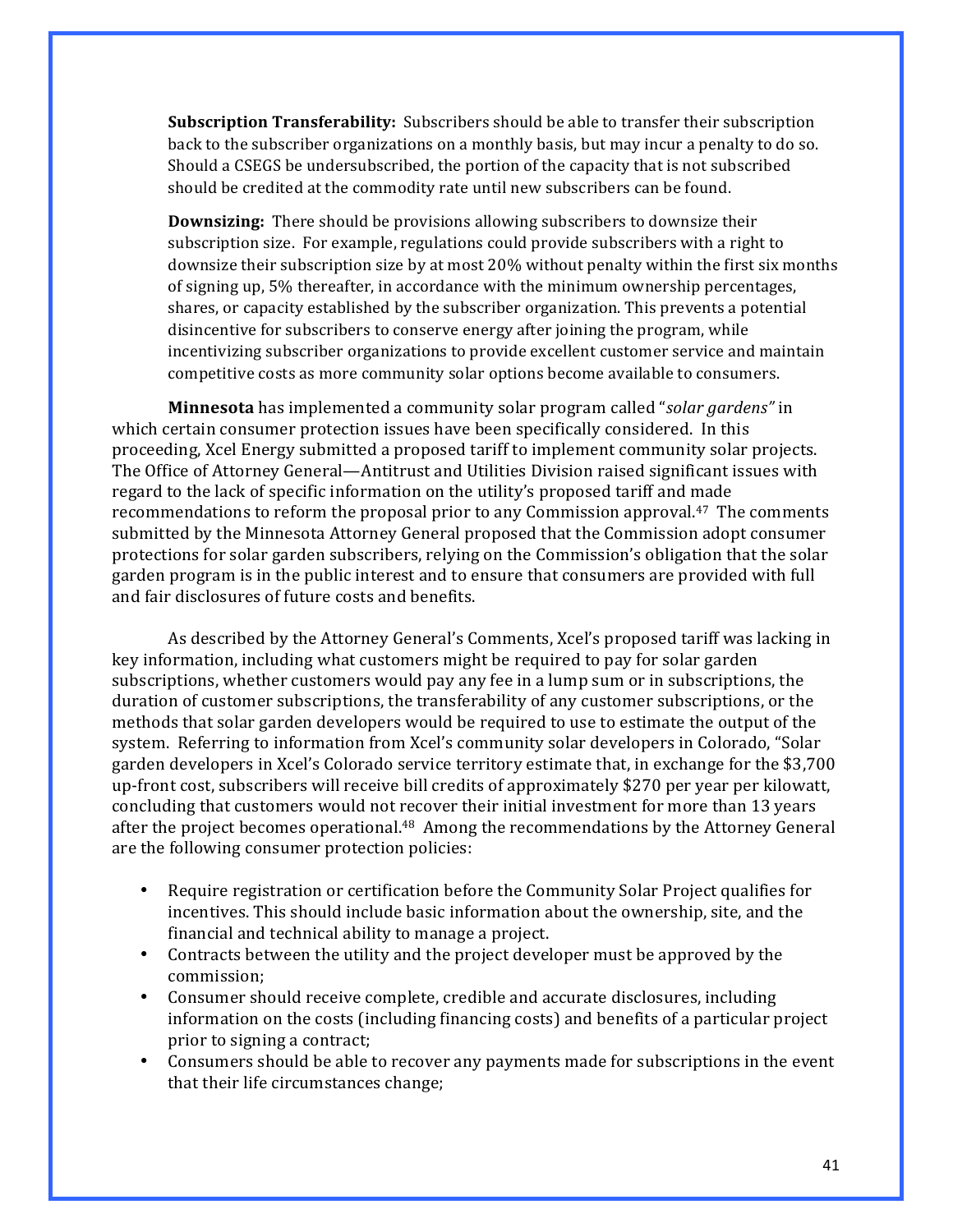**Subscription Transferability:** Subscribers should be able to transfer their subscription back to the subscriber organizations on a monthly basis, but may incur a penalty to do so. Should a CSEGS be undersubscribed, the portion of the capacity that is not subscribed should be credited at the commodity rate until new subscribers can be found.

**Downsizing:** There should be provisions allowing subscribers to downsize their subscription size. For example, regulations could provide subscribers with a right to downsize their subscription size by at most 20% without penalty within the first six months of signing up, 5% thereafter, in accordance with the minimum ownership percentages, shares, or capacity established by the subscriber organization. This prevents a potential disincentive for subscribers to conserve energy after joining the program, while incentivizing subscriber organizations to provide excellent customer service and maintain competitive costs as more community solar options become available to consumers.

**Minnesota** has implemented a community solar program called "*solar gardens"* in which certain consumer protection issues have been specifically considered. In this proceeding, Xcel Energy submitted a proposed tariff to implement community solar projects. The Office of Attorney General—Antitrust and Utilities Division raised significant issues with regard to the lack of specific information on the utility's proposed tariff and made recommendations to reform the proposal prior to any Commission approval.[47] The comments submitted by the Minnesota Attorney General proposed that the Commission adopt consumer protections for solar garden subscribers, relying on the Commission's obligation that the solar garden program is in the public interest and to ensure that consumers are provided with full and fair disclosures of future costs and benefits.

As described by the Attorney General's Comments, Xcel's proposed tariff was lacking in key information, including what customers might be required to pay for solar garden subscriptions, whether customers would pay any fee in a lump sum or in subscriptions, the duration of customer subscriptions, the transferability of any customer subscriptions, or the methods that solar garden developers would be required to use to estimate the output of the system. Referring to information from Xcel's community solar developers in Colorado, "Solar garden developers in Xcel's Colorado service territory estimate that, in exchange for the $3,700 up-front cost, subscribers will receive bill credits of approximately $270 per year per kilowatt, concluding that customers would not recover their initial investment for more than 13 years after the project becomes operational.[48] Among the recommendations by the Attorney General are the following consumer protection policies:

- Require registration or certification before the Community Solar Project qualifies for incentives. This should include basic information about the ownership, site, and the financial and technical ability to manage a project.
- Contracts between the utility and the project developer must be approved by the commission;
- Consumer should receive complete, credible and accurate disclosures, including information on the costs (including financing costs) and benefits of a particular project prior to signing a contract;
- Consumers should be able to recover any payments made for subscriptions in the event that their life circumstances change;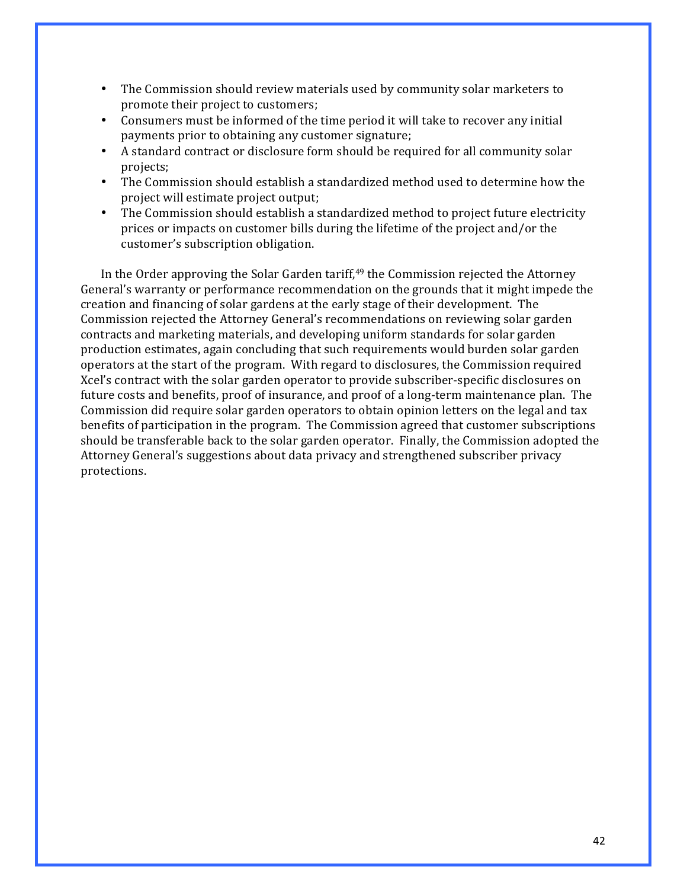- The Commission should review materials used by community solar marketers to promote their project to customers;
- Consumers must be informed of the time period it will take to recover any initial payments prior to obtaining any customer signature;
- A standard contract or disclosure form should be required for all community solar projects;
- The Commission should establish a standardized method used to determine how the project will estimate project output;
- The Commission should establish a standardized method to project future electricity prices or impacts on customer bills during the lifetime of the project and/or the customer's subscription obligation.

In the Order approving the Solar Garden tariff,[49] the Commission rejected the Attorney General's warranty or performance recommendation on the grounds that it might impede the creation and financing of solar gardens at the early stage of their development. The Commission rejected the Attorney General's recommendations on reviewing solar garden contracts and marketing materials, and developing uniform standards for solar garden production estimates, again concluding that such requirements would burden solar garden operators at the start of the program. With regard to disclosures, the Commission required Xcel's contract with the solar garden operator to provide subscriber-specific disclosures on future costs and benefits, proof of insurance, and proof of a long-term maintenance plan. The Commission did require solar garden operators to obtain opinion letters on the legal and tax benefits of participation in the program. The Commission agreed that customer subscriptions should be transferable back to the solar garden operator. Finally, the Commission adopted the Attorney General's suggestions about data privacy and strengthened subscriber privacy protections.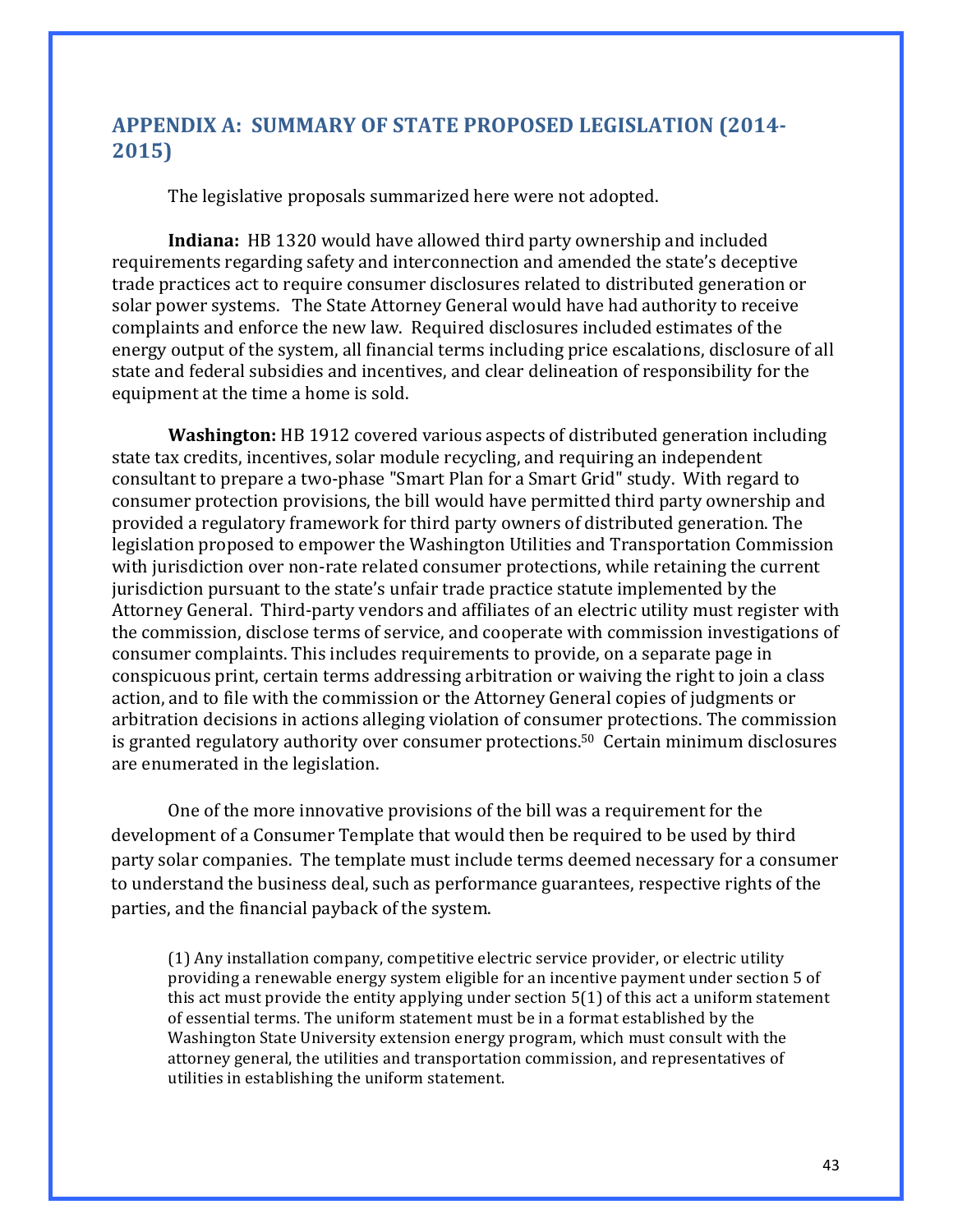## APPENDIX A: SUMMARY OF STATE PROPOSED LEGISLATION (2014-2015)

The legislative proposals summarized here were not adopted.

**Indiana:** HB 1320 would have allowed third party ownership and included requirements regarding safety and interconnection and amended the state's deceptive trade practices act to require consumer disclosures related to distributed generation or solar power systems. The State Attorney General would have had authority to receive complaints and enforce the new law. Required disclosures included estimates of the energy output of the system, all financial terms including price escalations, disclosure of all state and federal subsidies and incentives, and clear delineation of responsibility for the equipment at the time a home is sold.

**Washington:** HB 1912 covered various aspects of distributed generation including state tax credits, incentives, solar module recycling, and requiring an independent consultant to prepare a two-phase "Smart Plan for a Smart Grid" study. With regard to consumer protection provisions, the bill would have permitted third party ownership and provided a regulatory framework for third party owners of distributed generation. The legislation proposed to empower the Washington Utilities and Transportation Commission with jurisdiction over non-rate related consumer protections, while retaining the current jurisdiction pursuant to the state's unfair trade practice statute implemented by the Attorney General. Third-party vendors and affiliates of an electric utility must register with the commission, disclose terms of service, and cooperate with commission investigations of consumer complaints. This includes requirements to provide, on a separate page in conspicuous print, certain terms addressing arbitration or waiving the right to join a class action, and to file with the commission or the Attorney General copies of judgments or arbitration decisions in actions alleging violation of consumer protections. The commission is granted regulatory authority over consumer protections.[50] Certain minimum disclosures are enumerated in the legislation.

One of the more innovative provisions of the bill was a requirement for the development of a Consumer Template that would then be required to be used by third party solar companies. The template must include terms deemed necessary for a consumer to understand the business deal, such as performance guarantees, respective rights of the parties, and the financial payback of the system.

> (1) Any installation company, competitive electric service provider, or electric utility providing a renewable energy system eligible for an incentive payment under section 5 of this act must provide the entity applying under section 5(1) of this act a uniform statement of essential terms. The uniform statement must be in a format established by the Washington State University extension energy program, which must consult with the attorney general, the utilities and transportation commission, and representatives of utilities in establishing the uniform statement.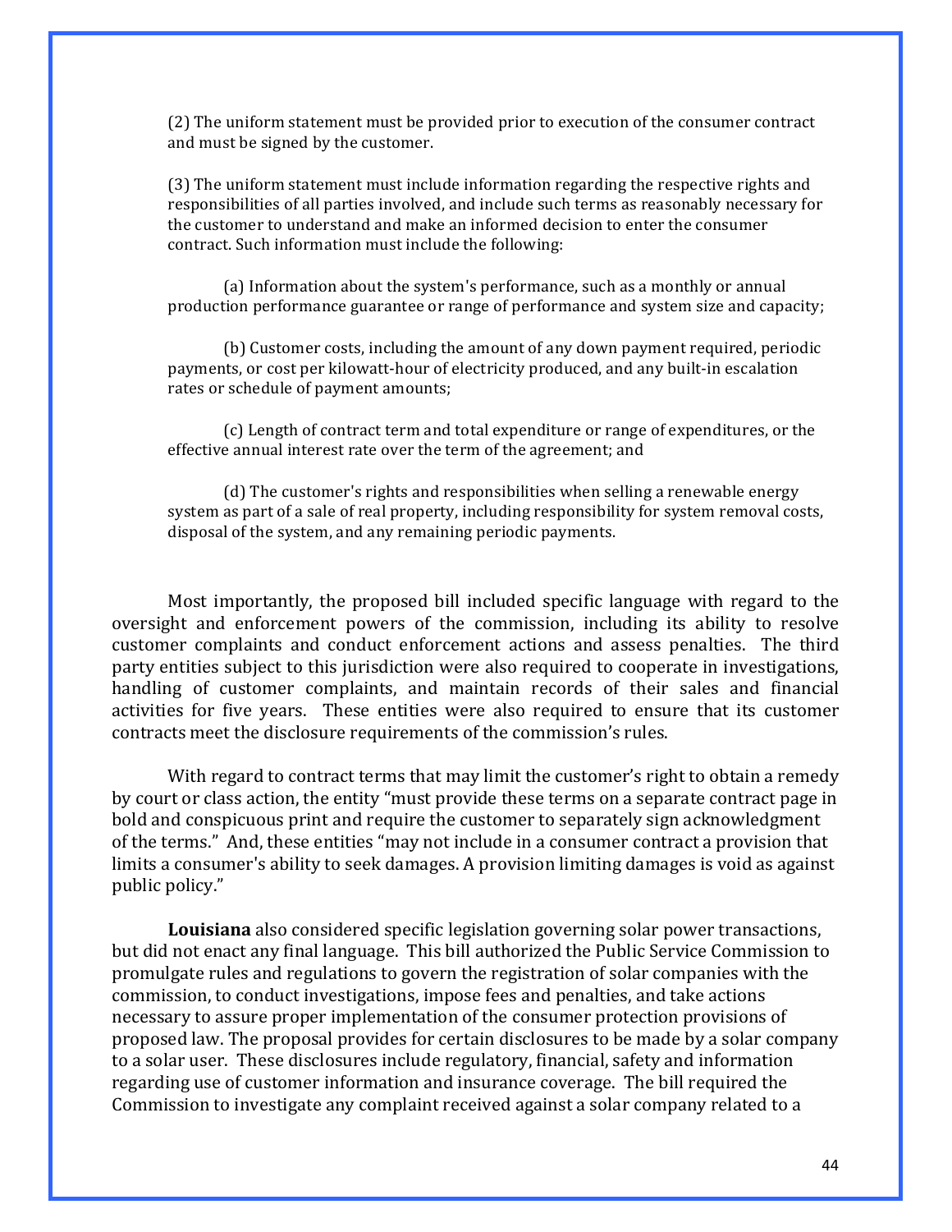(2) The uniform statement must be provided prior to execution of the consumer contract and must be signed by the customer.

(3) The uniform statement must include information regarding the respective rights and responsibilities of all parties involved, and include such terms as reasonably necessary for the customer to understand and make an informed decision to enter the consumer contract. Such information must include the following:

(a) Information about the system's performance, such as a monthly or annual production performance guarantee or range of performance and system size and capacity;

(b) Customer costs, including the amount of any down payment required, periodic payments, or cost per kilowatt-hour of electricity produced, and any built-in escalation rates or schedule of payment amounts;

(c) Length of contract term and total expenditure or range of expenditures, or the effective annual interest rate over the term of the agreement; and

(d) The customer's rights and responsibilities when selling a renewable energy system as part of a sale of real property, including responsibility for system removal costs, disposal of the system, and any remaining periodic payments.

Most importantly, the proposed bill included specific language with regard to the oversight and enforcement powers of the commission, including its ability to resolve customer complaints and conduct enforcement actions and assess penalties. The third party entities subject to this jurisdiction were also required to cooperate in investigations, handling of customer complaints, and maintain records of their sales and financial activities for five years. These entities were also required to ensure that its customer contracts meet the disclosure requirements of the commission's rules.

With regard to contract terms that may limit the customer's right to obtain a remedy by court or class action, the entity "must provide these terms on a separate contract page in bold and conspicuous print and require the customer to separately sign acknowledgment of the terms." And, these entities "may not include in a consumer contract a provision that limits a consumer's ability to seek damages. A provision limiting damages is void as against public policy."

**Louisiana** also considered specific legislation governing solar power transactions, but did not enact any final language. This bill authorized the Public Service Commission to promulgate rules and regulations to govern the registration of solar companies with the commission, to conduct investigations, impose fees and penalties, and take actions necessary to assure proper implementation of the consumer protection provisions of proposed law. The proposal provides for certain disclosures to be made by a solar company to a solar user. These disclosures include regulatory, financial, safety and information regarding use of customer information and insurance coverage. The bill required the Commission to investigate any complaint received against a solar company related to a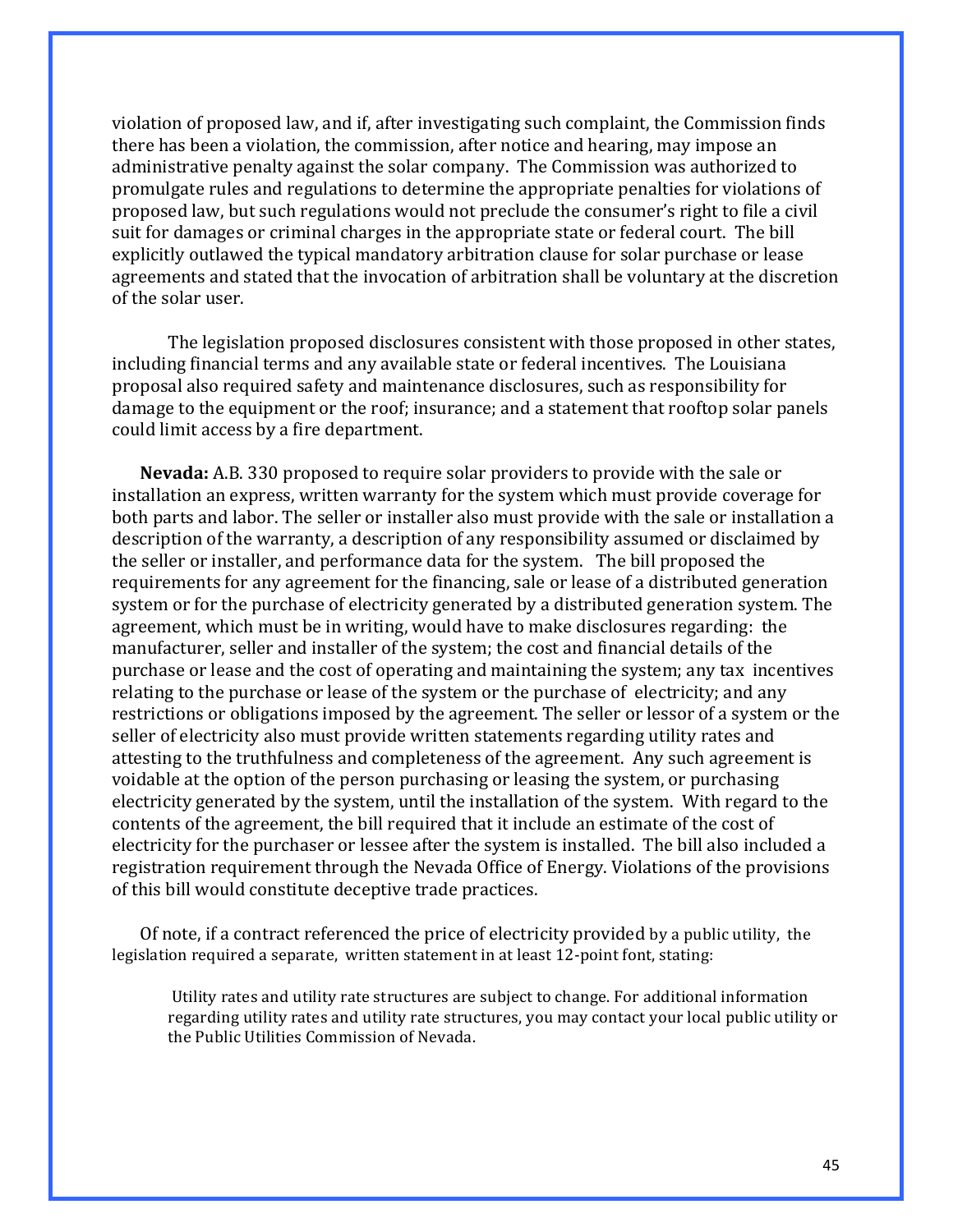violation of proposed law, and if, after investigating such complaint, the Commission finds there has been a violation, the commission, after notice and hearing, may impose an administrative penalty against the solar company. The Commission was authorized to promulgate rules and regulations to determine the appropriate penalties for violations of proposed law, but such regulations would not preclude the consumer's right to file a civil suit for damages or criminal charges in the appropriate state or federal court. The bill explicitly outlawed the typical mandatory arbitration clause for solar purchase or lease agreements and stated that the invocation of arbitration shall be voluntary at the discretion of the solar user.

The legislation proposed disclosures consistent with those proposed in other states, including financial terms and any available state or federal incentives. The Louisiana proposal also required safety and maintenance disclosures, such as responsibility for damage to the equipment or the roof; insurance; and a statement that rooftop solar panels could limit access by a fire department.

**Nevada:** A.B. 330 proposed to require solar providers to provide with the sale or installation an express, written warranty for the system which must provide coverage for both parts and labor. The seller or installer also must provide with the sale or installation a description of the warranty, a description of any responsibility assumed or disclaimed by the seller or installer, and performance data for the system. The bill proposed the requirements for any agreement for the financing, sale or lease of a distributed generation system or for the purchase of electricity generated by a distributed generation system. The agreement, which must be in writing, would have to make disclosures regarding: the manufacturer, seller and installer of the system; the cost and financial details of the purchase or lease and the cost of operating and maintaining the system; any tax incentives relating to the purchase or lease of the system or the purchase of electricity; and any restrictions or obligations imposed by the agreement. The seller or lessor of a system or the seller of electricity also must provide written statements regarding utility rates and attesting to the truthfulness and completeness of the agreement. Any such agreement is voidable at the option of the person purchasing or leasing the system, or purchasing electricity generated by the system, until the installation of the system. With regard to the contents of the agreement, the bill required that it include an estimate of the cost of electricity for the purchaser or lessee after the system is installed. The bill also included a registration requirement through the Nevada Office of Energy. Violations of the provisions of this bill would constitute deceptive trade practices.

Of note, if a contract referenced the price of electricity provided by a public utility, the legislation required a separate, written statement in at least 12-point font, stating:

> Utility rates and utility rate structures are subject to change. For additional information regarding utility rates and utility rate structures, you may contact your local public utility or the Public Utilities Commission of Nevada.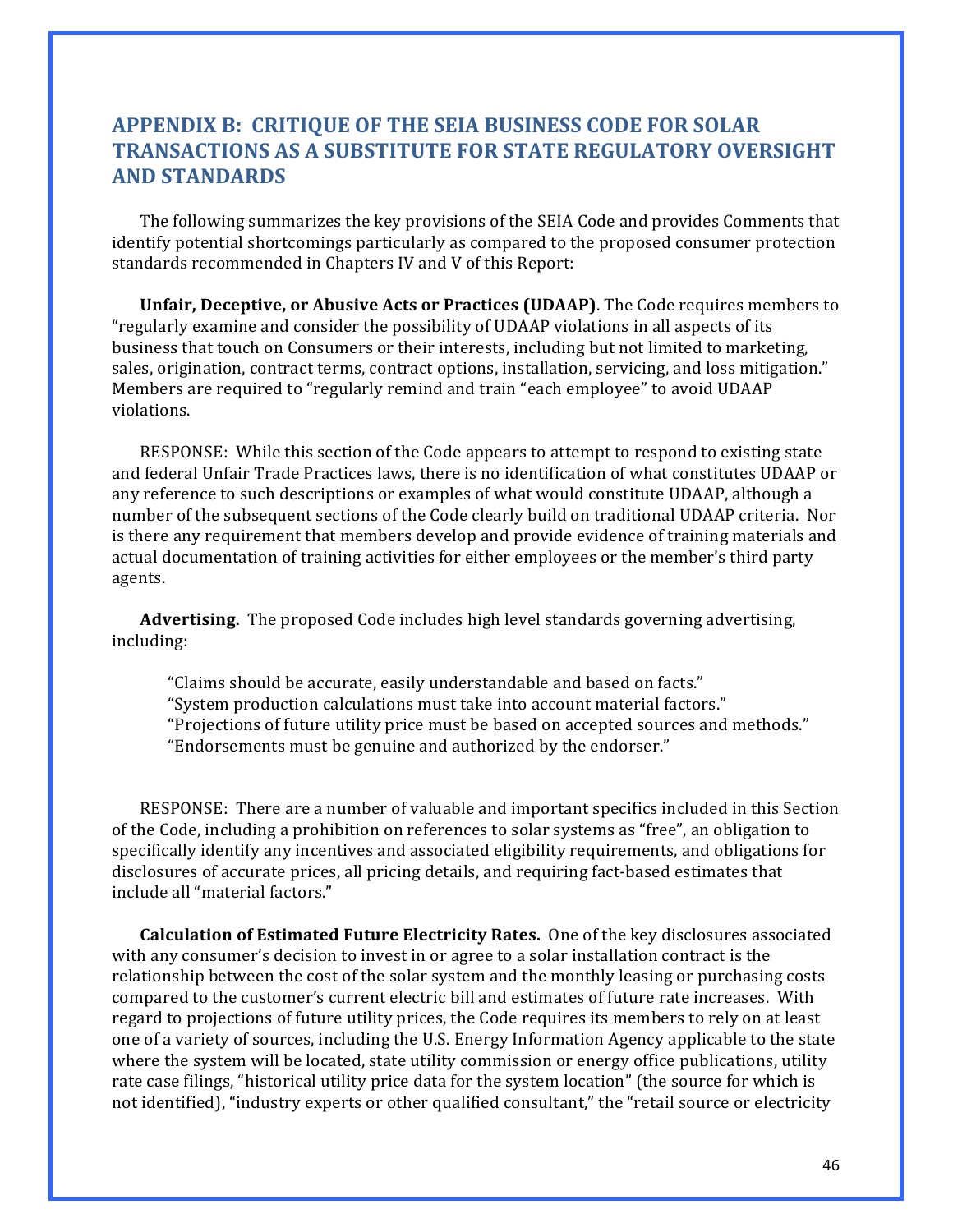## APPENDIX B: CRITIQUE OF THE SEIA BUSINESS CODE FOR SOLAR TRANSACTIONS AS A SUBSTITUTE FOR STATE REGULATORY OVERSIGHT AND STANDARDS

The following summarizes the key provisions of the SEIA Code and provides Comments that identify potential shortcomings particularly as compared to the proposed consumer protection standards recommended in Chapters IV and V of this Report:

**Unfair, Deceptive, or Abusive Acts or Practices (UDAAP)**. The Code requires members to "regularly examine and consider the possibility of UDAAP violations in all aspects of its business that touch on Consumers or their interests, including but not limited to marketing, sales, origination, contract terms, contract options, installation, servicing, and loss mitigation." Members are required to "regularly remind and train "each employee" to avoid UDAAP violations.

RESPONSE: While this section of the Code appears to attempt to respond to existing state and federal Unfair Trade Practices laws, there is no identification of what constitutes UDAAP or any reference to such descriptions or examples of what would constitute UDAAP, although a number of the subsequent sections of the Code clearly build on traditional UDAAP criteria. Nor is there any requirement that members develop and provide evidence of training materials and actual documentation of training activities for either employees or the member's third party agents.

**Advertising.** The proposed Code includes high level standards governing advertising, including:

> "Claims should be accurate, easily understandable and based on facts."
> "System production calculations must take into account material factors."
> "Projections of future utility price must be based on accepted sources and methods."
> "Endorsements must be genuine and authorized by the endorser."

RESPONSE: There are a number of valuable and important specifics included in this Section of the Code, including a prohibition on references to solar systems as "free", an obligation to specifically identify any incentives and associated eligibility requirements, and obligations for disclosures of accurate prices, all pricing details, and requiring fact-based estimates that include all "material factors."

**Calculation of Estimated Future Electricity Rates.** One of the key disclosures associated with any consumer's decision to invest in or agree to a solar installation contract is the relationship between the cost of the solar system and the monthly leasing or purchasing costs compared to the customer's current electric bill and estimates of future rate increases. With regard to projections of future utility prices, the Code requires its members to rely on at least one of a variety of sources, including the U.S. Energy Information Agency applicable to the state where the system will be located, state utility commission or energy office publications, utility rate case filings, "historical utility price data for the system location" (the source for which is not identified), "industry experts or other qualified consultant," the "retail source or electricity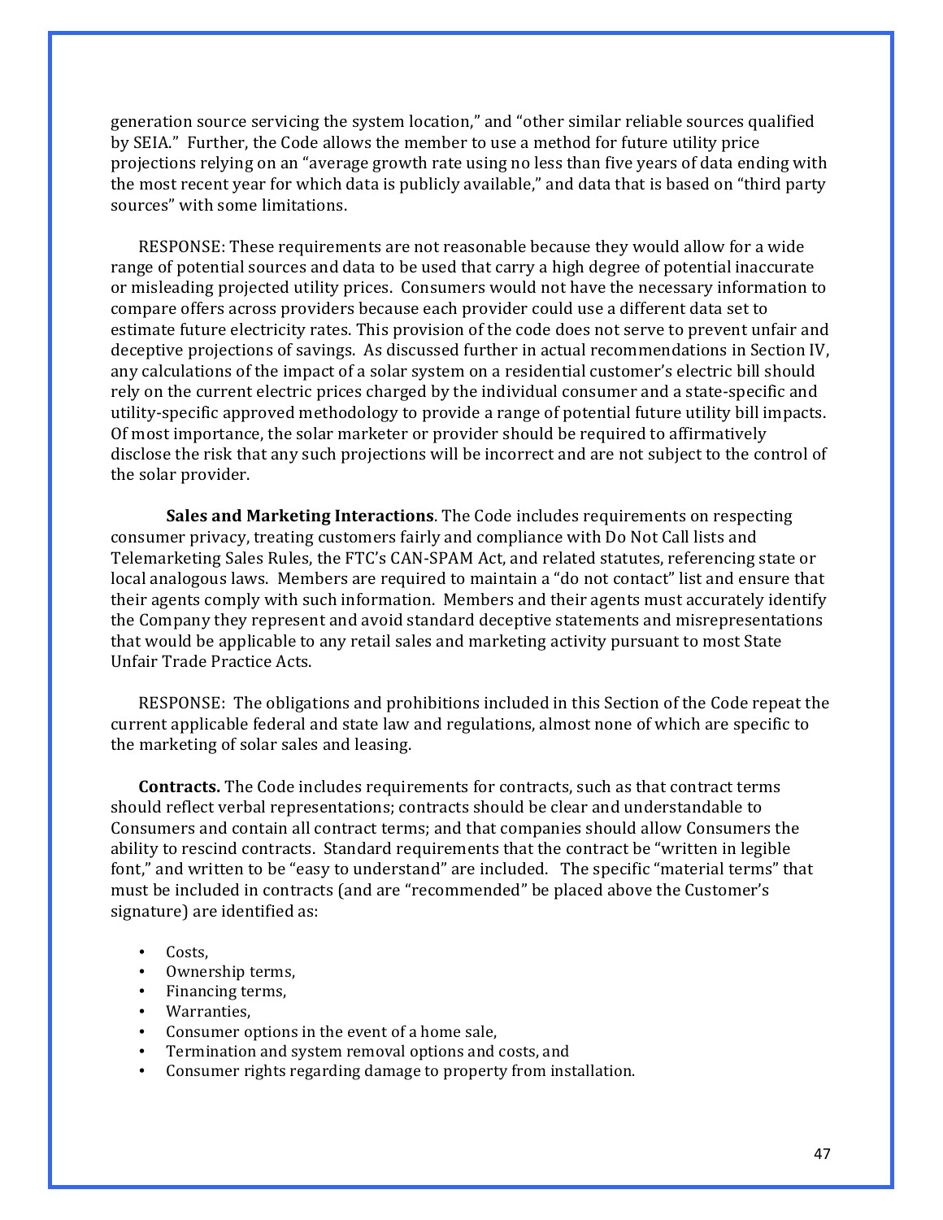generation source servicing the system location," and "other similar reliable sources qualified by SEIA." Further, the Code allows the member to use a method for future utility price projections relying on an "average growth rate using no less than five years of data ending with the most recent year for which data is publicly available," and data that is based on "third party sources" with some limitations.

RESPONSE: These requirements are not reasonable because they would allow for a wide range of potential sources and data to be used that carry a high degree of potential inaccurate or misleading projected utility prices. Consumers would not have the necessary information to compare offers across providers because each provider could use a different data set to estimate future electricity rates. This provision of the code does not serve to prevent unfair and deceptive projections of savings. As discussed further in actual recommendations in Section IV, any calculations of the impact of a solar system on a residential customer's electric bill should rely on the current electric prices charged by the individual consumer and a state-specific and utility-specific approved methodology to provide a range of potential future utility bill impacts. Of most importance, the solar marketer or provider should be required to affirmatively disclose the risk that any such projections will be incorrect and are not subject to the control of the solar provider.

**Sales and Marketing Interactions**. The Code includes requirements on respecting consumer privacy, treating customers fairly and compliance with Do Not Call lists and Telemarketing Sales Rules, the FTC's CAN-SPAM Act, and related statutes, referencing state or local analogous laws. Members are required to maintain a "do not contact" list and ensure that their agents comply with such information. Members and their agents must accurately identify the Company they represent and avoid standard deceptive statements and misrepresentations that would be applicable to any retail sales and marketing activity pursuant to most State Unfair Trade Practice Acts.

RESPONSE: The obligations and prohibitions included in this Section of the Code repeat the current applicable federal and state law and regulations, almost none of which are specific to the marketing of solar sales and leasing.

**Contracts.** The Code includes requirements for contracts, such as that contract terms should reflect verbal representations; contracts should be clear and understandable to Consumers and contain all contract terms; and that companies should allow Consumers the ability to rescind contracts. Standard requirements that the contract be "written in legible font," and written to be "easy to understand" are included. The specific "material terms" that must be included in contracts (and are "recommended" be placed above the Customer's signature) are identified as:

- Costs,
- Ownership terms,
- Financing terms,
- Warranties,
- Consumer options in the event of a home sale,
- Termination and system removal options and costs, and
- Consumer rights regarding damage to property from installation.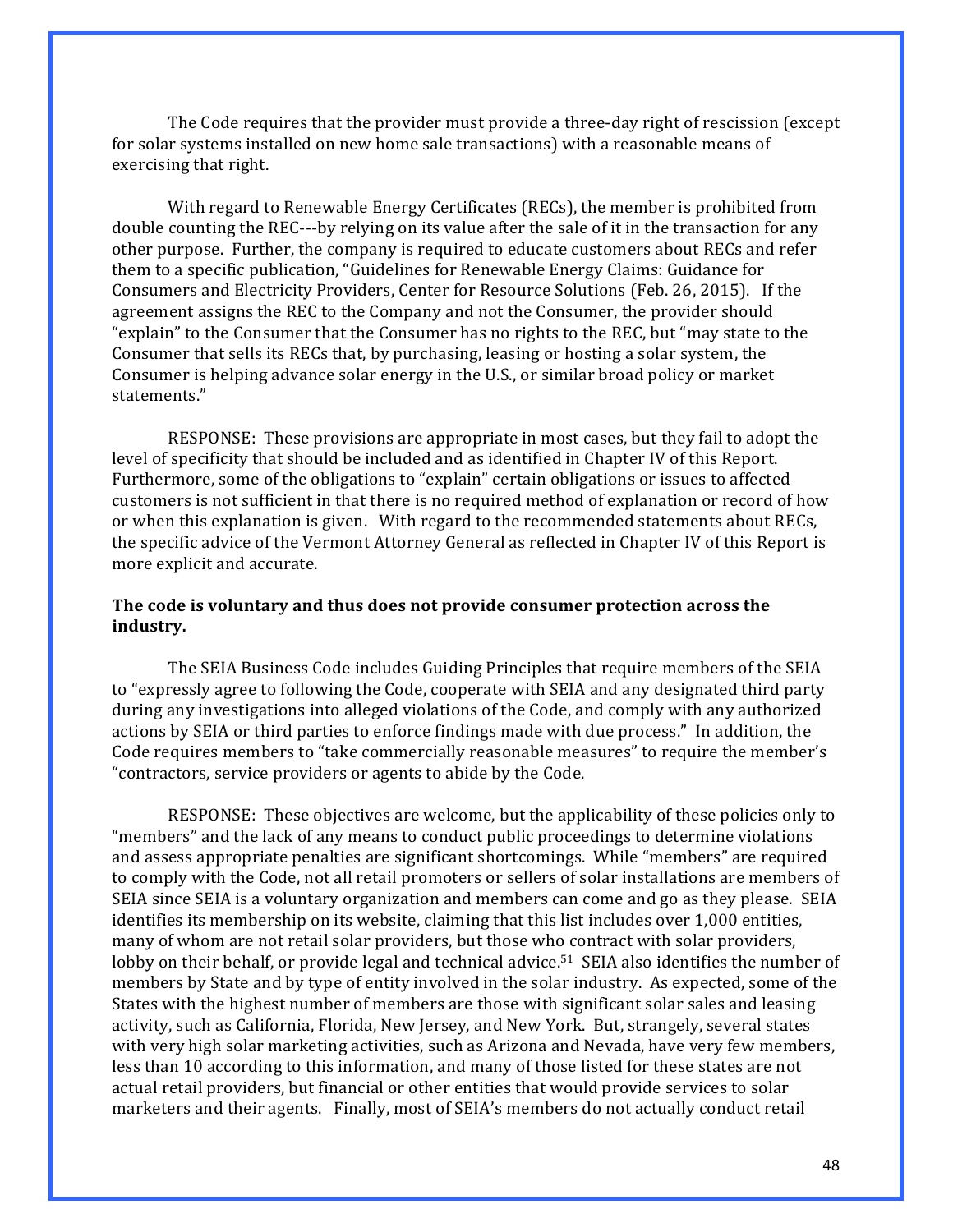The Code requires that the provider must provide a three-day right of rescission (except for solar systems installed on new home sale transactions) with a reasonable means of exercising that right.

With regard to Renewable Energy Certificates (RECs), the member is prohibited from double counting the REC---by relying on its value after the sale of it in the transaction for any other purpose. Further, the company is required to educate customers about RECs and refer them to a specific publication, "Guidelines for Renewable Energy Claims: Guidance for Consumers and Electricity Providers, Center for Resource Solutions (Feb. 26, 2015). If the agreement assigns the REC to the Company and not the Consumer, the provider should "explain" to the Consumer that the Consumer has no rights to the REC, but "may state to the Consumer that sells its RECs that, by purchasing, leasing or hosting a solar system, the Consumer is helping advance solar energy in the U.S., or similar broad policy or market statements."

RESPONSE: These provisions are appropriate in most cases, but they fail to adopt the level of specificity that should be included and as identified in Chapter IV of this Report. Furthermore, some of the obligations to "explain" certain obligations or issues to affected customers is not sufficient in that there is no required method of explanation or record of how or when this explanation is given. With regard to the recommended statements about RECs, the specific advice of the Vermont Attorney General as reflected in Chapter IV of this Report is more explicit and accurate.

**The code is voluntary and thus does not provide consumer protection across the industry.**

The SEIA Business Code includes Guiding Principles that require members of the SEIA to "expressly agree to following the Code, cooperate with SEIA and any designated third party during any investigations into alleged violations of the Code, and comply with any authorized actions by SEIA or third parties to enforce findings made with due process." In addition, the Code requires members to "take commercially reasonable measures" to require the member's "contractors, service providers or agents to abide by the Code.

RESPONSE: These objectives are welcome, but the applicability of these policies only to "members" and the lack of any means to conduct public proceedings to determine violations and assess appropriate penalties are significant shortcomings. While "members" are required to comply with the Code, not all retail promoters or sellers of solar installations are members of SEIA since SEIA is a voluntary organization and members can come and go as they please. SEIA identifies its membership on its website, claiming that this list includes over 1,000 entities, many of whom are not retail solar providers, but those who contract with solar providers, lobby on their behalf, or provide legal and technical advice.[51] SEIA also identifies the number of members by State and by type of entity involved in the solar industry. As expected, some of the States with the highest number of members are those with significant solar sales and leasing activity, such as California, Florida, New Jersey, and New York. But, strangely, several states with very high solar marketing activities, such as Arizona and Nevada, have very few members, less than 10 according to this information, and many of those listed for these states are not actual retail providers, but financial or other entities that would provide services to solar marketers and their agents. Finally, most of SEIA's members do not actually conduct retail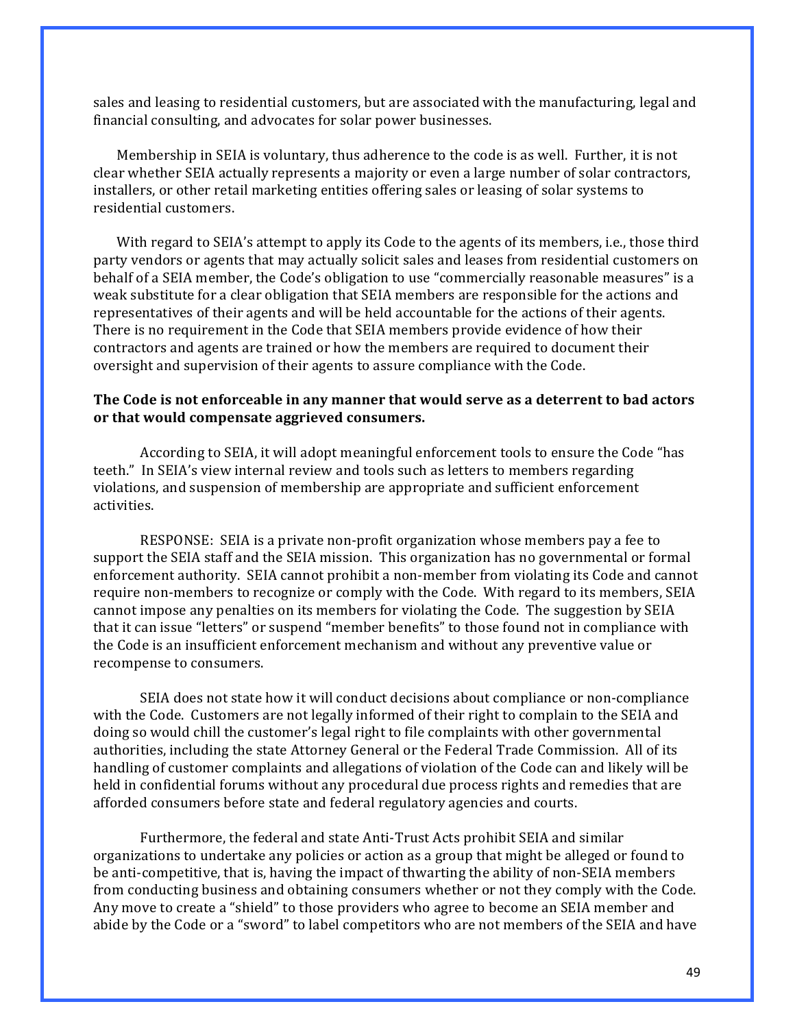sales and leasing to residential customers, but are associated with the manufacturing, legal and financial consulting, and advocates for solar power businesses.

Membership in SEIA is voluntary, thus adherence to the code is as well. Further, it is not clear whether SEIA actually represents a majority or even a large number of solar contractors, installers, or other retail marketing entities offering sales or leasing of solar systems to residential customers.

With regard to SEIA's attempt to apply its Code to the agents of its members, i.e., those third party vendors or agents that may actually solicit sales and leases from residential customers on behalf of a SEIA member, the Code's obligation to use "commercially reasonable measures" is a weak substitute for a clear obligation that SEIA members are responsible for the actions and representatives of their agents and will be held accountable for the actions of their agents. There is no requirement in the Code that SEIA members provide evidence of how their contractors and agents are trained or how the members are required to document their oversight and supervision of their agents to assure compliance with the Code.

**The Code is not enforceable in any manner that would serve as a deterrent to bad actors or that would compensate aggrieved consumers.**

According to SEIA, it will adopt meaningful enforcement tools to ensure the Code "has teeth." In SEIA's view internal review and tools such as letters to members regarding violations, and suspension of membership are appropriate and sufficient enforcement activities.

RESPONSE: SEIA is a private non-profit organization whose members pay a fee to support the SEIA staff and the SEIA mission. This organization has no governmental or formal enforcement authority. SEIA cannot prohibit a non-member from violating its Code and cannot require non-members to recognize or comply with the Code. With regard to its members, SEIA cannot impose any penalties on its members for violating the Code. The suggestion by SEIA that it can issue "letters" or suspend "member benefits" to those found not in compliance with the Code is an insufficient enforcement mechanism and without any preventive value or recompense to consumers.

SEIA does not state how it will conduct decisions about compliance or non-compliance with the Code. Customers are not legally informed of their right to complain to the SEIA and doing so would chill the customer's legal right to file complaints with other governmental authorities, including the state Attorney General or the Federal Trade Commission. All of its handling of customer complaints and allegations of violation of the Code can and likely will be held in confidential forums without any procedural due process rights and remedies that are afforded consumers before state and federal regulatory agencies and courts.

Furthermore, the federal and state Anti-Trust Acts prohibit SEIA and similar organizations to undertake any policies or action as a group that might be alleged or found to be anti-competitive, that is, having the impact of thwarting the ability of non-SEIA members from conducting business and obtaining consumers whether or not they comply with the Code. Any move to create a "shield" to those providers who agree to become an SEIA member and abide by the Code or a "sword" to label competitors who are not members of the SEIA and have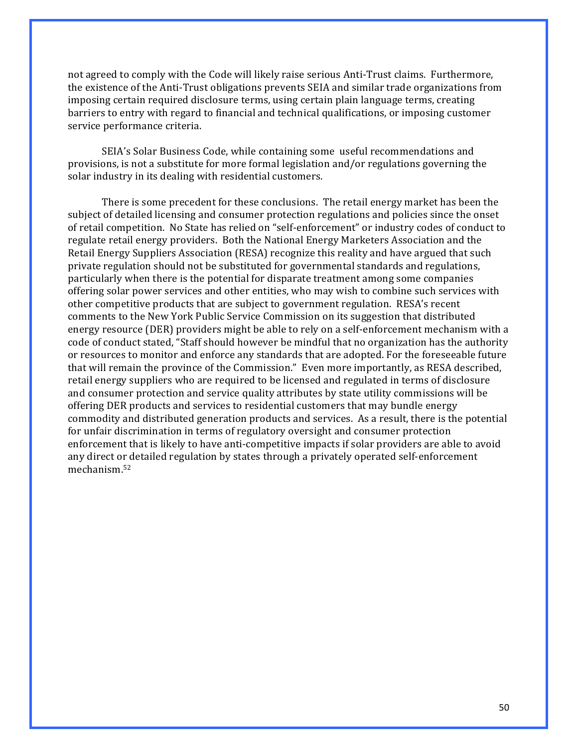not agreed to comply with the Code will likely raise serious Anti-Trust claims. Furthermore, the existence of the Anti-Trust obligations prevents SEIA and similar trade organizations from imposing certain required disclosure terms, using certain plain language terms, creating barriers to entry with regard to financial and technical qualifications, or imposing customer service performance criteria.

SEIA's Solar Business Code, while containing some useful recommendations and provisions, is not a substitute for more formal legislation and/or regulations governing the solar industry in its dealing with residential customers.

There is some precedent for these conclusions. The retail energy market has been the subject of detailed licensing and consumer protection regulations and policies since the onset of retail competition. No State has relied on "self-enforcement" or industry codes of conduct to regulate retail energy providers. Both the National Energy Marketers Association and the Retail Energy Suppliers Association (RESA) recognize this reality and have argued that such private regulation should not be substituted for governmental standards and regulations, particularly when there is the potential for disparate treatment among some companies offering solar power services and other entities, who may wish to combine such services with other competitive products that are subject to government regulation. RESA's recent comments to the New York Public Service Commission on its suggestion that distributed energy resource (DER) providers might be able to rely on a self-enforcement mechanism with a code of conduct stated, "Staff should however be mindful that no organization has the authority or resources to monitor and enforce any standards that are adopted. For the foreseeable future that will remain the province of the Commission." Even more importantly, as RESA described, retail energy suppliers who are required to be licensed and regulated in terms of disclosure and consumer protection and service quality attributes by state utility commissions will be offering DER products and services to residential customers that may bundle energy commodity and distributed generation products and services. As a result, there is the potential for unfair discrimination in terms of regulatory oversight and consumer protection enforcement that is likely to have anti-competitive impacts if solar providers are able to avoid any direct or detailed regulation by states through a privately operated self-enforcement mechanism.[52]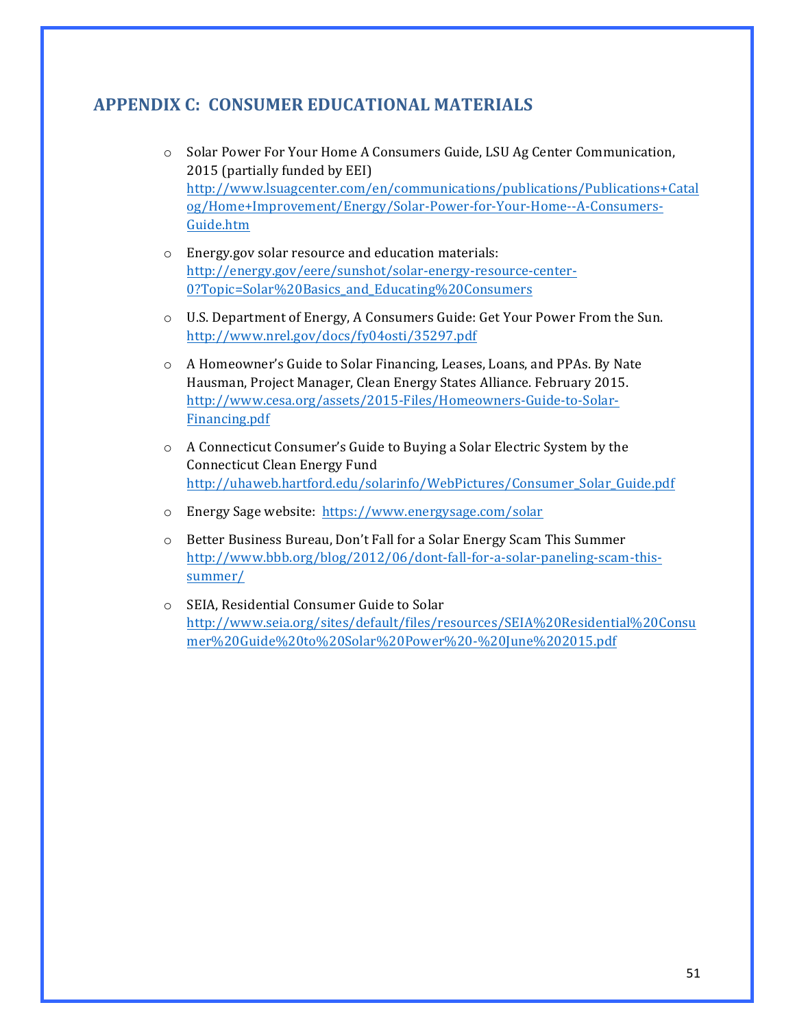## APPENDIX C: CONSUMER EDUCATIONAL MATERIALS

- Solar Power For Your Home A Consumers Guide, LSU Ag Center Communication, 2015 (partially funded by EEI) http://www.lsuagcenter.com/en/communications/publications/Publications+Catalog/Home+Improvement/Energy/Solar-Power-for-Your-Home--A-Consumers-Guide.htm
- Energy.gov solar resource and education materials: http://energy.gov/eere/sunshot/solar-energy-resource-center-0?Topic=Solar%20Basics_and_Educating%20Consumers
- U.S. Department of Energy, A Consumers Guide: Get Your Power From the Sun. http://www.nrel.gov/docs/fy04osti/35297.pdf
- A Homeowner's Guide to Solar Financing, Leases, Loans, and PPAs. By Nate Hausman, Project Manager, Clean Energy States Alliance. February 2015. http://www.cesa.org/assets/2015-Files/Homeowners-Guide-to-Solar-Financing.pdf
- A Connecticut Consumer's Guide to Buying a Solar Electric System by the Connecticut Clean Energy Fund http://uhaweb.hartford.edu/solarinfo/WebPictures/Consumer_Solar_Guide.pdf
- Energy Sage website: https://www.energysage.com/solar
- Better Business Bureau, Don't Fall for a Solar Energy Scam This Summer http://www.bbb.org/blog/2012/06/dont-fall-for-a-solar-paneling-scam-this-summer/
- SEIA, Residential Consumer Guide to Solar http://www.seia.org/sites/default/files/resources/SEIA%20Residential%20Consumer%20Guide%20to%20Solar%20Power%20-%20June%202015.pdf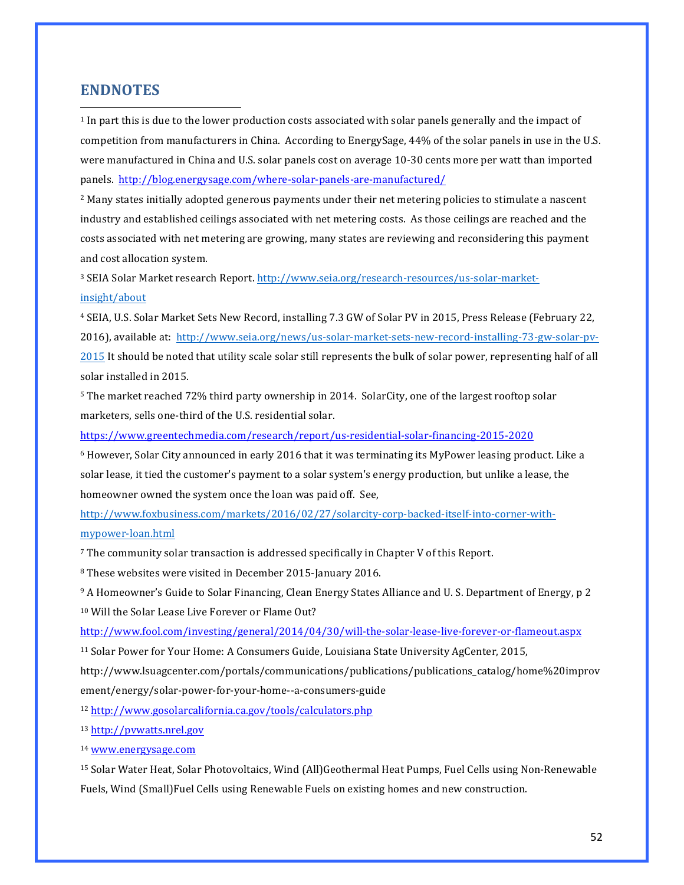## ENDNOTES

[1] In part this is due to the lower production costs associated with solar panels generally and the impact of competition from manufacturers in China. According to EnergySage, 44% of the solar panels in use in the U.S. were manufactured in China and U.S. solar panels cost on average 10-30 cents more per watt than imported panels. http://blog.energysage.com/where-solar-panels-are-manufactured/

[2] Many states initially adopted generous payments under their net metering policies to stimulate a nascent industry and established ceilings associated with net metering costs. As those ceilings are reached and the costs associated with net metering are growing, many states are reviewing and reconsidering this payment and cost allocation system.

[3] SEIA Solar Market research Report. http://www.seia.org/research-resources/us-solar-market-insight/about

[4] SEIA, U.S. Solar Market Sets New Record, installing 7.3 GW of Solar PV in 2015, Press Release (February 22, 2016), available at: http://www.seia.org/news/us-solar-market-sets-new-record-installing-73-gw-solar-pv-2015 It should be noted that utility scale solar still represents the bulk of solar power, representing half of all solar installed in 2015.

[5] The market reached 72% third party ownership in 2014. SolarCity, one of the largest rooftop solar marketers, sells one-third of the U.S. residential solar. https://www.greentechmedia.com/research/report/us-residential-solar-financing-2015-2020

[6] However, Solar City announced in early 2016 that it was terminating its MyPower leasing product. Like a solar lease, it tied the customer's payment to a solar system's energy production, but unlike a lease, the homeowner owned the system once the loan was paid off. See, http://www.foxbusiness.com/markets/2016/02/27/solarcity-corp-backed-itself-into-corner-with-mypower-loan.html

[7] The community solar transaction is addressed specifically in Chapter V of this Report.

[8] These websites were visited in December 2015-January 2016.

[9] A Homeowner's Guide to Solar Financing, Clean Energy States Alliance and U. S. Department of Energy, p 2

[10] Will the Solar Lease Live Forever or Flame Out? http://www.fool.com/investing/general/2014/04/30/will-the-solar-lease-live-forever-or-flameout.aspx

[11] Solar Power for Your Home: A Consumers Guide, Louisiana State University AgCenter, 2015, http://www.lsuagcenter.com/portals/communications/publications/publications_catalog/home%20improvement/energy/solar-power-for-your-home--a-consumers-guide

[12] http://www.gosolarcalifornia.ca.gov/tools/calculators.php

[13] http://pvwatts.nrel.gov

[14] www.energysage.com

[15] Solar Water Heat, Solar Photovoltaics, Wind (All)Geothermal Heat Pumps, Fuel Cells using Non-Renewable Fuels, Wind (Small)Fuel Cells using Renewable Fuels on existing homes and new construction.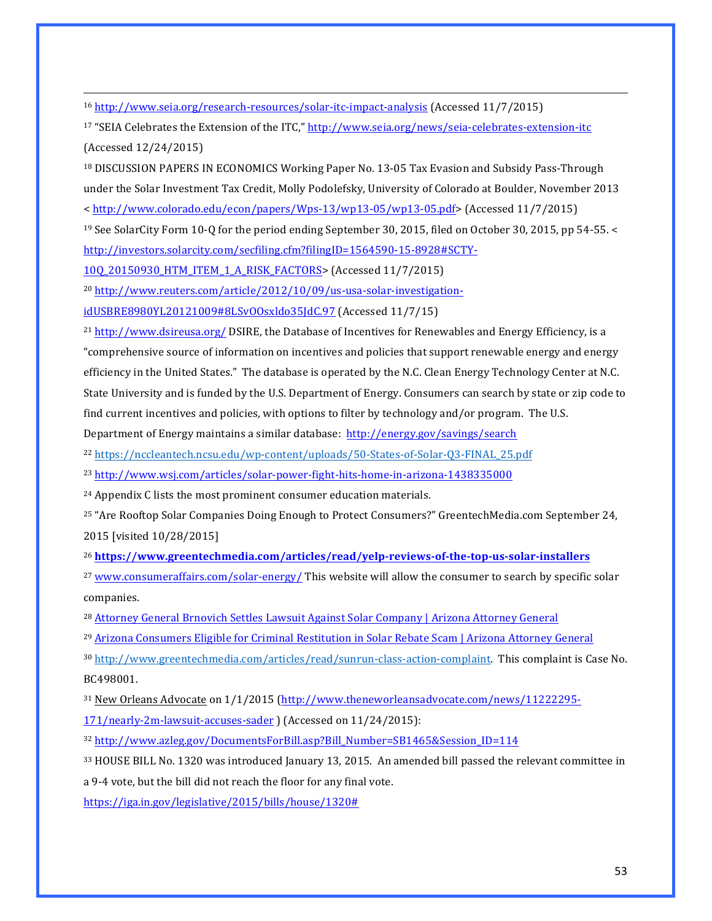[16] http://www.seia.org/research-resources/solar-itc-impact-analysis (Accessed 11/7/2015)

[17] "SEIA Celebrates the Extension of the ITC," http://www.seia.org/news/seia-celebrates-extension-itc (Accessed 12/24/2015)

[18] DISCUSSION PAPERS IN ECONOMICS Working Paper No. 13-05 Tax Evasion and Subsidy Pass-Through under the Solar Investment Tax Credit, Molly Podolefsky, University of Colorado at Boulder, November 2013 < http://www.colorado.edu/econ/papers/Wps-13/wp13-05/wp13-05.pdf> (Accessed 11/7/2015)

[19] See SolarCity Form 10-Q for the period ending September 30, 2015, filed on October 30, 2015, pp 54-55. < http://investors.solarcity.com/secfiling.cfm?filingID=1564590-15-8928#SCTY-10Q_20150930_HTM_ITEM_1_A_RISK_FACTORS> (Accessed 11/7/2015)

[20] http://www.reuters.com/article/2012/10/09/us-usa-solar-investigation-idUSBRE8980YL20121009#8LSvOOsxldo35JdC.97 (Accessed 11/7/15)

[21] http://www.dsireusa.org/ DSIRE, the Database of Incentives for Renewables and Energy Efficiency, is a "comprehensive source of information on incentives and policies that support renewable energy and energy efficiency in the United States." The database is operated by the N.C. Clean Energy Technology Center at N.C. State University and is funded by the U.S. Department of Energy. Consumers can search by state or zip code to find current incentives and policies, with options to filter by technology and/or program. The U.S. Department of Energy maintains a similar database: http://energy.gov/savings/search

[22] https://nccleantech.ncsu.edu/wp-content/uploads/50-States-of-Solar-Q3-FINAL_25.pdf

[23] http://www.wsj.com/articles/solar-power-fight-hits-home-in-arizona-1438335000

[24] Appendix C lists the most prominent consumer education materials.

[25] "Are Rooftop Solar Companies Doing Enough to Protect Consumers?" GreentechMedia.com September 24, 2015 [visited 10/28/2015]

[26] **https://www.greentechmedia.com/articles/read/yelp-reviews-of-the-top-us-solar-installers**

[27] www.consumeraffairs.com/solar-energy/ This website will allow the consumer to search by specific solar companies.

[28] Attorney General Brnovich Settles Lawsuit Against Solar Company | Arizona Attorney General

[29] Arizona Consumers Eligible for Criminal Restitution in Solar Rebate Scam | Arizona Attorney General

[30] http://www.greentechmedia.com/articles/read/sunrun-class-action-complaint. This complaint is Case No. BC498001.

[31] New Orleans Advocate on 1/1/2015 (http://www.theneworleansadvocate.com/news/11222295-171/nearly-2m-lawsuit-accuses-sader ) (Accessed on 11/24/2015):

[32] http://www.azleg.gov/DocumentsForBill.asp?Bill_Number=SB1465&Session_ID=114

[33] HOUSE BILL No. 1320 was introduced January 13, 2015. An amended bill passed the relevant committee in a 9-4 vote, but the bill did not reach the floor for any final vote. https://iga.in.gov/legislative/2015/bills/house/1320#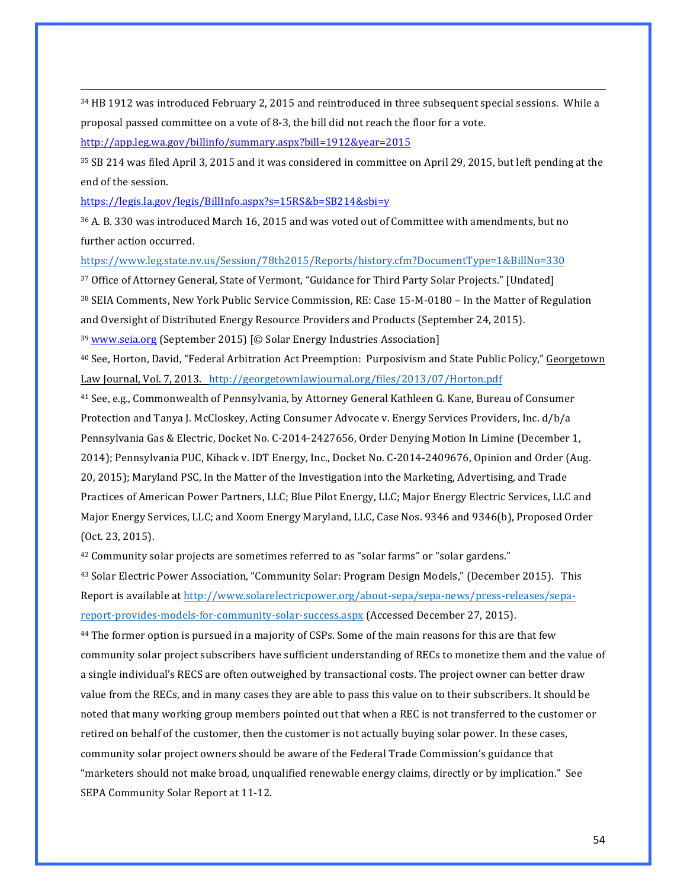[34] HB 1912 was introduced February 2, 2015 and reintroduced in three subsequent special sessions. While a proposal passed committee on a vote of 8-3, the bill did not reach the floor for a vote. http://app.leg.wa.gov/billinfo/summary.aspx?bill=1912&year=2015

[35] SB 214 was filed April 3, 2015 and it was considered in committee on April 29, 2015, but left pending at the end of the session. https://legis.la.gov/legis/BillInfo.aspx?s=15RS&b=SB214&sbi=y

[36] A. B. 330 was introduced March 16, 2015 and was voted out of Committee with amendments, but no further action occurred. https://www.leg.state.nv.us/Session/78th2015/Reports/history.cfm?DocumentType=1&BillNo=330

[37] Office of Attorney General, State of Vermont, "Guidance for Third Party Solar Projects." [Undated]

[38] SEIA Comments, New York Public Service Commission, RE: Case 15-M-0180 – In the Matter of Regulation and Oversight of Distributed Energy Resource Providers and Products (September 24, 2015).

[39] www.seia.org (September 2015) [© Solar Energy Industries Association]

[40] See, Horton, David, "Federal Arbitration Act Preemption: Purposivism and State Public Policy," Georgetown Law Journal, Vol. 7, 2013. http://georgetownlawjournal.org/files/2013/07/Horton.pdf

[41] See, e.g., Commonwealth of Pennsylvania, by Attorney General Kathleen G. Kane, Bureau of Consumer Protection and Tanya J. McCloskey, Acting Consumer Advocate v. Energy Services Providers, Inc. d/b/a Pennsylvania Gas & Electric, Docket No. C-2014-2427656, Order Denying Motion In Limine (December 1, 2014); Pennsylvania PUC, Kiback v. IDT Energy, Inc., Docket No. C-2014-2409676, Opinion and Order (Aug. 20, 2015); Maryland PSC, In the Matter of the Investigation into the Marketing, Advertising, and Trade Practices of American Power Partners, LLC; Blue Pilot Energy, LLC; Major Energy Electric Services, LLC and Major Energy Services, LLC; and Xoom Energy Maryland, LLC, Case Nos. 9346 and 9346(b), Proposed Order (Oct. 23, 2015).

[42] Community solar projects are sometimes referred to as "solar farms" or "solar gardens."

[43] Solar Electric Power Association, "Community Solar: Program Design Models," (December 2015). This Report is available at http://www.solarelectricpower.org/about-sepa/sepa-news/press-releases/sepa-report-provides-models-for-community-solar-success.aspx (Accessed December 27, 2015).

[44] The former option is pursued in a majority of CSPs. Some of the main reasons for this are that few community solar project subscribers have sufficient understanding of RECs to monetize them and the value of a single individual's RECS are often outweighed by transactional costs. The project owner can better draw value from the RECs, and in many cases they are able to pass this value on to their subscribers. It should be noted that many working group members pointed out that when a REC is not transferred to the customer or retired on behalf of the customer, then the customer is not actually buying solar power. In these cases, community solar project owners should be aware of the Federal Trade Commission's guidance that "marketers should not make broad, unqualified renewable energy claims, directly or by implication." See SEPA Community Solar Report at 11-12.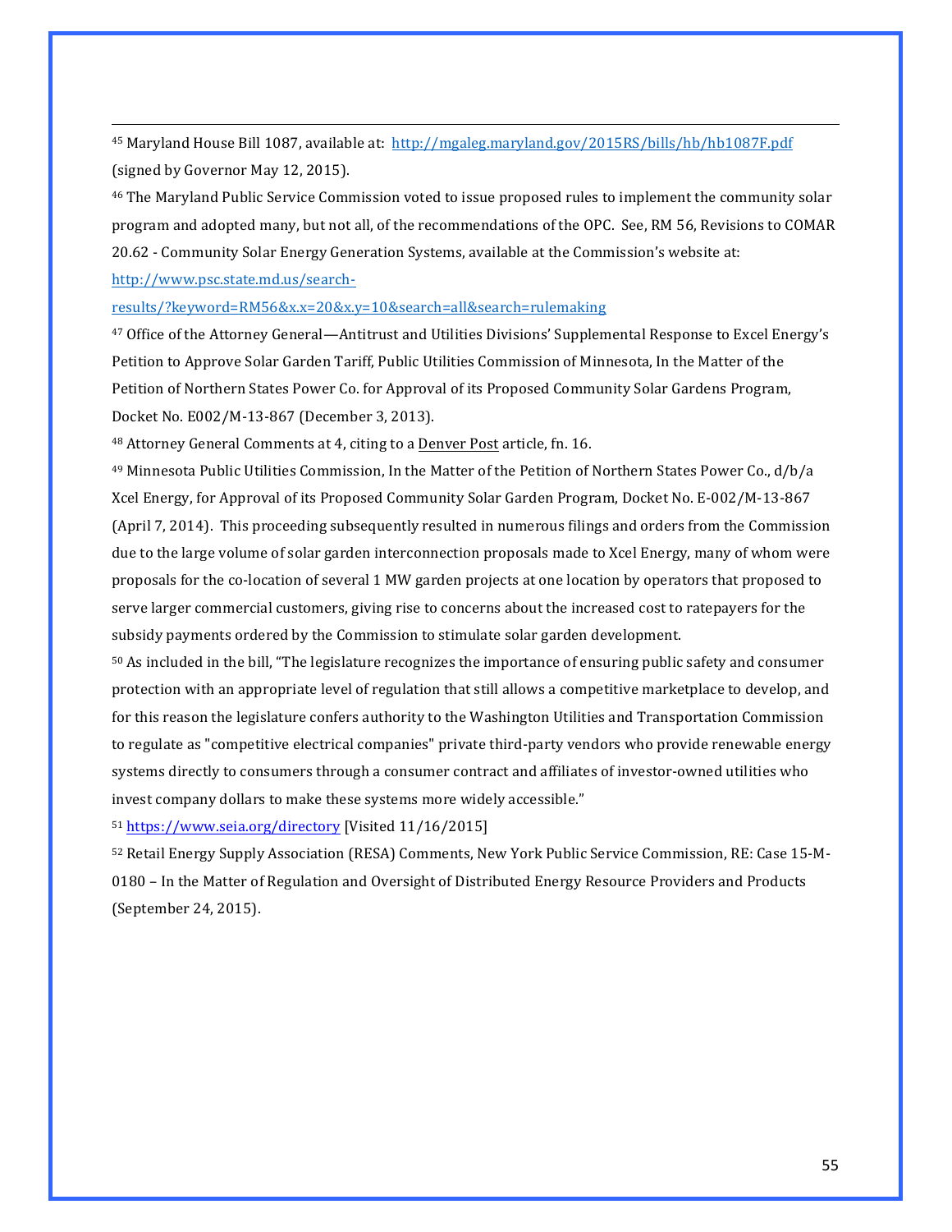[45] Maryland House Bill 1087, available at: http://mgaleg.maryland.gov/2015RS/bills/hb/hb1087F.pdf (signed by Governor May 12, 2015).

[46] The Maryland Public Service Commission voted to issue proposed rules to implement the community solar program and adopted many, but not all, of the recommendations of the OPC. See, RM 56, Revisions to COMAR 20.62 - Community Solar Energy Generation Systems, available at the Commission's website at: http://www.psc.state.md.us/search-results/?keyword=RM56&x.x=20&x.y=10&search=all&search=rulemaking

[47] Office of the Attorney General—Antitrust and Utilities Divisions' Supplemental Response to Excel Energy's Petition to Approve Solar Garden Tariff, Public Utilities Commission of Minnesota, In the Matter of the Petition of Northern States Power Co. for Approval of its Proposed Community Solar Gardens Program, Docket No. E002/M-13-867 (December 3, 2013).

[48] Attorney General Comments at 4, citing to a Denver Post article, fn. 16.

[49] Minnesota Public Utilities Commission, In the Matter of the Petition of Northern States Power Co., d/b/a Xcel Energy, for Approval of its Proposed Community Solar Garden Program, Docket No. E-002/M-13-867 (April 7, 2014). This proceeding subsequently resulted in numerous filings and orders from the Commission due to the large volume of solar garden interconnection proposals made to Xcel Energy, many of whom were proposals for the co-location of several 1 MW garden projects at one location by operators that proposed to serve larger commercial customers, giving rise to concerns about the increased cost to ratepayers for the subsidy payments ordered by the Commission to stimulate solar garden development.

[50] As included in the bill, "The legislature recognizes the importance of ensuring public safety and consumer protection with an appropriate level of regulation that still allows a competitive marketplace to develop, and for this reason the legislature confers authority to the Washington Utilities and Transportation Commission to regulate as "competitive electrical companies" private third-party vendors who provide renewable energy systems directly to consumers through a consumer contract and affiliates of investor-owned utilities who invest company dollars to make these systems more widely accessible."

[51] https://www.seia.org/directory [Visited 11/16/2015]

[52] Retail Energy Supply Association (RESA) Comments, New York Public Service Commission, RE: Case 15-M-0180 – In the Matter of Regulation and Oversight of Distributed Energy Resource Providers and Products (September 24, 2015).